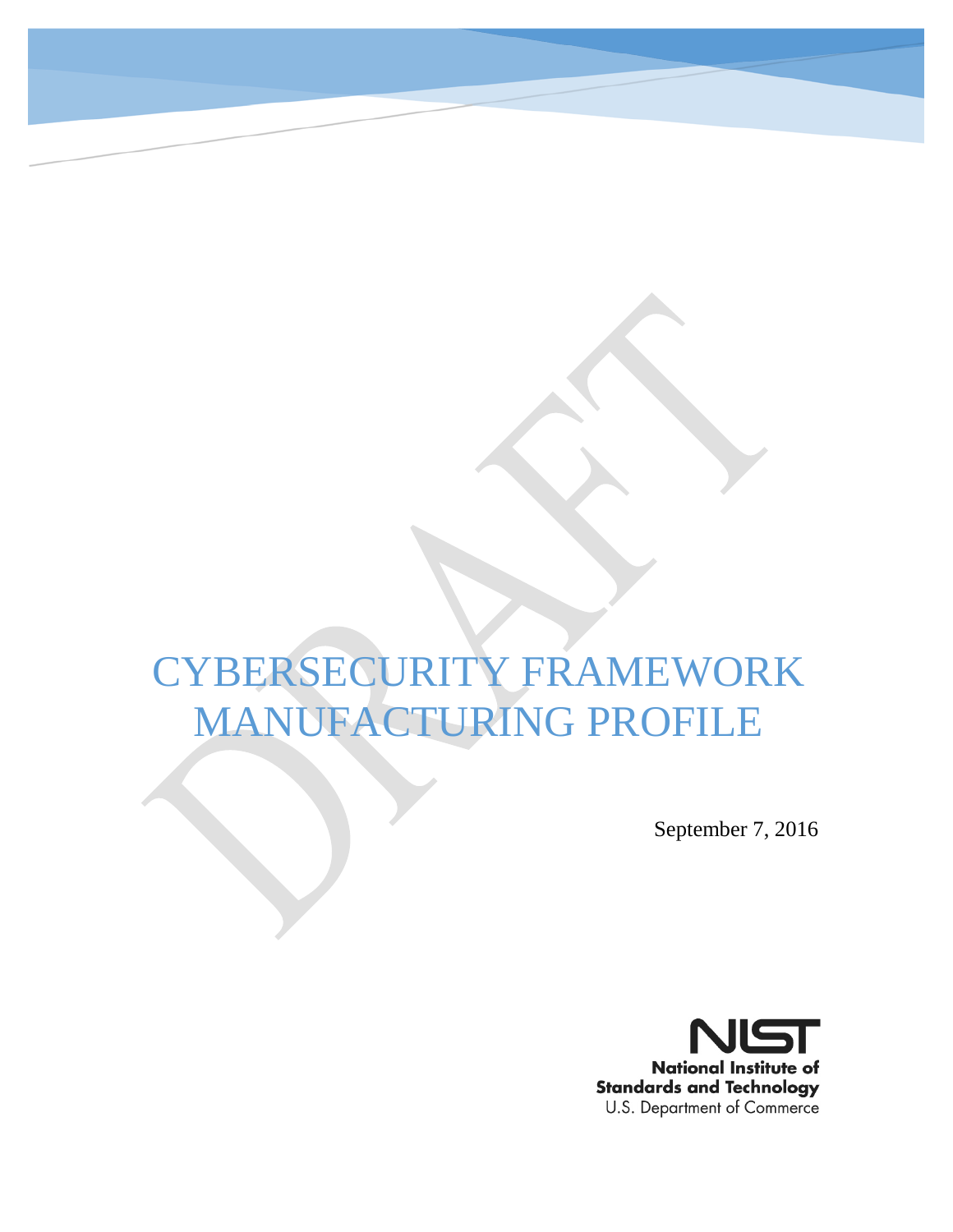# CYBERSECURITY FRAMEWORK MANUFACTURING PROFILE

September 7, 2016

**National Institute of Standards and Technology**
U.S. Department of Commerce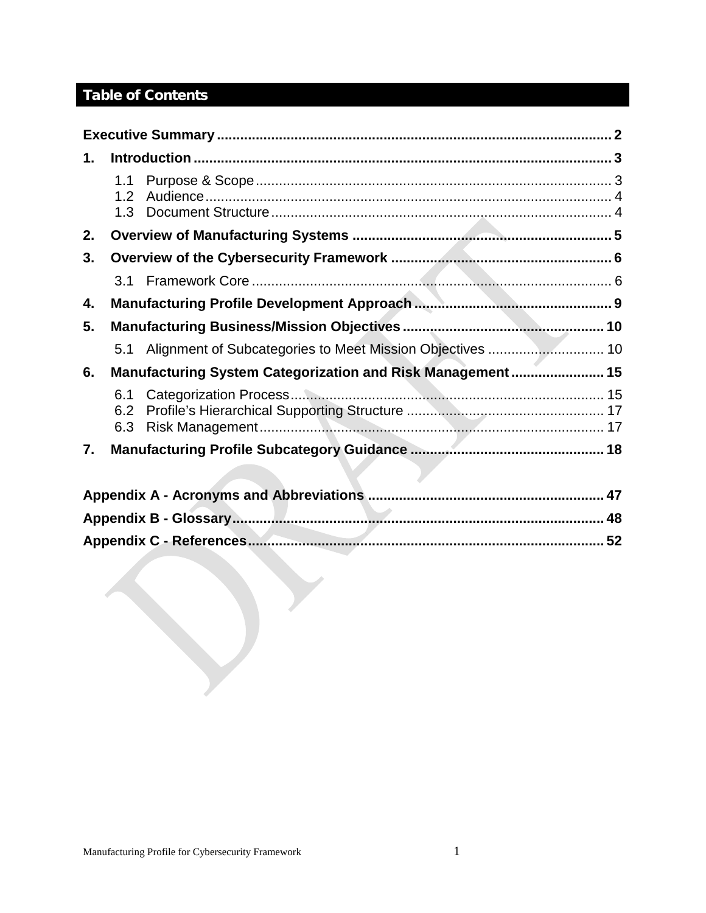## Table of Contents

Executive Summary ..... 2

1. Introduction ..... 3
   - 1.1 Purpose & Scope ..... 3
   - 1.2 Audience ..... 4
   - 1.3 Document Structure ..... 4
2. Overview of Manufacturing Systems ..... 5
3. Overview of the Cybersecurity Framework ..... 6
   - 3.1 Framework Core ..... 6
4. Manufacturing Profile Development Approach ..... 9
5. Manufacturing Business/Mission Objectives ..... 10
   - 5.1 Alignment of Subcategories to Meet Mission Objectives ..... 10
6. Manufacturing System Categorization and Risk Management ..... 15
   - 6.1 Categorization Process ..... 15
   - 6.2 Profile's Hierarchical Supporting Structure ..... 17
   - 6.3 Risk Management ..... 17
7. Manufacturing Profile Subcategory Guidance ..... 18

Appendix A - Acronyms and Abbreviations ..... 47

Appendix B - Glossary ..... 48

Appendix C - References ..... 52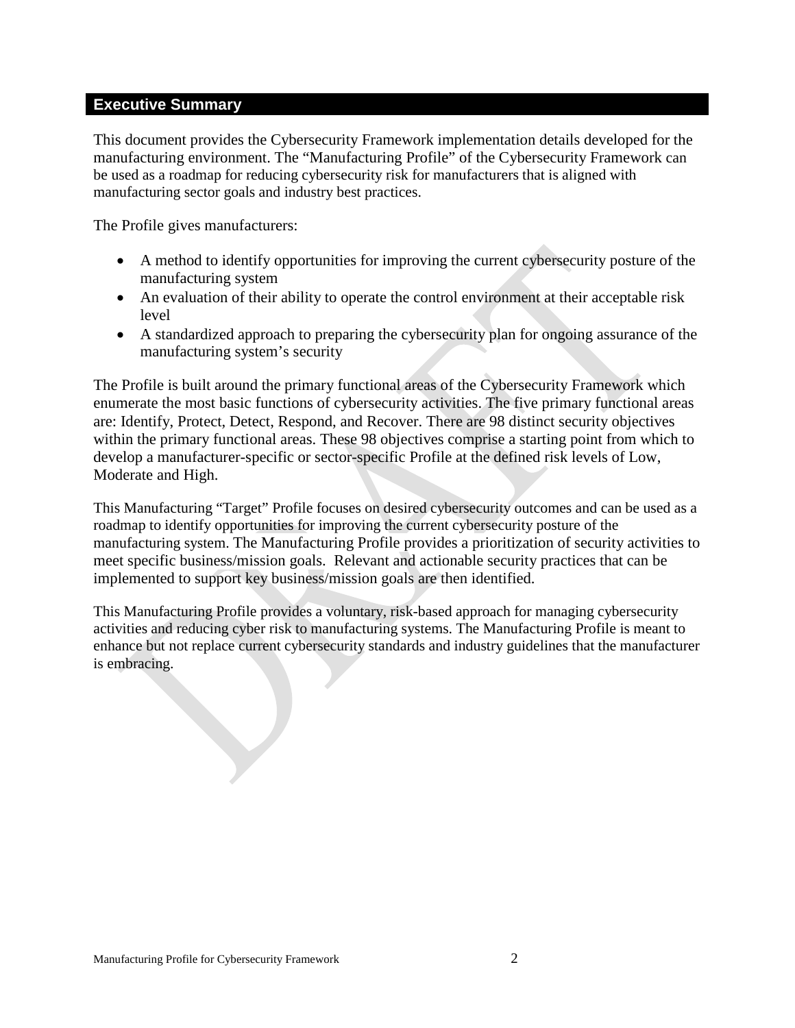## Executive Summary

This document provides the Cybersecurity Framework implementation details developed for the manufacturing environment. The "Manufacturing Profile" of the Cybersecurity Framework can be used as a roadmap for reducing cybersecurity risk for manufacturers that is aligned with manufacturing sector goals and industry best practices.

The Profile gives manufacturers:

- A method to identify opportunities for improving the current cybersecurity posture of the manufacturing system
- An evaluation of their ability to operate the control environment at their acceptable risk level
- A standardized approach to preparing the cybersecurity plan for ongoing assurance of the manufacturing system's security

The Profile is built around the primary functional areas of the Cybersecurity Framework which enumerate the most basic functions of cybersecurity activities. The five primary functional areas are: Identify, Protect, Detect, Respond, and Recover. There are 98 distinct security objectives within the primary functional areas. These 98 objectives comprise a starting point from which to develop a manufacturer-specific or sector-specific Profile at the defined risk levels of Low, Moderate and High.

This Manufacturing "Target" Profile focuses on desired cybersecurity outcomes and can be used as a roadmap to identify opportunities for improving the current cybersecurity posture of the manufacturing system. The Manufacturing Profile provides a prioritization of security activities to meet specific business/mission goals. Relevant and actionable security practices that can be implemented to support key business/mission goals are then identified.

This Manufacturing Profile provides a voluntary, risk-based approach for managing cybersecurity activities and reducing cyber risk to manufacturing systems. The Manufacturing Profile is meant to enhance but not replace current cybersecurity standards and industry guidelines that the manufacturer is embracing.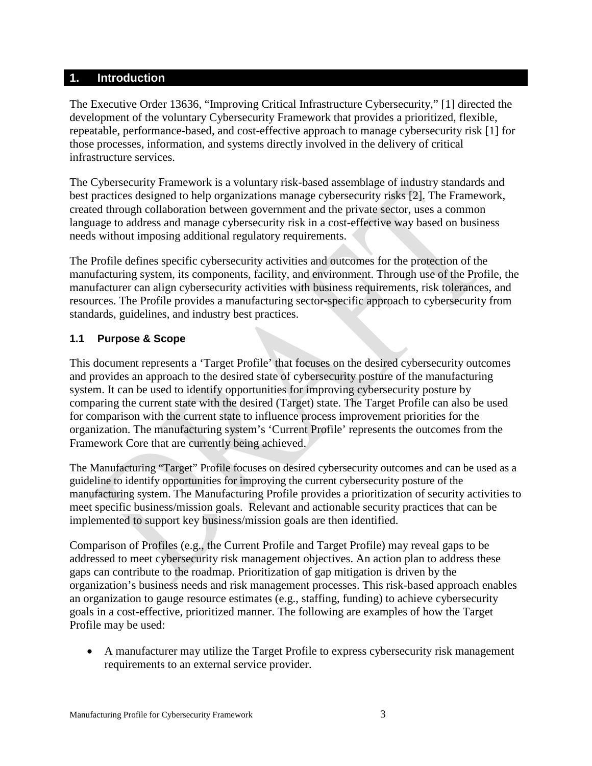# 1. Introduction

The Executive Order 13636, "Improving Critical Infrastructure Cybersecurity," [1] directed the development of the voluntary Cybersecurity Framework that provides a prioritized, flexible, repeatable, performance-based, and cost-effective approach to manage cybersecurity risk [1] for those processes, information, and systems directly involved in the delivery of critical infrastructure services.

The Cybersecurity Framework is a voluntary risk-based assemblage of industry standards and best practices designed to help organizations manage cybersecurity risks [2]. The Framework, created through collaboration between government and the private sector, uses a common language to address and manage cybersecurity risk in a cost-effective way based on business needs without imposing additional regulatory requirements.

The Profile defines specific cybersecurity activities and outcomes for the protection of the manufacturing system, its components, facility, and environment. Through use of the Profile, the manufacturer can align cybersecurity activities with business requirements, risk tolerances, and resources. The Profile provides a manufacturing sector-specific approach to cybersecurity from standards, guidelines, and industry best practices.

## 1.1 Purpose & Scope

This document represents a 'Target Profile' that focuses on the desired cybersecurity outcomes and provides an approach to the desired state of cybersecurity posture of the manufacturing system. It can be used to identify opportunities for improving cybersecurity posture by comparing the current state with the desired (Target) state. The Target Profile can also be used for comparison with the current state to influence process improvement priorities for the organization. The manufacturing system's 'Current Profile' represents the outcomes from the Framework Core that are currently being achieved.

The Manufacturing "Target" Profile focuses on desired cybersecurity outcomes and can be used as a guideline to identify opportunities for improving the current cybersecurity posture of the manufacturing system. The Manufacturing Profile provides a prioritization of security activities to meet specific business/mission goals. Relevant and actionable security practices that can be implemented to support key business/mission goals are then identified.

Comparison of Profiles (e.g., the Current Profile and Target Profile) may reveal gaps to be addressed to meet cybersecurity risk management objectives. An action plan to address these gaps can contribute to the roadmap. Prioritization of gap mitigation is driven by the organization's business needs and risk management processes. This risk-based approach enables an organization to gauge resource estimates (e.g., staffing, funding) to achieve cybersecurity goals in a cost-effective, prioritized manner. The following are examples of how the Target Profile may be used:

- A manufacturer may utilize the Target Profile to express cybersecurity risk management requirements to an external service provider.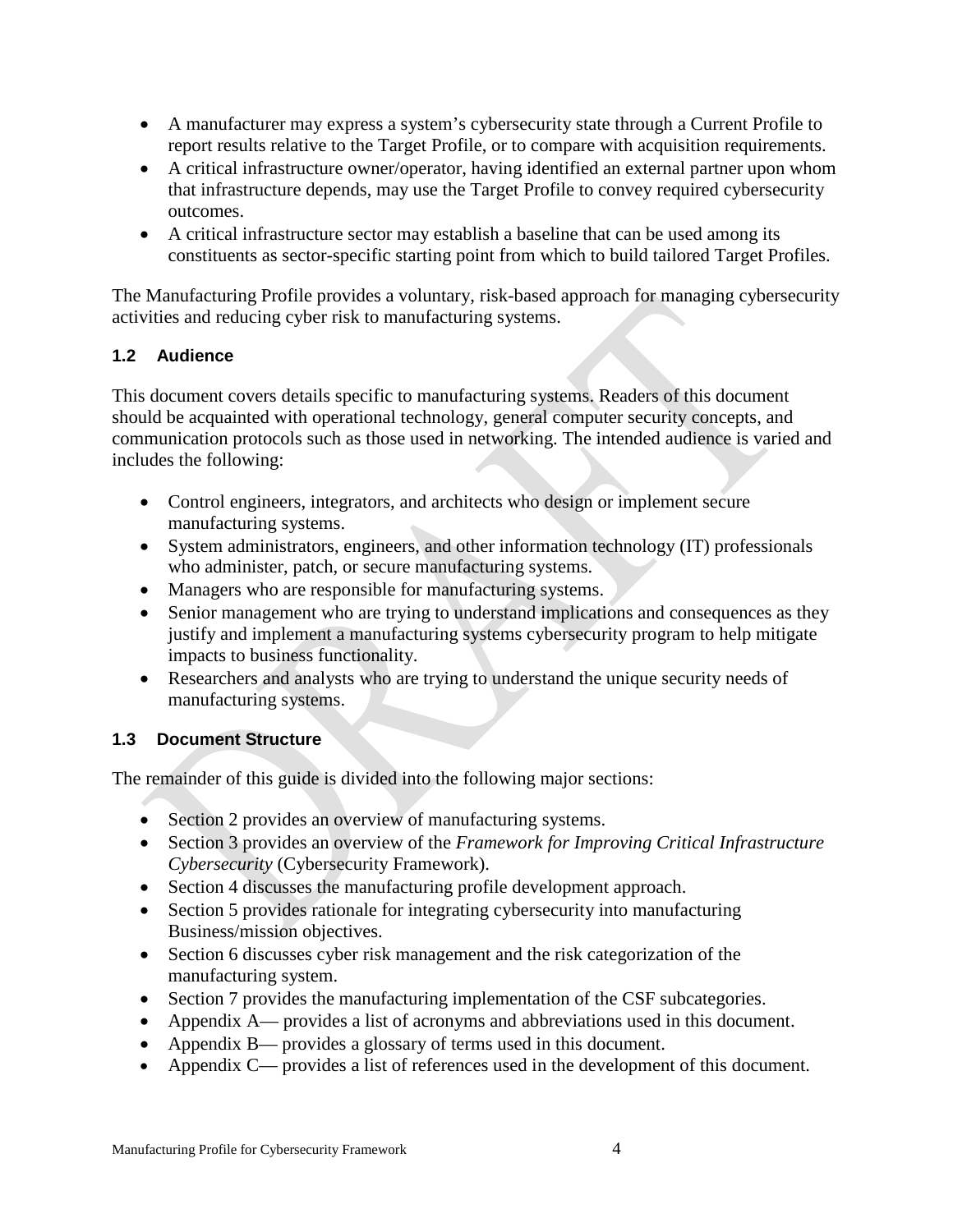- A manufacturer may express a system's cybersecurity state through a Current Profile to report results relative to the Target Profile, or to compare with acquisition requirements.
- A critical infrastructure owner/operator, having identified an external partner upon whom that infrastructure depends, may use the Target Profile to convey required cybersecurity outcomes.
- A critical infrastructure sector may establish a baseline that can be used among its constituents as sector-specific starting point from which to build tailored Target Profiles.

The Manufacturing Profile provides a voluntary, risk-based approach for managing cybersecurity activities and reducing cyber risk to manufacturing systems.

### 1.2 Audience

This document covers details specific to manufacturing systems. Readers of this document should be acquainted with operational technology, general computer security concepts, and communication protocols such as those used in networking. The intended audience is varied and includes the following:

- Control engineers, integrators, and architects who design or implement secure manufacturing systems.
- System administrators, engineers, and other information technology (IT) professionals who administer, patch, or secure manufacturing systems.
- Managers who are responsible for manufacturing systems.
- Senior management who are trying to understand implications and consequences as they justify and implement a manufacturing systems cybersecurity program to help mitigate impacts to business functionality.
- Researchers and analysts who are trying to understand the unique security needs of manufacturing systems.

### 1.3 Document Structure

The remainder of this guide is divided into the following major sections:

- Section 2 provides an overview of manufacturing systems.
- Section 3 provides an overview of the *Framework for Improving Critical Infrastructure Cybersecurity* (Cybersecurity Framework).
- Section 4 discusses the manufacturing profile development approach.
- Section 5 provides rationale for integrating cybersecurity into manufacturing Business/mission objectives.
- Section 6 discusses cyber risk management and the risk categorization of the manufacturing system.
- Section 7 provides the manufacturing implementation of the CSF subcategories.
- Appendix A— provides a list of acronyms and abbreviations used in this document.
- Appendix B— provides a glossary of terms used in this document.
- Appendix C— provides a list of references used in the development of this document.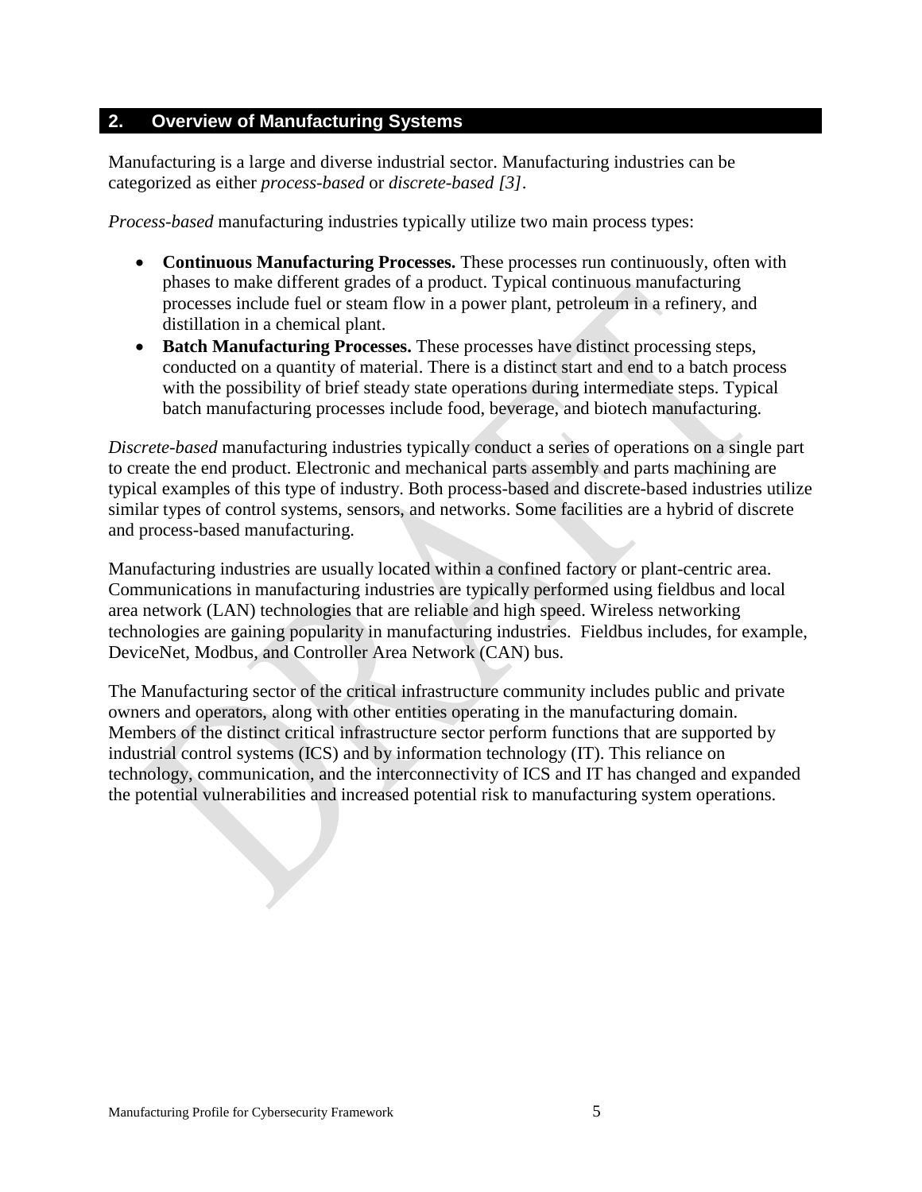## 2. Overview of Manufacturing Systems

Manufacturing is a large and diverse industrial sector. Manufacturing industries can be categorized as either *process-based* or *discrete-based [3]*.

*Process-based* manufacturing industries typically utilize two main process types:

- **Continuous Manufacturing Processes.** These processes run continuously, often with phases to make different grades of a product. Typical continuous manufacturing processes include fuel or steam flow in a power plant, petroleum in a refinery, and distillation in a chemical plant.
- **Batch Manufacturing Processes.** These processes have distinct processing steps, conducted on a quantity of material. There is a distinct start and end to a batch process with the possibility of brief steady state operations during intermediate steps. Typical batch manufacturing processes include food, beverage, and biotech manufacturing.

*Discrete-based* manufacturing industries typically conduct a series of operations on a single part to create the end product. Electronic and mechanical parts assembly and parts machining are typical examples of this type of industry. Both process-based and discrete-based industries utilize similar types of control systems, sensors, and networks. Some facilities are a hybrid of discrete and process-based manufacturing.

Manufacturing industries are usually located within a confined factory or plant-centric area. Communications in manufacturing industries are typically performed using fieldbus and local area network (LAN) technologies that are reliable and high speed. Wireless networking technologies are gaining popularity in manufacturing industries. Fieldbus includes, for example, DeviceNet, Modbus, and Controller Area Network (CAN) bus.

The Manufacturing sector of the critical infrastructure community includes public and private owners and operators, along with other entities operating in the manufacturing domain. Members of the distinct critical infrastructure sector perform functions that are supported by industrial control systems (ICS) and by information technology (IT). This reliance on technology, communication, and the interconnectivity of ICS and IT has changed and expanded the potential vulnerabilities and increased potential risk to manufacturing system operations.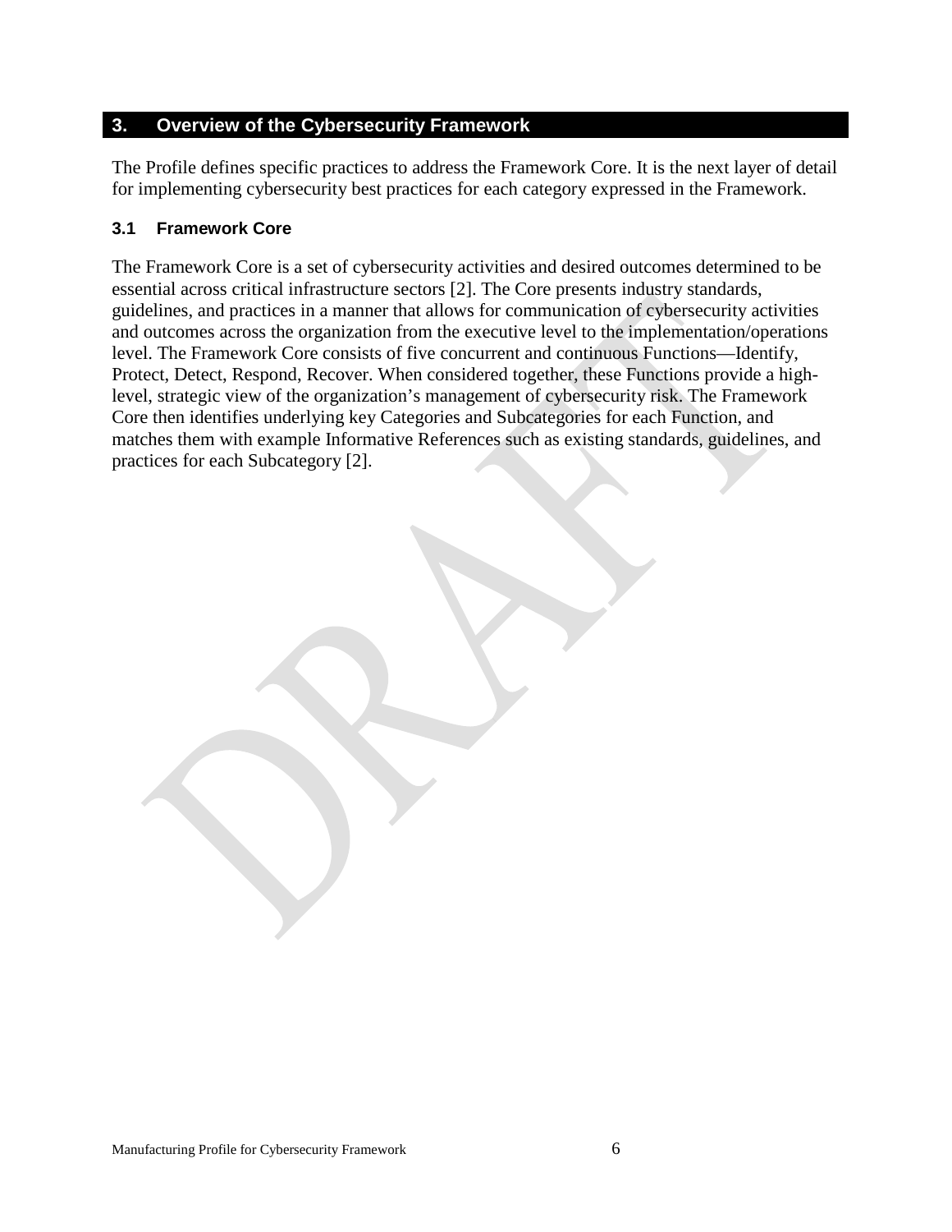# 3. Overview of the Cybersecurity Framework

The Profile defines specific practices to address the Framework Core. It is the next layer of detail for implementing cybersecurity best practices for each category expressed in the Framework.

## 3.1 Framework Core

The Framework Core is a set of cybersecurity activities and desired outcomes determined to be essential across critical infrastructure sectors [2]. The Core presents industry standards, guidelines, and practices in a manner that allows for communication of cybersecurity activities and outcomes across the organization from the executive level to the implementation/operations level. The Framework Core consists of five concurrent and continuous Functions—Identify, Protect, Detect, Respond, Recover. When considered together, these Functions provide a high-level, strategic view of the organization's management of cybersecurity risk. The Framework Core then identifies underlying key Categories and Subcategories for each Function, and matches them with example Informative References such as existing standards, guidelines, and practices for each Subcategory [2].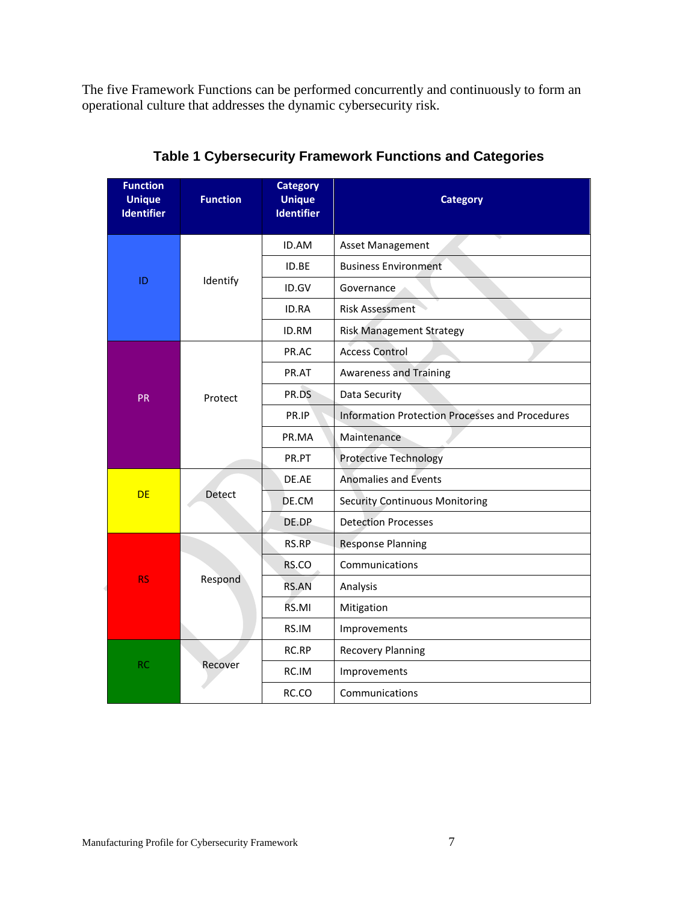The five Framework Functions can be performed concurrently and continuously to form an operational culture that addresses the dynamic cybersecurity risk.

**Table 1 Cybersecurity Framework Functions and Categories**

| Function Unique Identifier | Function | Category Unique Identifier | Category |
|---|---|---|---|
| ID | Identify | ID.AM | Asset Management |
| | | ID.BE | Business Environment |
| | | ID.GV | Governance |
| | | ID.RA | Risk Assessment |
| | | ID.RM | Risk Management Strategy |
| PR | Protect | PR.AC | Access Control |
| | | PR.AT | Awareness and Training |
| | | PR.DS | Data Security |
| | | PR.IP | Information Protection Processes and Procedures |
| | | PR.MA | Maintenance |
| | | PR.PT | Protective Technology |
| DE | Detect | DE.AE | Anomalies and Events |
| | | DE.CM | Security Continuous Monitoring |
| | | DE.DP | Detection Processes |
| RS | Respond | RS.RP | Response Planning |
| | | RS.CO | Communications |
| | | RS.AN | Analysis |
| | | RS.MI | Mitigation |
| | | RS.IM | Improvements |
| RC | Recover | RC.RP | Recovery Planning |
| | | RC.IM | Improvements |
| | | RC.CO | Communications |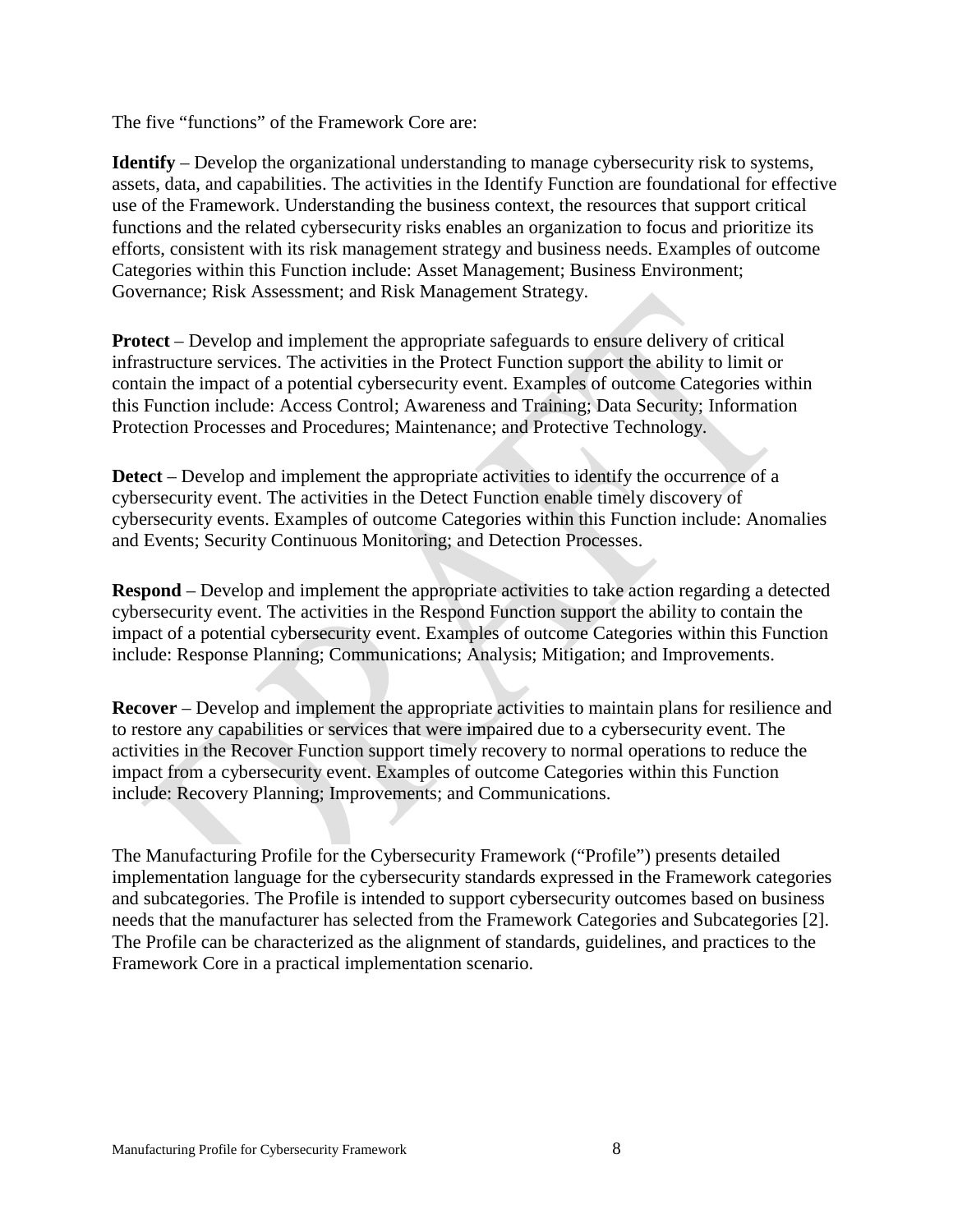The five "functions" of the Framework Core are:

**Identify** – Develop the organizational understanding to manage cybersecurity risk to systems, assets, data, and capabilities. The activities in the Identify Function are foundational for effective use of the Framework. Understanding the business context, the resources that support critical functions and the related cybersecurity risks enables an organization to focus and prioritize its efforts, consistent with its risk management strategy and business needs. Examples of outcome Categories within this Function include: Asset Management; Business Environment; Governance; Risk Assessment; and Risk Management Strategy.

**Protect** – Develop and implement the appropriate safeguards to ensure delivery of critical infrastructure services. The activities in the Protect Function support the ability to limit or contain the impact of a potential cybersecurity event. Examples of outcome Categories within this Function include: Access Control; Awareness and Training; Data Security; Information Protection Processes and Procedures; Maintenance; and Protective Technology.

**Detect** – Develop and implement the appropriate activities to identify the occurrence of a cybersecurity event. The activities in the Detect Function enable timely discovery of cybersecurity events. Examples of outcome Categories within this Function include: Anomalies and Events; Security Continuous Monitoring; and Detection Processes.

**Respond** – Develop and implement the appropriate activities to take action regarding a detected cybersecurity event. The activities in the Respond Function support the ability to contain the impact of a potential cybersecurity event. Examples of outcome Categories within this Function include: Response Planning; Communications; Analysis; Mitigation; and Improvements.

**Recover** – Develop and implement the appropriate activities to maintain plans for resilience and to restore any capabilities or services that were impaired due to a cybersecurity event. The activities in the Recover Function support timely recovery to normal operations to reduce the impact from a cybersecurity event. Examples of outcome Categories within this Function include: Recovery Planning; Improvements; and Communications.

The Manufacturing Profile for the Cybersecurity Framework ("Profile") presents detailed implementation language for the cybersecurity standards expressed in the Framework categories and subcategories. The Profile is intended to support cybersecurity outcomes based on business needs that the manufacturer has selected from the Framework Categories and Subcategories [2]. The Profile can be characterized as the alignment of standards, guidelines, and practices to the Framework Core in a practical implementation scenario.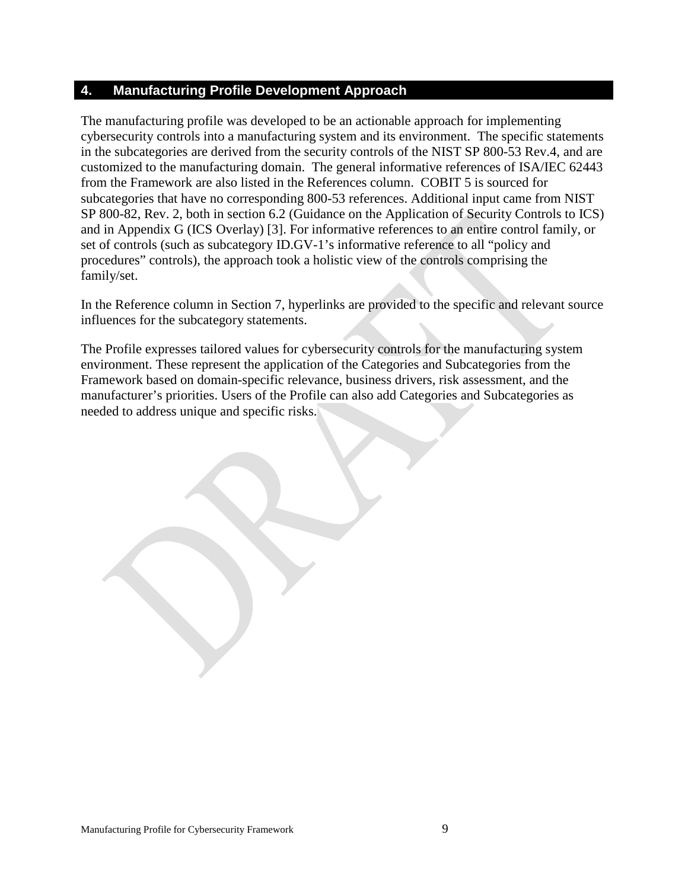# 4. Manufacturing Profile Development Approach

The manufacturing profile was developed to be an actionable approach for implementing cybersecurity controls into a manufacturing system and its environment. The specific statements in the subcategories are derived from the security controls of the NIST SP 800-53 Rev.4, and are customized to the manufacturing domain. The general informative references of ISA/IEC 62443 from the Framework are also listed in the References column. COBIT 5 is sourced for subcategories that have no corresponding 800-53 references. Additional input came from NIST SP 800-82, Rev. 2, both in section 6.2 (Guidance on the Application of Security Controls to ICS) and in Appendix G (ICS Overlay) [3]. For informative references to an entire control family, or set of controls (such as subcategory ID.GV-1's informative reference to all "policy and procedures" controls), the approach took a holistic view of the controls comprising the family/set.

In the Reference column in Section 7, hyperlinks are provided to the specific and relevant source influences for the subcategory statements.

The Profile expresses tailored values for cybersecurity controls for the manufacturing system environment. These represent the application of the Categories and Subcategories from the Framework based on domain-specific relevance, business drivers, risk assessment, and the manufacturer's priorities. Users of the Profile can also add Categories and Subcategories as needed to address unique and specific risks.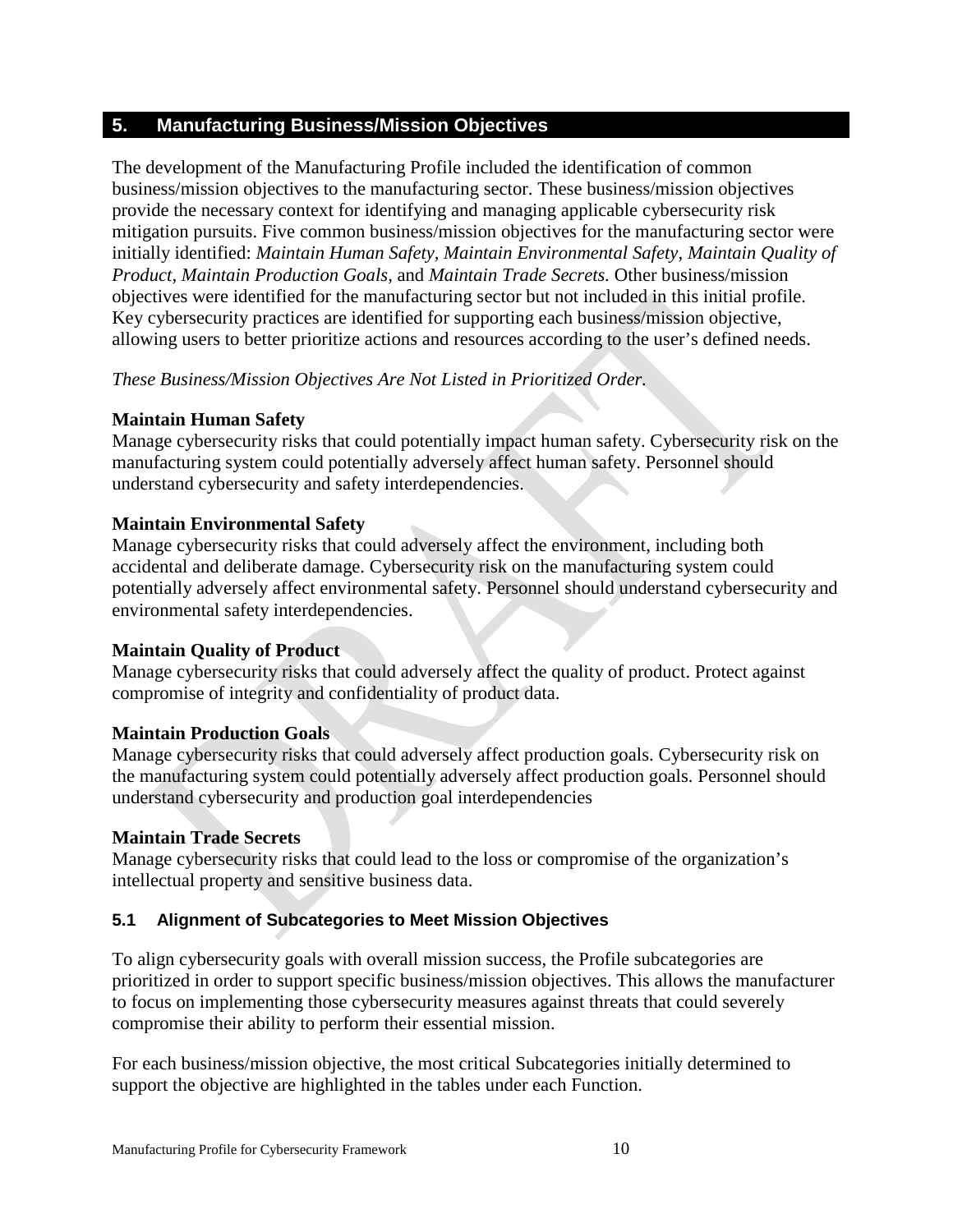## 5. Manufacturing Business/Mission Objectives

The development of the Manufacturing Profile included the identification of common business/mission objectives to the manufacturing sector. These business/mission objectives provide the necessary context for identifying and managing applicable cybersecurity risk mitigation pursuits. Five common business/mission objectives for the manufacturing sector were initially identified: *Maintain Human Safety*, *Maintain Environmental Safety*, *Maintain Quality of Product*, *Maintain Production Goals*, and *Maintain Trade Secrets.* Other business/mission objectives were identified for the manufacturing sector but not included in this initial profile. Key cybersecurity practices are identified for supporting each business/mission objective, allowing users to better prioritize actions and resources according to the user's defined needs.

*These Business/Mission Objectives Are Not Listed in Prioritized Order*.

**Maintain Human Safety**
Manage cybersecurity risks that could potentially impact human safety. Cybersecurity risk on the manufacturing system could potentially adversely affect human safety. Personnel should understand cybersecurity and safety interdependencies.

**Maintain Environmental Safety**
Manage cybersecurity risks that could adversely affect the environment, including both accidental and deliberate damage. Cybersecurity risk on the manufacturing system could potentially adversely affect environmental safety. Personnel should understand cybersecurity and environmental safety interdependencies.

**Maintain Quality of Product**
Manage cybersecurity risks that could adversely affect the quality of product. Protect against compromise of integrity and confidentiality of product data.

**Maintain Production Goals**
Manage cybersecurity risks that could adversely affect production goals. Cybersecurity risk on the manufacturing system could potentially adversely affect production goals. Personnel should understand cybersecurity and production goal interdependencies

**Maintain Trade Secrets**
Manage cybersecurity risks that could lead to the loss or compromise of the organization's intellectual property and sensitive business data.

### 5.1 Alignment of Subcategories to Meet Mission Objectives

To align cybersecurity goals with overall mission success, the Profile subcategories are prioritized in order to support specific business/mission objectives. This allows the manufacturer to focus on implementing those cybersecurity measures against threats that could severely compromise their ability to perform their essential mission.

For each business/mission objective, the most critical Subcategories initially determined to support the objective are highlighted in the tables under each Function.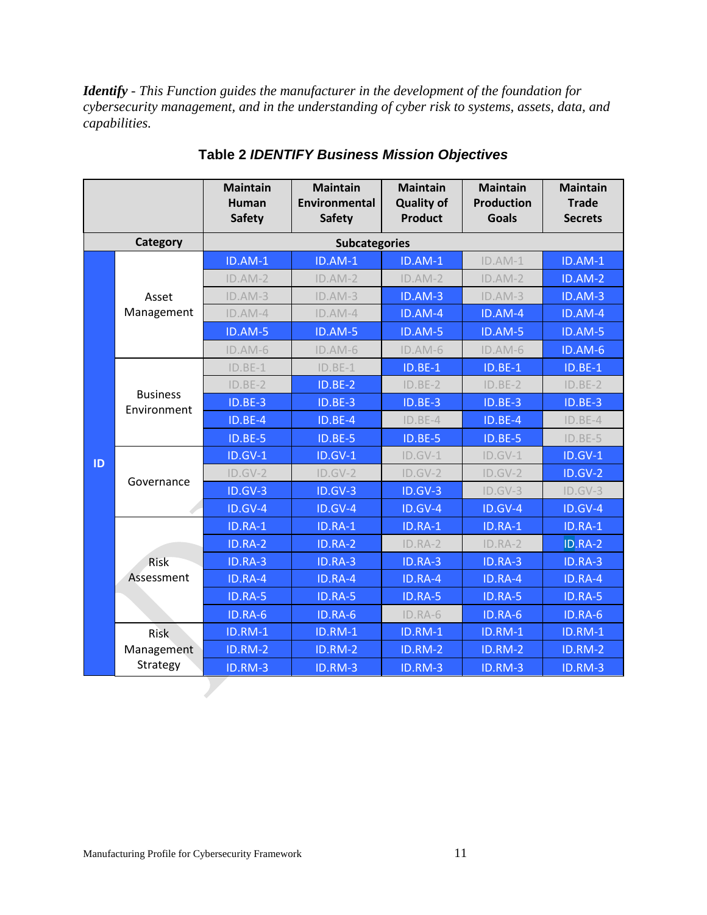***Identify*** *- This Function guides the manufacturer in the development of the foundation for cybersecurity management, and in the understanding of cyber risk to systems, assets, data, and capabilities.*

**Table 2 *IDENTIFY Business Mission Objectives***

| Function | Category | Maintain Human Safety | Maintain Environmental Safety | Maintain Quality of Product | Maintain Production Goals | Maintain Trade Secrets |
|---|---|---|---|---|---|---|
| | | Subcategories | | | | |
| ID | Asset Management | ID.AM-1 | ID.AM-1 | ID.AM-1 | ID.AM-1 | ID.AM-1 |
| | | ID.AM-2 | ID.AM-2 | ID.AM-2 | ID.AM-2 | ID.AM-2 |
| | | ID.AM-3 | ID.AM-3 | ID.AM-3 | ID.AM-3 | ID.AM-3 |
| | | ID.AM-4 | ID.AM-4 | ID.AM-4 | ID.AM-4 | ID.AM-4 |
| | | ID.AM-5 | ID.AM-5 | ID.AM-5 | ID.AM-5 | ID.AM-5 |
| | | ID.AM-6 | ID.AM-6 | ID.AM-6 | ID.AM-6 | ID.AM-6 |
| | Business Environment | ID.BE-1 | ID.BE-1 | ID.BE-1 | ID.BE-1 | ID.BE-1 |
| | | ID.BE-2 | ID.BE-2 | ID.BE-2 | ID.BE-2 | ID.BE-2 |
| | | ID.BE-3 | ID.BE-3 | ID.BE-3 | ID.BE-3 | ID.BE-3 |
| | | ID.BE-4 | ID.BE-4 | ID.BE-4 | ID.BE-4 | ID.BE-4 |
| | | ID.BE-5 | ID.BE-5 | ID.BE-5 | ID.BE-5 | ID.BE-5 |
| | Governance | ID.GV-1 | ID.GV-1 | ID.GV-1 | ID.GV-1 | ID.GV-1 |
| | | ID.GV-2 | ID.GV-2 | ID.GV-2 | ID.GV-2 | ID.GV-2 |
| | | ID.GV-3 | ID.GV-3 | ID.GV-3 | ID.GV-3 | ID.GV-3 |
| | | ID.GV-4 | ID.GV-4 | ID.GV-4 | ID.GV-4 | ID.GV-4 |
| | Risk Assessment | ID.RA-1 | ID.RA-1 | ID.RA-1 | ID.RA-1 | ID.RA-1 |
| | | ID.RA-2 | ID.RA-2 | ID.RA-2 | ID.RA-2 | ID.RA-2 |
| | | ID.RA-3 | ID.RA-3 | ID.RA-3 | ID.RA-3 | ID.RA-3 |
| | | ID.RA-4 | ID.RA-4 | ID.RA-4 | ID.RA-4 | ID.RA-4 |
| | | ID.RA-5 | ID.RA-5 | ID.RA-5 | ID.RA-5 | ID.RA-5 |
| | | ID.RA-6 | ID.RA-6 | ID.RA-6 | ID.RA-6 | ID.RA-6 |
| | Risk Management Strategy | ID.RM-1 | ID.RM-1 | ID.RM-1 | ID.RM-1 | ID.RM-1 |
| | | ID.RM-2 | ID.RM-2 | ID.RM-2 | ID.RM-2 | ID.RM-2 |
| | | ID.RM-3 | ID.RM-3 | ID.RM-3 | ID.RM-3 | ID.RM-3 |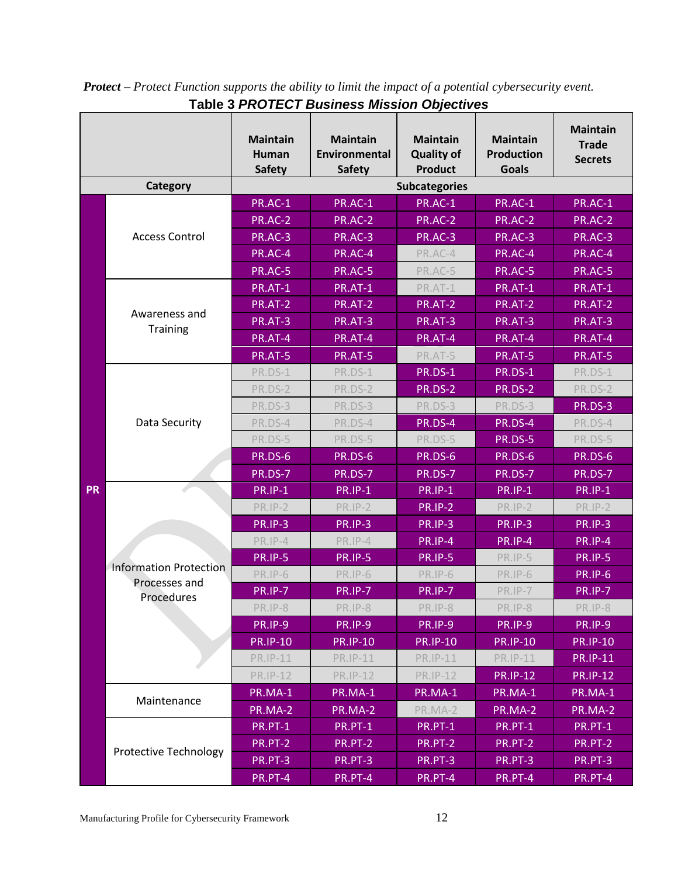***Protect*** *– Protect Function supports the ability to limit the impact of a potential cybersecurity event.*

**Table 3 *PROTECT Business Mission Objectives***

| | | Maintain Human Safety | Maintain Environmental Safety | Maintain Quality of Product | Maintain Production Goals | Maintain Trade Secrets |
|---|---|---|---|---|---|---|
| | **Category** | **Subcategories** | | | | |
| PR | Access Control | PR.AC-1 | PR.AC-1 | PR.AC-1 | PR.AC-1 | PR.AC-1 |
| | | PR.AC-2 | PR.AC-2 | PR.AC-2 | PR.AC-2 | PR.AC-2 |
| | | PR.AC-3 | PR.AC-3 | PR.AC-3 | PR.AC-3 | PR.AC-3 |
| | | PR.AC-4 | PR.AC-4 | PR.AC-4 | PR.AC-4 | PR.AC-4 |
| | | PR.AC-5 | PR.AC-5 | PR.AC-5 | PR.AC-5 | PR.AC-5 |
| | Awareness and Training | PR.AT-1 | PR.AT-1 | PR.AT-1 | PR.AT-1 | PR.AT-1 |
| | | PR.AT-2 | PR.AT-2 | PR.AT-2 | PR.AT-2 | PR.AT-2 |
| | | PR.AT-3 | PR.AT-3 | PR.AT-3 | PR.AT-3 | PR.AT-3 |
| | | PR.AT-4 | PR.AT-4 | PR.AT-4 | PR.AT-4 | PR.AT-4 |
| | | PR.AT-5 | PR.AT-5 | PR.AT-5 | PR.AT-5 | PR.AT-5 |
| | Data Security | PR.DS-1 | PR.DS-1 | PR.DS-1 | PR.DS-1 | PR.DS-1 |
| | | PR.DS-2 | PR.DS-2 | PR.DS-2 | PR.DS-2 | PR.DS-2 |
| | | PR.DS-3 | PR.DS-3 | PR.DS-3 | PR.DS-3 | PR.DS-3 |
| | | PR.DS-4 | PR.DS-4 | PR.DS-4 | PR.DS-4 | PR.DS-4 |
| | | PR.DS-5 | PR.DS-5 | PR.DS-5 | PR.DS-5 | PR.DS-5 |
| | | PR.DS-6 | PR.DS-6 | PR.DS-6 | PR.DS-6 | PR.DS-6 |
| | | PR.DS-7 | PR.DS-7 | PR.DS-7 | PR.DS-7 | PR.DS-7 |
| | Information Protection Processes and Procedures | PR.IP-1 | PR.IP-1 | PR.IP-1 | PR.IP-1 | PR.IP-1 |
| | | PR.IP-2 | PR.IP-2 | PR.IP-2 | PR.IP-2 | PR.IP-2 |
| | | PR.IP-3 | PR.IP-3 | PR.IP-3 | PR.IP-3 | PR.IP-3 |
| | | PR.IP-4 | PR.IP-4 | PR.IP-4 | PR.IP-4 | PR.IP-4 |
| | | PR.IP-5 | PR.IP-5 | PR.IP-5 | PR.IP-5 | PR.IP-5 |
| | | PR.IP-6 | PR.IP-6 | PR.IP-6 | PR.IP-6 | PR.IP-6 |
| | | PR.IP-7 | PR.IP-7 | PR.IP-7 | PR.IP-7 | PR.IP-7 |
| | | PR.IP-8 | PR.IP-8 | PR.IP-8 | PR.IP-8 | PR.IP-8 |
| | | PR.IP-9 | PR.IP-9 | PR.IP-9 | PR.IP-9 | PR.IP-9 |
| | | PR.IP-10 | PR.IP-10 | PR.IP-10 | PR.IP-10 | PR.IP-10 |
| | | PR.IP-11 | PR.IP-11 | PR.IP-11 | PR.IP-11 | PR.IP-11 |
| | | PR.IP-12 | PR.IP-12 | PR.IP-12 | PR.IP-12 | PR.IP-12 |
| | Maintenance | PR.MA-1 | PR.MA-1 | PR.MA-1 | PR.MA-1 | PR.MA-1 |
| | | PR.MA-2 | PR.MA-2 | PR.MA-2 | PR.MA-2 | PR.MA-2 |
| | Protective Technology | PR.PT-1 | PR.PT-1 | PR.PT-1 | PR.PT-1 | PR.PT-1 |
| | | PR.PT-2 | PR.PT-2 | PR.PT-2 | PR.PT-2 | PR.PT-2 |
| | | PR.PT-3 | PR.PT-3 | PR.PT-3 | PR.PT-3 | PR.PT-3 |
| | | PR.PT-4 | PR.PT-4 | PR.PT-4 | PR.PT-4 | PR.PT-4 |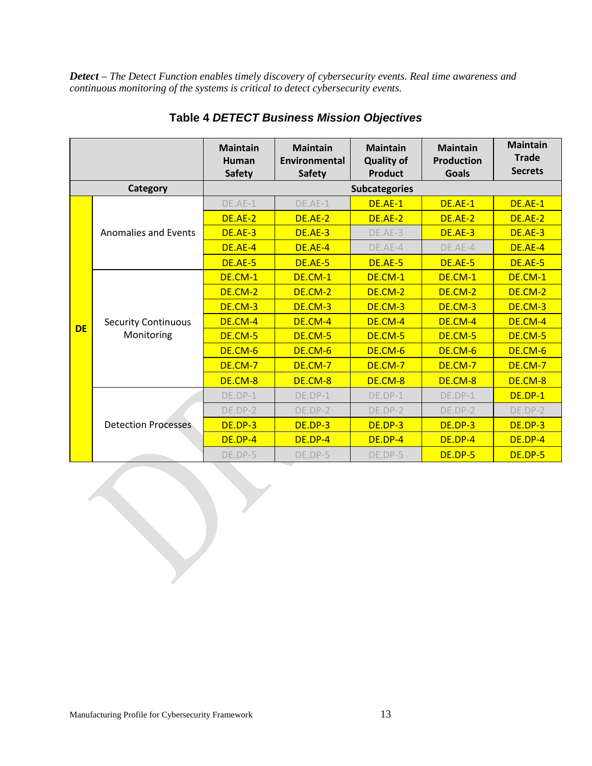***Detect*** *– The Detect Function enables timely discovery of cybersecurity events. Real time awareness and continuous monitoring of the systems is critical to detect cybersecurity events.*

## Table 4 ***DETECT Business Mission Objectives***

| | | Maintain Human Safety | Maintain Environmental Safety | Maintain Quality of Product | Maintain Production Goals | Maintain Trade Secrets |
|---|---|---|---|---|---|---|
| **Category** | | **Subcategories** | | | | |
| **DE** | Anomalies and Events | DE.AE-1 | DE.AE-1 | **DE.AE-1** | **DE.AE-1** | **DE.AE-1** |
| | | **DE.AE-2** | **DE.AE-2** | **DE.AE-2** | **DE.AE-2** | **DE.AE-2** |
| | | **DE.AE-3** | **DE.AE-3** | DE.AE-3 | **DE.AE-3** | **DE.AE-3** |
| | | **DE.AE-4** | **DE.AE-4** | DE.AE-4 | DE.AE-4 | **DE.AE-4** |
| | | **DE.AE-5** | **DE.AE-5** | **DE.AE-5** | **DE.AE-5** | **DE.AE-5** |
| | Security Continuous Monitoring | **DE.CM-1** | **DE.CM-1** | **DE.CM-1** | **DE.CM-1** | **DE.CM-1** |
| | | **DE.CM-2** | **DE.CM-2** | **DE.CM-2** | **DE.CM-2** | **DE.CM-2** |
| | | **DE.CM-3** | **DE.CM-3** | **DE.CM-3** | **DE.CM-3** | **DE.CM-3** |
| | | **DE.CM-4** | **DE.CM-4** | **DE.CM-4** | **DE.CM-4** | **DE.CM-4** |
| | | **DE.CM-5** | **DE.CM-5** | **DE.CM-5** | **DE.CM-5** | **DE.CM-5** |
| | | **DE.CM-6** | **DE.CM-6** | **DE.CM-6** | **DE.CM-6** | **DE.CM-6** |
| | | **DE.CM-7** | **DE.CM-7** | **DE.CM-7** | **DE.CM-7** | **DE.CM-7** |
| | | **DE.CM-8** | **DE.CM-8** | **DE.CM-8** | **DE.CM-8** | **DE.CM-8** |
| | Detection Processes | DE.DP-1 | DE.DP-1 | DE.DP-1 | DE.DP-1 | **DE.DP-1** |
| | | DE.DP-2 | DE.DP-2 | DE.DP-2 | DE.DP-2 | DE.DP-2 |
| | | **DE.DP-3** | **DE.DP-3** | **DE.DP-3** | **DE.DP-3** | **DE.DP-3** |
| | | **DE.DP-4** | **DE.DP-4** | **DE.DP-4** | **DE.DP-4** | **DE.DP-4** |
| | | DE.DP-5 | DE.DP-5 | DE.DP-5 | **DE.DP-5** | **DE.DP-5** |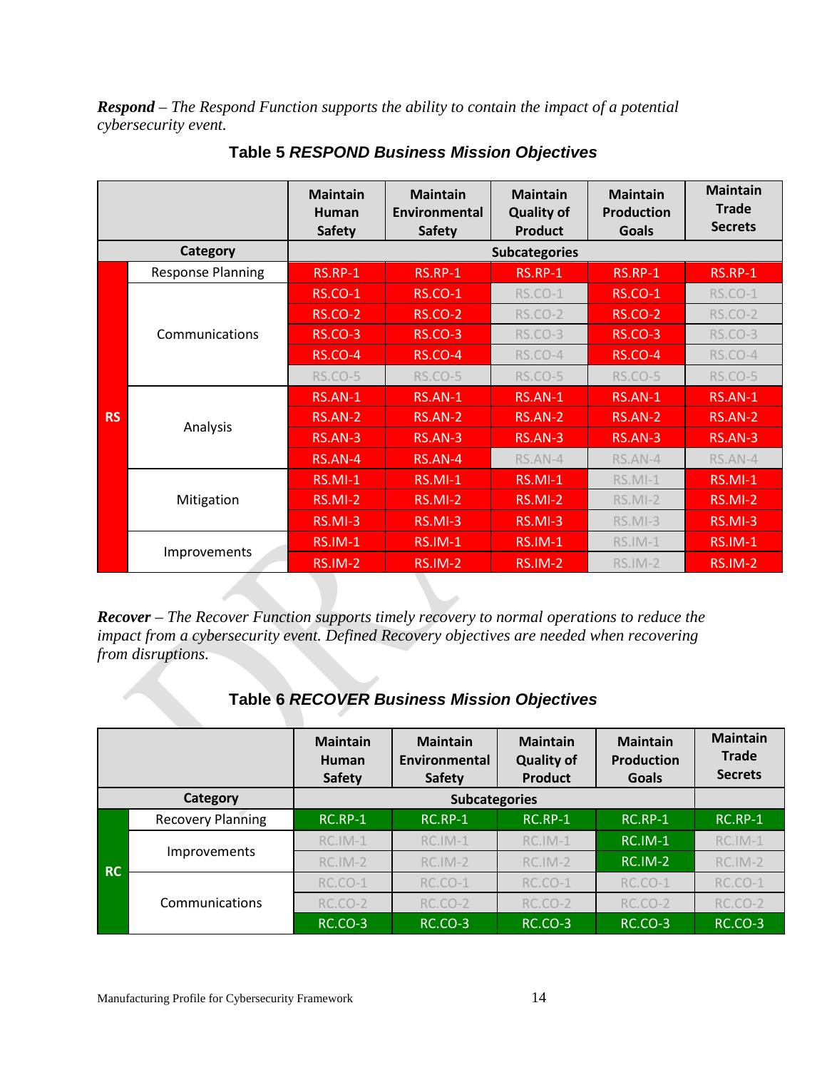***Respond** – The Respond Function supports the ability to contain the impact of a potential cybersecurity event.*

**Table 5 *RESPOND Business Mission Objectives***

| | | Maintain Human Safety | Maintain Environmental Safety | Maintain Quality of Product | Maintain Production Goals | Maintain Trade Secrets |
|---|---|---|---|---|---|---|
| | **Category** | **Subcategories** | | | | |
| **RS** | Response Planning | RS.RP-1 | RS.RP-1 | RS.RP-1 | RS.RP-1 | RS.RP-1 |
| | Communications | RS.CO-1 | RS.CO-1 | RS.CO-1 | RS.CO-1 | RS.CO-1 |
| | | RS.CO-2 | RS.CO-2 | RS.CO-2 | RS.CO-2 | RS.CO-2 |
| | | RS.CO-3 | RS.CO-3 | RS.CO-3 | RS.CO-3 | RS.CO-3 |
| | | RS.CO-4 | RS.CO-4 | RS.CO-4 | RS.CO-4 | RS.CO-4 |
| | | RS.CO-5 | RS.CO-5 | RS.CO-5 | RS.CO-5 | RS.CO-5 |
| | Analysis | RS.AN-1 | RS.AN-1 | RS.AN-1 | RS.AN-1 | RS.AN-1 |
| | | RS.AN-2 | RS.AN-2 | RS.AN-2 | RS.AN-2 | RS.AN-2 |
| | | RS.AN-3 | RS.AN-3 | RS.AN-3 | RS.AN-3 | RS.AN-3 |
| | | RS.AN-4 | RS.AN-4 | RS.AN-4 | RS.AN-4 | RS.AN-4 |
| | Mitigation | RS.MI-1 | RS.MI-1 | RS.MI-1 | RS.MI-1 | RS.MI-1 |
| | | RS.MI-2 | RS.MI-2 | RS.MI-2 | RS.MI-2 | RS.MI-2 |
| | | RS.MI-3 | RS.MI-3 | RS.MI-3 | RS.MI-3 | RS.MI-3 |
| | Improvements | RS.IM-1 | RS.IM-1 | RS.IM-1 | RS.IM-1 | RS.IM-1 |
| | | RS.IM-2 | RS.IM-2 | RS.IM-2 | RS.IM-2 | RS.IM-2 |

***Recover** – The Recover Function supports timely recovery to normal operations to reduce the impact from a cybersecurity event. Defined Recovery objectives are needed when recovering from disruptions.*

**Table 6 *RECOVER Business Mission Objectives***

| | | Maintain Human Safety | Maintain Environmental Safety | Maintain Quality of Product | Maintain Production Goals | Maintain Trade Secrets |
|---|---|---|---|---|---|---|
| | **Category** | **Subcategories** | | | | |
| **RC** | Recovery Planning | RC.RP-1 | RC.RP-1 | RC.RP-1 | RC.RP-1 | RC.RP-1 |
| | Improvements | RC.IM-1 | RC.IM-1 | RC.IM-1 | RC.IM-1 | RC.IM-1 |
| | | RC.IM-2 | RC.IM-2 | RC.IM-2 | RC.IM-2 | RC.IM-2 |
| | Communications | RC.CO-1 | RC.CO-1 | RC.CO-1 | RC.CO-1 | RC.CO-1 |
| | | RC.CO-2 | RC.CO-2 | RC.CO-2 | RC.CO-2 | RC.CO-2 |
| | | RC.CO-3 | RC.CO-3 | RC.CO-3 | RC.CO-3 | RC.CO-3 |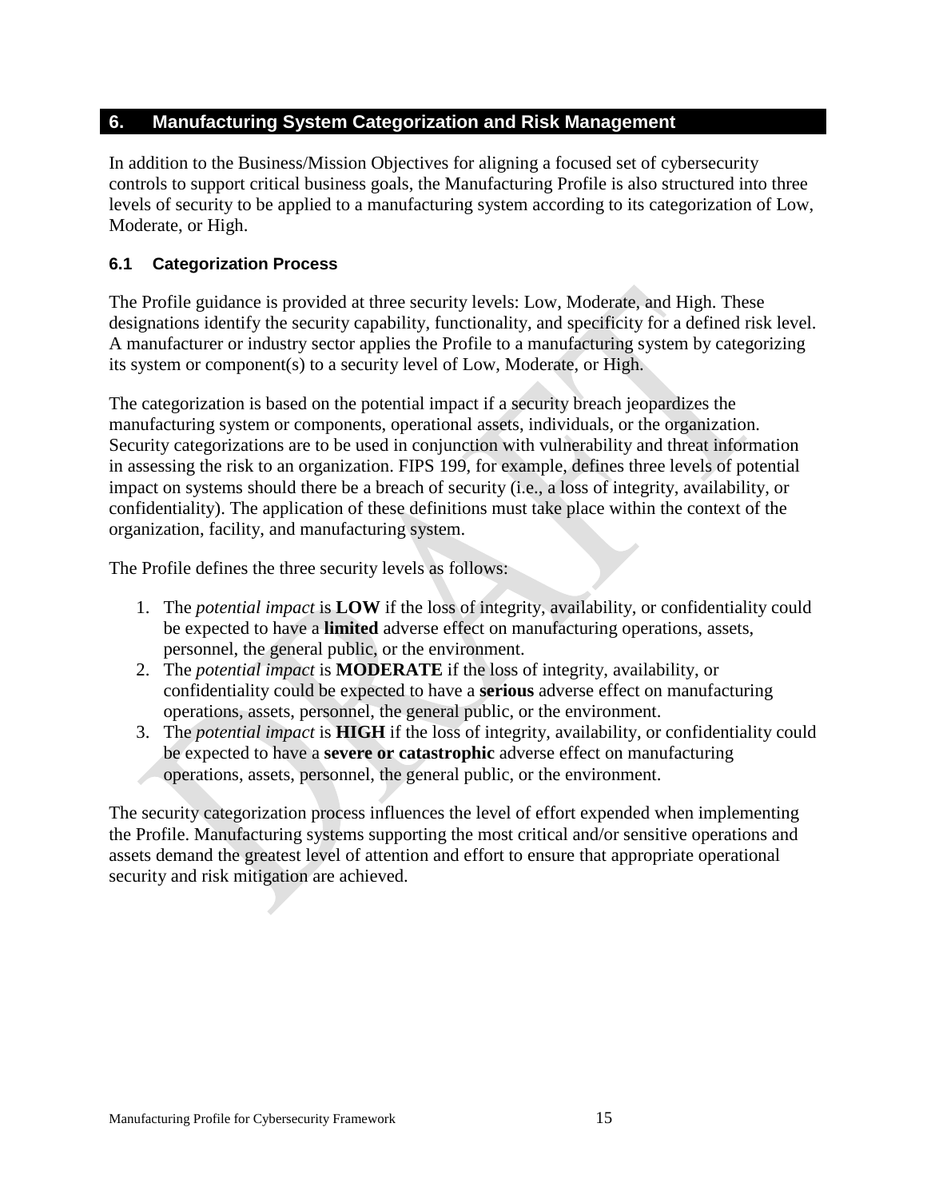## 6. Manufacturing System Categorization and Risk Management

In addition to the Business/Mission Objectives for aligning a focused set of cybersecurity controls to support critical business goals, the Manufacturing Profile is also structured into three levels of security to be applied to a manufacturing system according to its categorization of Low, Moderate, or High.

### 6.1 Categorization Process

The Profile guidance is provided at three security levels: Low, Moderate, and High. These designations identify the security capability, functionality, and specificity for a defined risk level. A manufacturer or industry sector applies the Profile to a manufacturing system by categorizing its system or component(s) to a security level of Low, Moderate, or High.

The categorization is based on the potential impact if a security breach jeopardizes the manufacturing system or components, operational assets, individuals, or the organization. Security categorizations are to be used in conjunction with vulnerability and threat information in assessing the risk to an organization. FIPS 199, for example, defines three levels of potential impact on systems should there be a breach of security (i.e., a loss of integrity, availability, or confidentiality). The application of these definitions must take place within the context of the organization, facility, and manufacturing system.

The Profile defines the three security levels as follows:

1. The *potential impact* is **LOW** if the loss of integrity, availability, or confidentiality could be expected to have a **limited** adverse effect on manufacturing operations, assets, personnel, the general public, or the environment.
2. The *potential impact* is **MODERATE** if the loss of integrity, availability, or confidentiality could be expected to have a **serious** adverse effect on manufacturing operations, assets, personnel, the general public, or the environment.
3. The *potential impact* is **HIGH** if the loss of integrity, availability, or confidentiality could be expected to have a **severe or catastrophic** adverse effect on manufacturing operations, assets, personnel, the general public, or the environment.

The security categorization process influences the level of effort expended when implementing the Profile. Manufacturing systems supporting the most critical and/or sensitive operations and assets demand the greatest level of attention and effort to ensure that appropriate operational security and risk mitigation are achieved.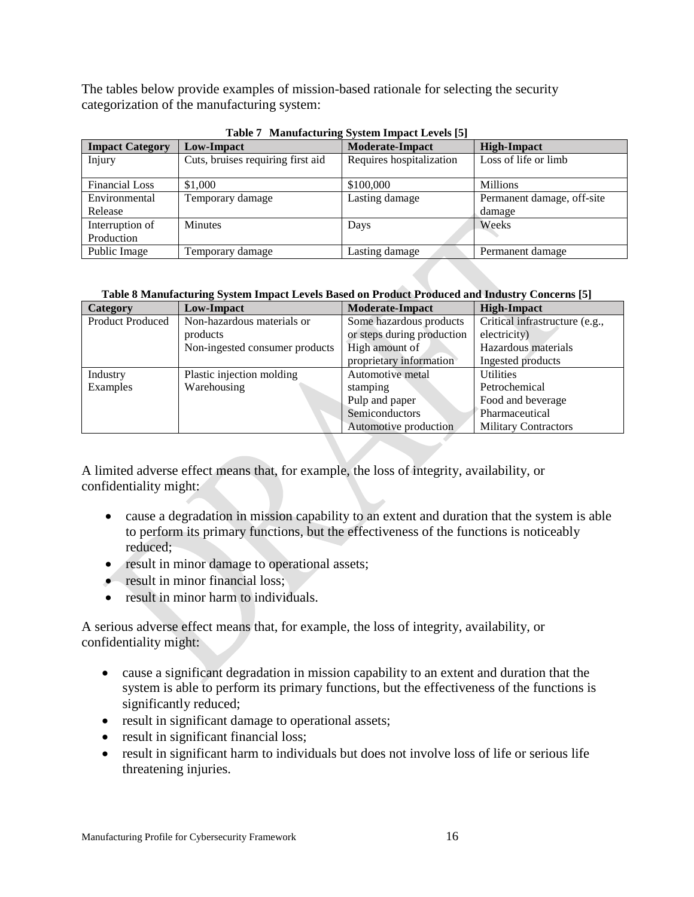The tables below provide examples of mission-based rationale for selecting the security categorization of the manufacturing system:

**Table 7 Manufacturing System Impact Levels [5]**

| Impact Category | Low-Impact | Moderate-Impact | High-Impact |
| --- | --- | --- | --- |
| Injury | Cuts, bruises requiring first aid | Requires hospitalization | Loss of life or limb |
| Financial Loss | $1,000 | $100,000 | Millions |
| Environmental Release | Temporary damage | Lasting damage | Permanent damage, off-site damage |
| Interruption of Production | Minutes | Days | Weeks |
| Public Image | Temporary damage | Lasting damage | Permanent damage |

**Table 8 Manufacturing System Impact Levels Based on Product Produced and Industry Concerns [5]**

| Category | Low-Impact | Moderate-Impact | High-Impact |
| --- | --- | --- | --- |
| Product Produced | Non-hazardous materials or products<br>Non-ingested consumer products | Some hazardous products or steps during production<br>High amount of proprietary information | Critical infrastructure (e.g., electricity)<br>Hazardous materials<br>Ingested products |
| Industry Examples | Plastic injection molding<br>Warehousing | Automotive metal stamping<br>Pulp and paper<br>Semiconductors<br>Automotive production | Utilities<br>Petrochemical<br>Food and beverage<br>Pharmaceutical<br>Military Contractors |

A limited adverse effect means that, for example, the loss of integrity, availability, or confidentiality might:

- cause a degradation in mission capability to an extent and duration that the system is able to perform its primary functions, but the effectiveness of the functions is noticeably reduced;
- result in minor damage to operational assets;
- result in minor financial loss;
- result in minor harm to individuals.

A serious adverse effect means that, for example, the loss of integrity, availability, or confidentiality might:

- cause a significant degradation in mission capability to an extent and duration that the system is able to perform its primary functions, but the effectiveness of the functions is significantly reduced;
- result in significant damage to operational assets;
- result in significant financial loss;
- result in significant harm to individuals but does not involve loss of life or serious life threatening injuries.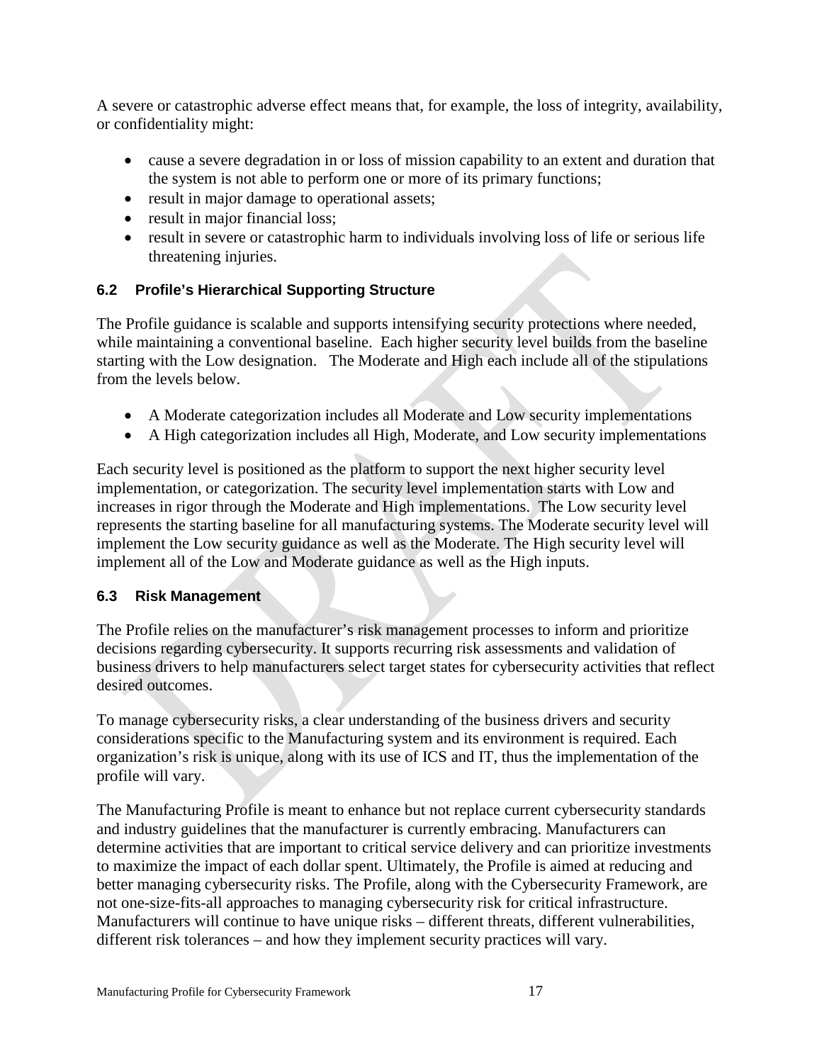A severe or catastrophic adverse effect means that, for example, the loss of integrity, availability, or confidentiality might:

- cause a severe degradation in or loss of mission capability to an extent and duration that the system is not able to perform one or more of its primary functions;
- result in major damage to operational assets;
- result in major financial loss;
- result in severe or catastrophic harm to individuals involving loss of life or serious life threatening injuries.

### 6.2 Profile's Hierarchical Supporting Structure

The Profile guidance is scalable and supports intensifying security protections where needed, while maintaining a conventional baseline. Each higher security level builds from the baseline starting with the Low designation. The Moderate and High each include all of the stipulations from the levels below.

- A Moderate categorization includes all Moderate and Low security implementations
- A High categorization includes all High, Moderate, and Low security implementations

Each security level is positioned as the platform to support the next higher security level implementation, or categorization. The security level implementation starts with Low and increases in rigor through the Moderate and High implementations. The Low security level represents the starting baseline for all manufacturing systems. The Moderate security level will implement the Low security guidance as well as the Moderate. The High security level will implement all of the Low and Moderate guidance as well as the High inputs.

### 6.3 Risk Management

The Profile relies on the manufacturer's risk management processes to inform and prioritize decisions regarding cybersecurity. It supports recurring risk assessments and validation of business drivers to help manufacturers select target states for cybersecurity activities that reflect desired outcomes.

To manage cybersecurity risks, a clear understanding of the business drivers and security considerations specific to the Manufacturing system and its environment is required. Each organization's risk is unique, along with its use of ICS and IT, thus the implementation of the profile will vary.

The Manufacturing Profile is meant to enhance but not replace current cybersecurity standards and industry guidelines that the manufacturer is currently embracing. Manufacturers can determine activities that are important to critical service delivery and can prioritize investments to maximize the impact of each dollar spent. Ultimately, the Profile is aimed at reducing and better managing cybersecurity risks. The Profile, along with the Cybersecurity Framework, are not one-size-fits-all approaches to managing cybersecurity risk for critical infrastructure. Manufacturers will continue to have unique risks – different threats, different vulnerabilities, different risk tolerances – and how they implement security practices will vary.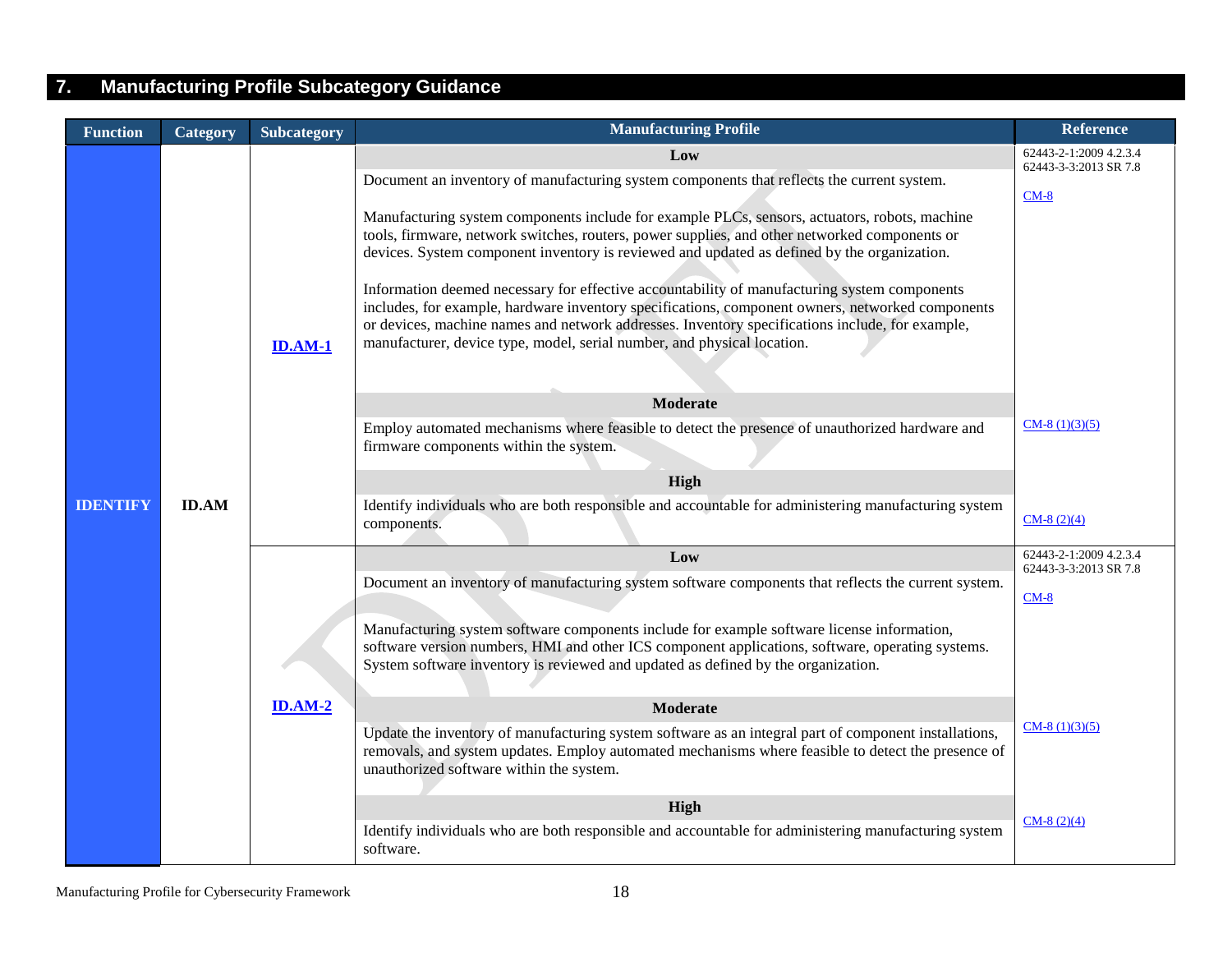## 7. Manufacturing Profile Subcategory Guidance

| Function | Category | Subcategory | Manufacturing Profile | Reference |
|---|---|---|---|---|
| IDENTIFY | ID.AM | ID.AM-1 | **Low**<br>Document an inventory of manufacturing system components that reflects the current system.<br><br>Manufacturing system components include for example PLCs, sensors, actuators, robots, machine tools, firmware, network switches, routers, power supplies, and other networked components or devices. System component inventory is reviewed and updated as defined by the organization.<br><br>Information deemed necessary for effective accountability of manufacturing system components includes, for example, hardware inventory specifications, component owners, networked components or devices, machine names and network addresses. Inventory specifications include, for example, manufacturer, device type, model, serial number, and physical location. | 62443-2-1:2009 4.2.3.4<br>62443-3-3:2013 SR 7.8<br><br>CM-8 |
| | | | **Moderate**<br>Employ automated mechanisms where feasible to detect the presence of unauthorized hardware and firmware components within the system. | CM-8 (1)(3)(5) |
| | | | **High**<br>Identify individuals who are both responsible and accountable for administering manufacturing system components. | CM-8 (2)(4) |
| | | ID.AM-2 | **Low**<br>Document an inventory of manufacturing system software components that reflects the current system.<br><br>Manufacturing system software components include for example software license information, software version numbers, HMI and other ICS component applications, software, operating systems. System software inventory is reviewed and updated as defined by the organization. | 62443-2-1:2009 4.2.3.4<br>62443-3-3:2013 SR 7.8<br><br>CM-8 |
| | | | **Moderate**<br>Update the inventory of manufacturing system software as an integral part of component installations, removals, and system updates. Employ automated mechanisms where feasible to detect the presence of unauthorized software within the system. | CM-8 (1)(3)(5) |
| | | | **High**<br>Identify individuals who are both responsible and accountable for administering manufacturing system software. | CM-8 (2)(4) |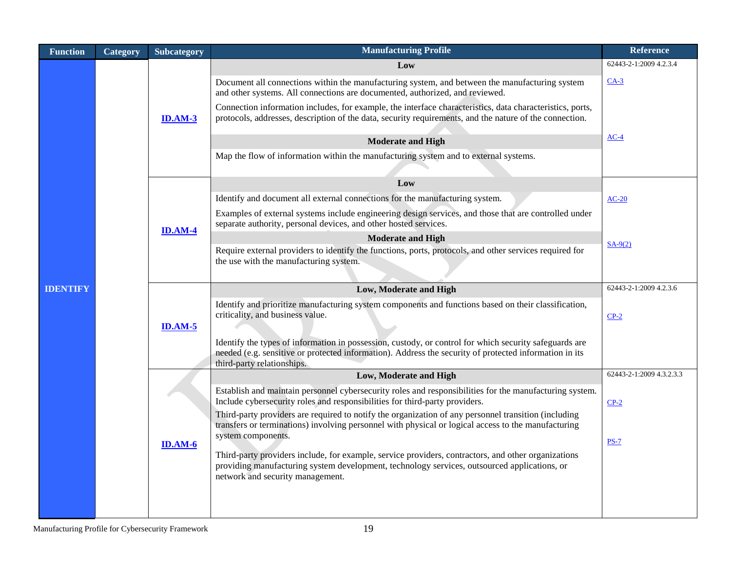| Function | Category | Subcategory | Manufacturing Profile | Reference |
|---|---|---|---|---|
| **IDENTIFY** | | **ID.AM-3** | **Low** | 62443-2-1:2009 4.2.3.4 |
| | | | Document all connections within the manufacturing system, and between the manufacturing system and other systems. All connections are documented, authorized, and reviewed.<br><br>Connection information includes, for example, the interface characteristics, data characteristics, ports, protocols, addresses, description of the data, security requirements, and the nature of the connection. | CA-3 |
| | | | **Moderate and High** | AC-4 |
| | | | Map the flow of information within the manufacturing system and to external systems. | |
| | | **ID.AM-4** | **Low** | |
| | | | Identify and document all external connections for the manufacturing system.<br><br>Examples of external systems include engineering design services, and those that are controlled under separate authority, personal devices, and other hosted services. | AC-20 |
| | | | **Moderate and High** | SA-9(2) |
| | | | Require external providers to identify the functions, ports, protocols, and other services required for the use with the manufacturing system. | |
| | | **ID.AM-5** | **Low, Moderate and High** | 62443-2-1:2009 4.2.3.6 |
| | | | Identify and prioritize manufacturing system components and functions based on their classification, criticality, and business value.<br><br>Identify the types of information in possession, custody, or control for which security safeguards are needed (e.g. sensitive or protected information). Address the security of protected information in its third-party relationships. | CP-2 |
| | | **ID.AM-6** | **Low, Moderate and High** | 62443-2-1:2009 4.3.2.3.3 |
| | | | Establish and maintain personnel cybersecurity roles and responsibilities for the manufacturing system. Include cybersecurity roles and responsibilities for third-party providers.<br><br>Third-party providers are required to notify the organization of any personnel transition (including transfers or terminations) involving personnel with physical or logical access to the manufacturing system components.<br><br>Third-party providers include, for example, service providers, contractors, and other organizations providing manufacturing system development, technology services, outsourced applications, or network and security management. | CP-2<br><br>PS-7 |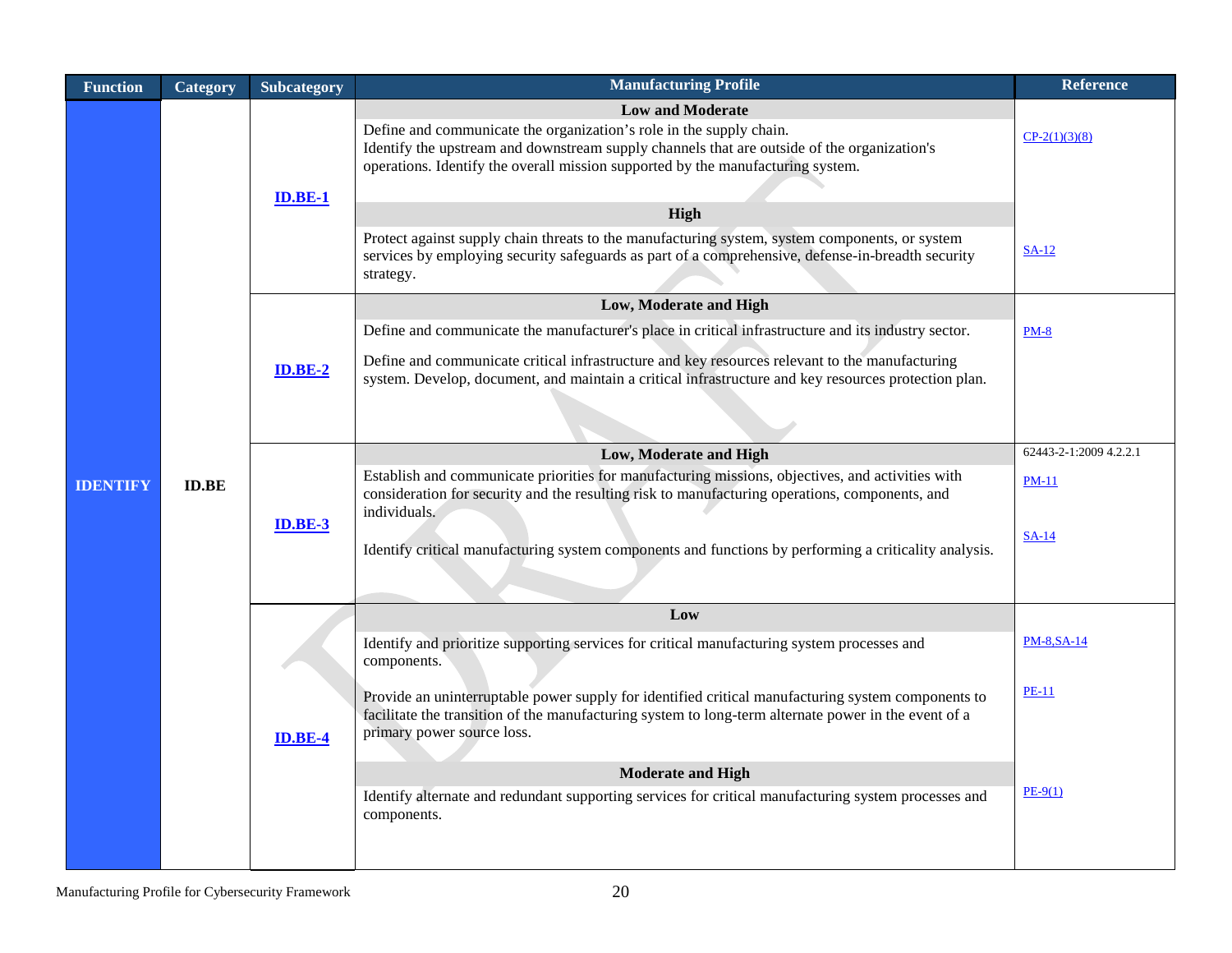| Function | Category | Subcategory | Manufacturing Profile | Reference |
|---|---|---|---|---|
| IDENTIFY | ID.BE | ID.BE-1 | **Low and Moderate** | |
| | | | Define and communicate the organization's role in the supply chain. Identify the upstream and downstream supply channels that are outside of the organization's operations. Identify the overall mission supported by the manufacturing system. | CP-2(1)(3)(8) |
| | | | **High** | |
| | | | Protect against supply chain threats to the manufacturing system, system components, or system services by employing security safeguards as part of a comprehensive, defense-in-breadth security strategy. | SA-12 |
| | | ID.BE-2 | **Low, Moderate and High** | |
| | | | Define and communicate the manufacturer's place in critical infrastructure and its industry sector. | PM-8 |
| | | | Define and communicate critical infrastructure and key resources relevant to the manufacturing system. Develop, document, and maintain a critical infrastructure and key resources protection plan. | |
| | | ID.BE-3 | **Low, Moderate and High** | 62443-2-1:2009 4.2.2.1 |
| | | | Establish and communicate priorities for manufacturing missions, objectives, and activities with consideration for security and the resulting risk to manufacturing operations, components, and individuals. | PM-11 |
| | | | Identify critical manufacturing system components and functions by performing a criticality analysis. | SA-14 |
| | | ID.BE-4 | **Low** | |
| | | | Identify and prioritize supporting services for critical manufacturing system processes and components. | PM-8,SA-14 |
| | | | Provide an uninterruptable power supply for identified critical manufacturing system components to facilitate the transition of the manufacturing system to long-term alternate power in the event of a primary power source loss. | PE-11 |
| | | | **Moderate and High** | |
| | | | Identify alternate and redundant supporting services for critical manufacturing system processes and components. | PE-9(1) |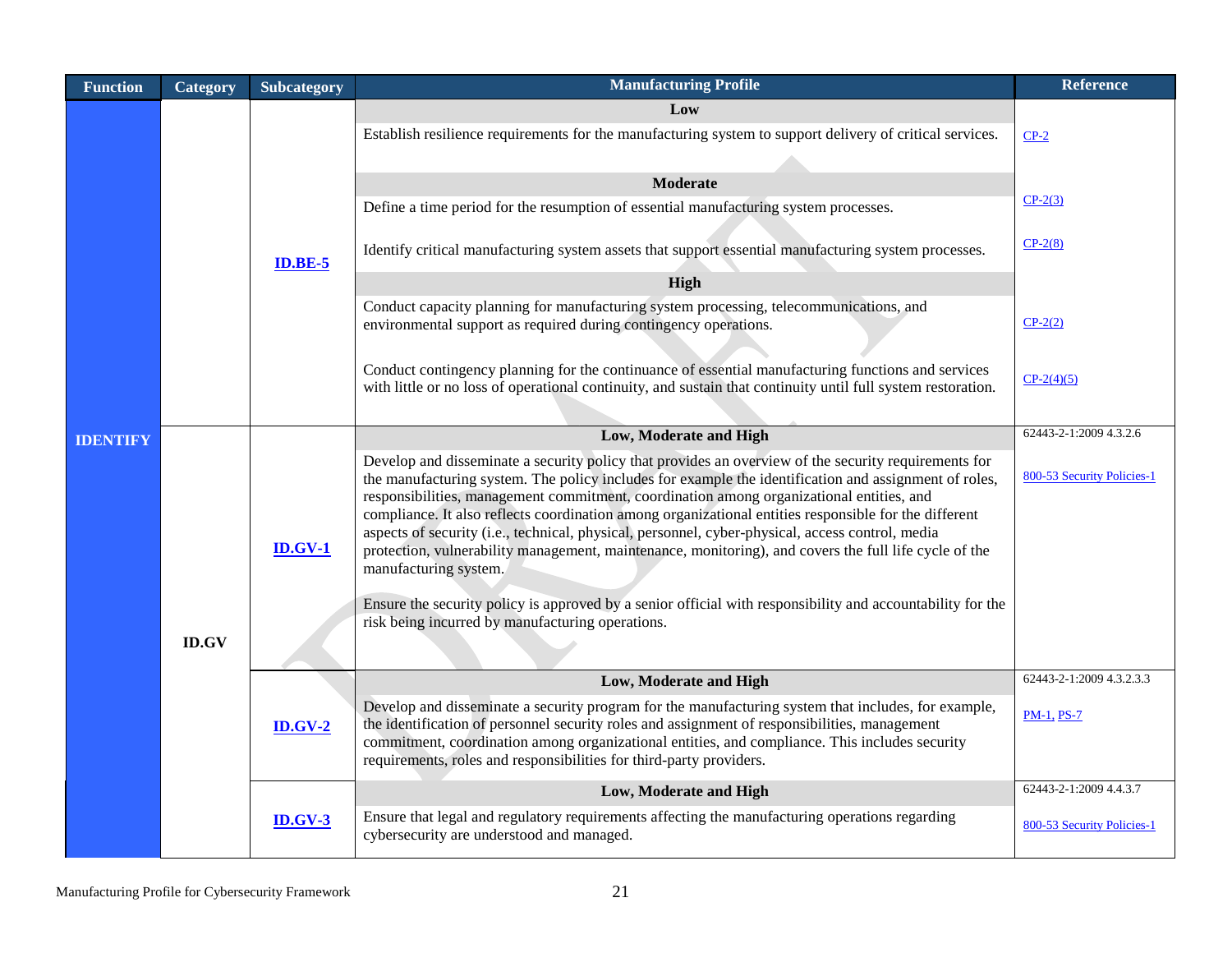| Function | Category | Subcategory | Manufacturing Profile | Reference |
|---|---|---|---|---|
| IDENTIFY | | ID.BE-5 | **Low** | |
| | | | Establish resilience requirements for the manufacturing system to support delivery of critical services. | CP-2 |
| | | | **Moderate** | |
| | | | Define a time period for the resumption of essential manufacturing system processes. | CP-2(3) |
| | | | Identify critical manufacturing system assets that support essential manufacturing system processes. | CP-2(8) |
| | | | **High** | |
| | | | Conduct capacity planning for manufacturing system processing, telecommunications, and environmental support as required during contingency operations. | CP-2(2) |
| | | | Conduct contingency planning for the continuance of essential manufacturing functions and services with little or no loss of operational continuity, and sustain that continuity until full system restoration. | CP-2(4)(5) |
| | ID.GV | ID.GV-1 | **Low, Moderate and High** | 62443-2-1:2009 4.3.2.6 |
| | | | Develop and disseminate a security policy that provides an overview of the security requirements for the manufacturing system. The policy includes for example the identification and assignment of roles, responsibilities, management commitment, coordination among organizational entities, and compliance. It also reflects coordination among organizational entities responsible for the different aspects of security (i.e., technical, physical, personnel, cyber-physical, access control, media protection, vulnerability management, maintenance, monitoring), and covers the full life cycle of the manufacturing system.<br><br>Ensure the security policy is approved by a senior official with responsibility and accountability for the risk being incurred by manufacturing operations. | 800-53 Security Policies-1 |
| | | ID.GV-2 | **Low, Moderate and High** | 62443-2-1:2009 4.3.2.3.3 |
| | | | Develop and disseminate a security program for the manufacturing system that includes, for example, the identification of personnel security roles and assignment of responsibilities, management commitment, coordination among organizational entities, and compliance. This includes security requirements, roles and responsibilities for third-party providers. | PM-1, PS-7 |
| | | ID.GV-3 | **Low, Moderate and High** | 62443-2-1:2009 4.4.3.7 |
| | | | Ensure that legal and regulatory requirements affecting the manufacturing operations regarding cybersecurity are understood and managed. | 800-53 Security Policies-1 |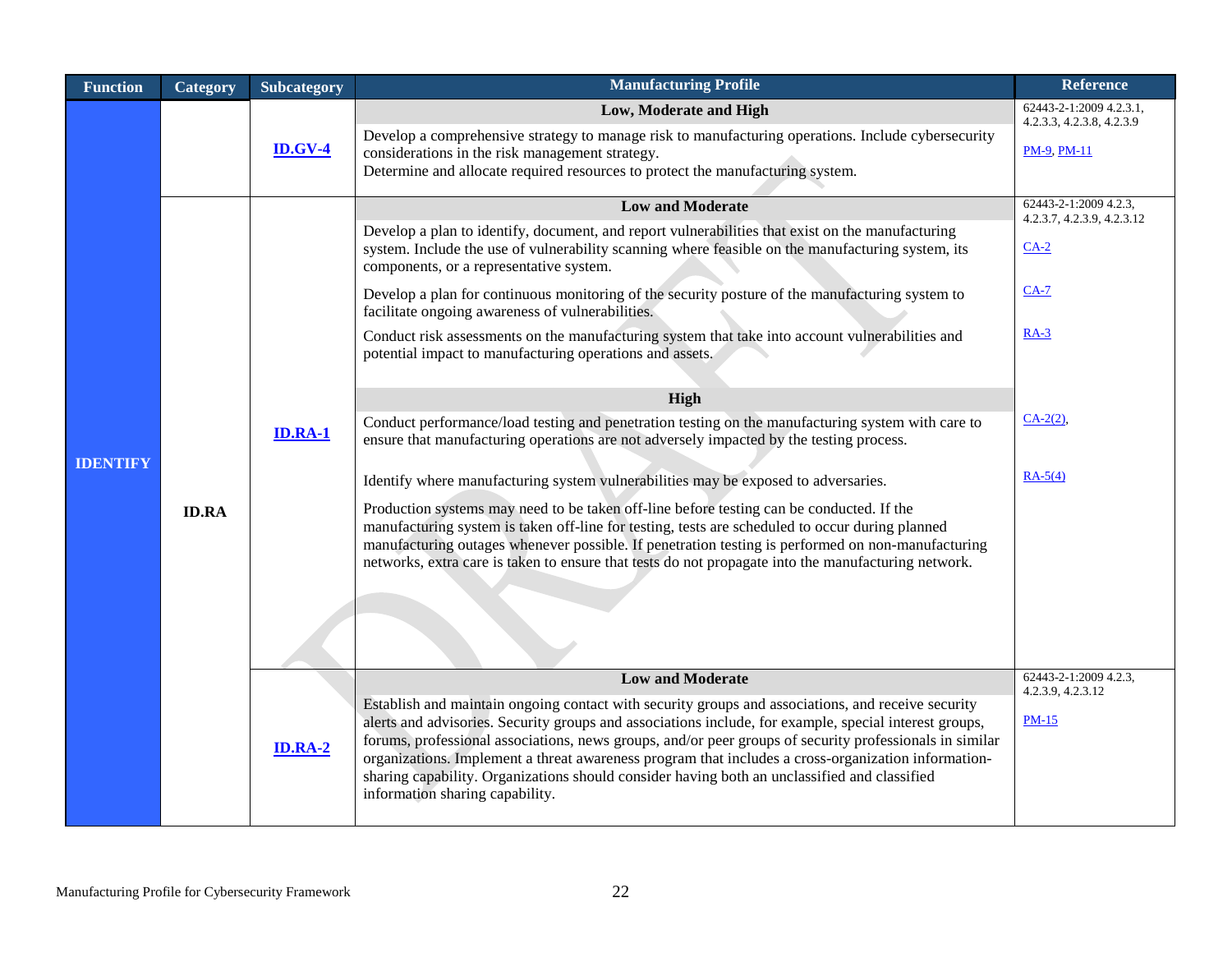| Function | Category | Subcategory | Manufacturing Profile | Reference |
|---|---|---|---|---|
| IDENTIFY | | ID.GV-4 | **Low, Moderate and High** | 62443-2-1:2009 4.2.3.1, 4.2.3.3, 4.2.3.8, 4.2.3.9 |
| | | | Develop a comprehensive strategy to manage risk to manufacturing operations. Include cybersecurity considerations in the risk management strategy. Determine and allocate required resources to protect the manufacturing system. | PM-9, PM-11 |
| | ID.RA | ID.RA-1 | **Low and Moderate** | 62443-2-1:2009 4.2.3, 4.2.3.7, 4.2.3.9, 4.2.3.12 |
| | | | Develop a plan to identify, document, and report vulnerabilities that exist on the manufacturing system. Include the use of vulnerability scanning where feasible on the manufacturing system, its components, or a representative system. | CA-2 |
| | | | Develop a plan for continuous monitoring of the security posture of the manufacturing system to facilitate ongoing awareness of vulnerabilities. | CA-7 |
| | | | Conduct risk assessments on the manufacturing system that take into account vulnerabilities and potential impact to manufacturing operations and assets. | RA-3 |
| | | | **High** | |
| | | | Conduct performance/load testing and penetration testing on the manufacturing system with care to ensure that manufacturing operations are not adversely impacted by the testing process. | CA-2(2), |
| | | | Identify where manufacturing system vulnerabilities may be exposed to adversaries. | RA-5(4) |
| | | | Production systems may need to be taken off-line before testing can be conducted. If the manufacturing system is taken off-line for testing, tests are scheduled to occur during planned manufacturing outages whenever possible. If penetration testing is performed on non-manufacturing networks, extra care is taken to ensure that tests do not propagate into the manufacturing network. | |
| | | ID.RA-2 | **Low and Moderate** | 62443-2-1:2009 4.2.3, 4.2.3.9, 4.2.3.12 |
| | | | Establish and maintain ongoing contact with security groups and associations, and receive security alerts and advisories. Security groups and associations include, for example, special interest groups, forums, professional associations, news groups, and/or peer groups of security professionals in similar organizations. Implement a threat awareness program that includes a cross-organization information-sharing capability. Organizations should consider having both an unclassified and classified information sharing capability. | PM-15 |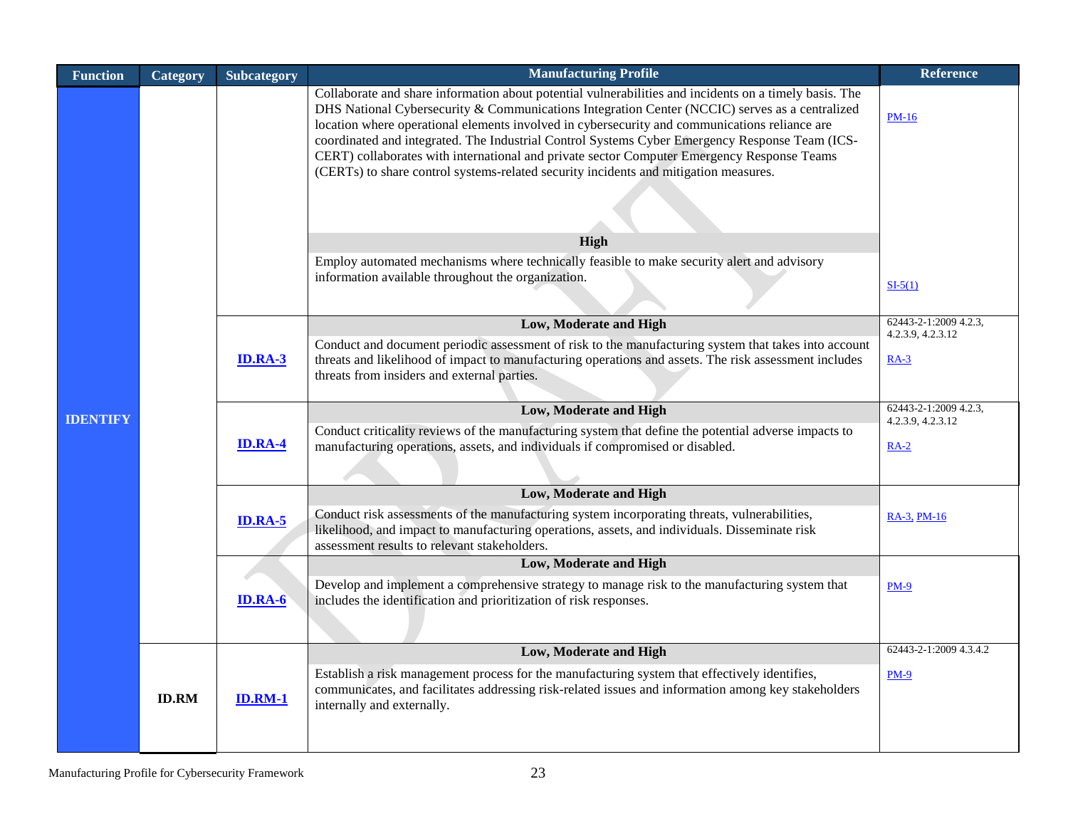| Function | Category | Subcategory | Manufacturing Profile | Reference |
|---|---|---|---|---|
| IDENTIFY | | | Collaborate and share information about potential vulnerabilities and incidents on a timely basis. The DHS National Cybersecurity & Communications Integration Center (NCCIC) serves as a centralized location where operational elements involved in cybersecurity and communications reliance are coordinated and integrated. The Industrial Control Systems Cyber Emergency Response Team (ICS-CERT) collaborates with international and private sector Computer Emergency Response Teams (CERTs) to share control systems-related security incidents and mitigation measures. | PM-16 |
| | | | **High** | |
| | | | Employ automated mechanisms where technically feasible to make security alert and advisory information available throughout the organization. | SI-5(1) |
| | | **ID.RA-3** | **Low, Moderate and High**<br>Conduct and document periodic assessment of risk to the manufacturing system that takes into account threats and likelihood of impact to manufacturing operations and assets. The risk assessment includes threats from insiders and external parties. | 62443-2-1:2009 4.2.3, 4.2.3.9, 4.2.3.12<br>RA-3 |
| | | **ID.RA-4** | **Low, Moderate and High**<br>Conduct criticality reviews of the manufacturing system that define the potential adverse impacts to manufacturing operations, assets, and individuals if compromised or disabled. | 62443-2-1:2009 4.2.3, 4.2.3.9, 4.2.3.12<br>RA-2 |
| | | **ID.RA-5** | **Low, Moderate and High**<br>Conduct risk assessments of the manufacturing system incorporating threats, vulnerabilities, likelihood, and impact to manufacturing operations, assets, and individuals. Disseminate risk assessment results to relevant stakeholders. | RA-3, PM-16 |
| | | **ID.RA-6** | **Low, Moderate and High**<br>Develop and implement a comprehensive strategy to manage risk to the manufacturing system that includes the identification and prioritization of risk responses. | PM-9 |
| | **ID.RM** | **ID.RM-1** | **Low, Moderate and High**<br>Establish a risk management process for the manufacturing system that effectively identifies, communicates, and facilitates addressing risk-related issues and information among key stakeholders internally and externally. | 62443-2-1:2009 4.3.4.2<br>PM-9 |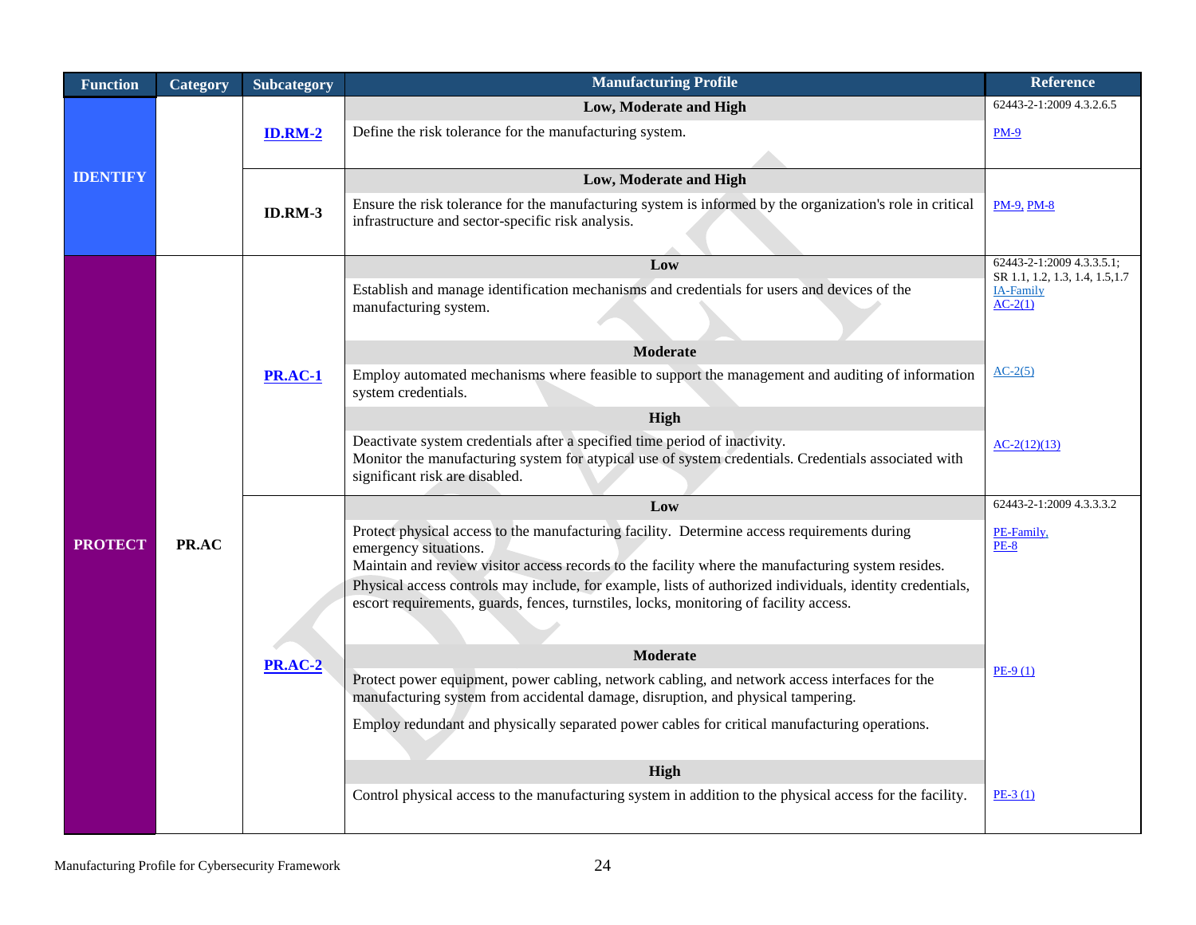| Function | Category | Subcategory | Manufacturing Profile | Reference |
|---|---|---|---|---|
| IDENTIFY | | ID.RM-2 | **Low, Moderate and High** | 62443-2-1:2009 4.3.2.6.5 |
| | | | Define the risk tolerance for the manufacturing system. | PM-9 |
| | | ID.RM-3 | **Low, Moderate and High** | |
| | | | Ensure the risk tolerance for the manufacturing system is informed by the organization's role in critical infrastructure and sector-specific risk analysis. | PM-9, PM-8 |
| PROTECT | PR.AC | PR.AC-1 | **Low** | 62443-2-1:2009 4.3.3.5.1; SR 1.1, 1.2, 1.3, 1.4, 1.5,1.7 |
| | | | Establish and manage identification mechanisms and credentials for users and devices of the manufacturing system. | IA-Family AC-2(1) |
| | | | **Moderate** | |
| | | | Employ automated mechanisms where feasible to support the management and auditing of information system credentials. | AC-2(5) |
| | | | **High** | |
| | | | Deactivate system credentials after a specified time period of inactivity. Monitor the manufacturing system for atypical use of system credentials. Credentials associated with significant risk are disabled. | AC-2(12)(13) |
| | | PR.AC-2 | **Low** | 62443-2-1:2009 4.3.3.3.2 |
| | | | Protect physical access to the manufacturing facility. Determine access requirements during emergency situations. Maintain and review visitor access records to the facility where the manufacturing system resides. Physical access controls may include, for example, lists of authorized individuals, identity credentials, escort requirements, guards, fences, turnstiles, locks, monitoring of facility access. | PE-Family, PE-8 |
| | | | **Moderate** | |
| | | | Protect power equipment, power cabling, network cabling, and network access interfaces for the manufacturing system from accidental damage, disruption, and physical tampering. Employ redundant and physically separated power cables for critical manufacturing operations. | PE-9 (1) |
| | | | **High** | |
| | | | Control physical access to the manufacturing system in addition to the physical access for the facility. | PE-3 (1) |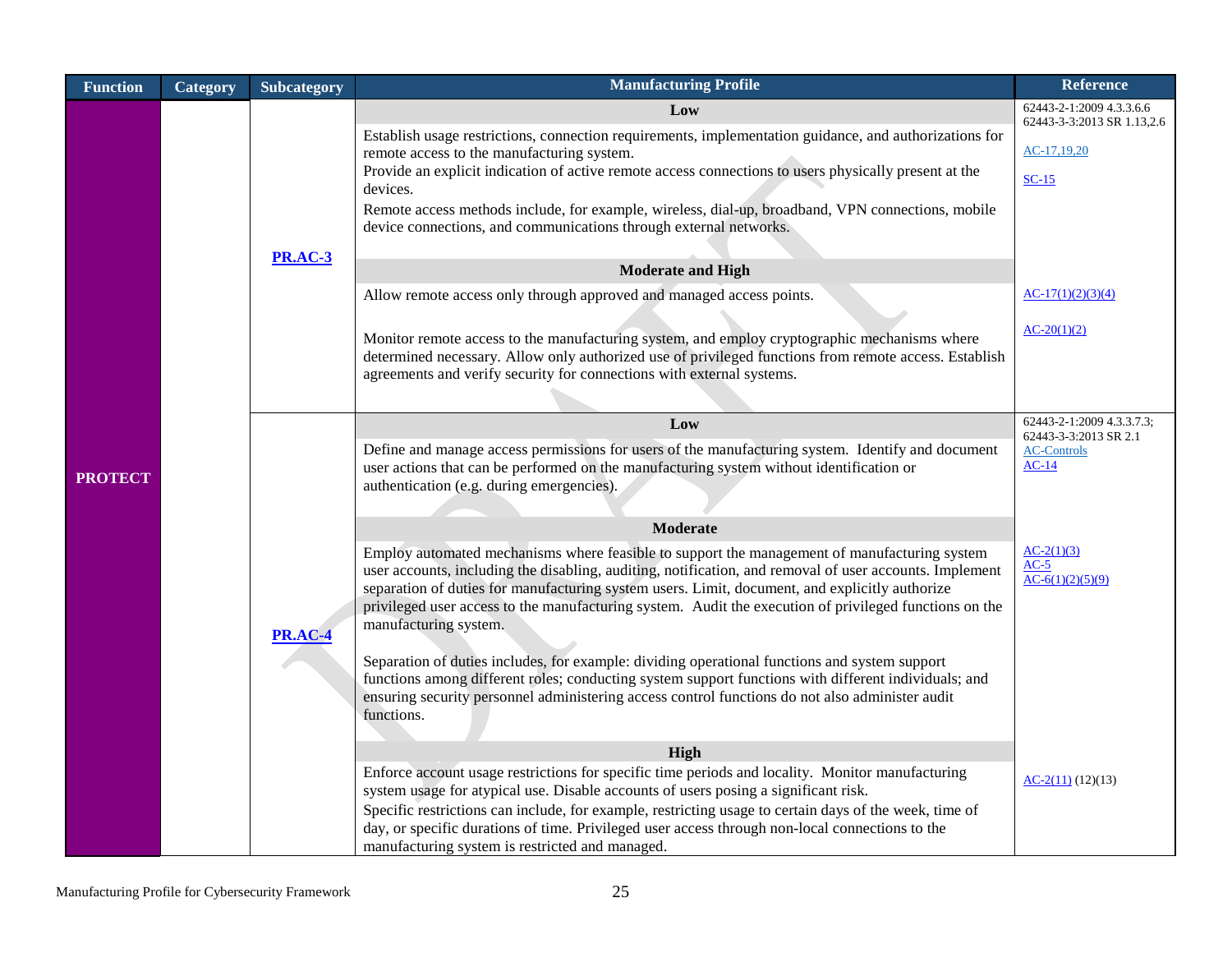| Function | Category | Subcategory | Manufacturing Profile | Reference |
|---|---|---|---|---|
| PROTECT | | PR.AC-3 | **Low** | 62443-2-1:2009 4.3.3.6.6<br>62443-3-3:2013 SR 1.13,2.6 |
| | | | Establish usage restrictions, connection requirements, implementation guidance, and authorizations for remote access to the manufacturing system.<br>Provide an explicit indication of active remote access connections to users physically present at the devices.<br>Remote access methods include, for example, wireless, dial-up, broadband, VPN connections, mobile device connections, and communications through external networks. | AC-17,19,20<br>SC-15 |
| | | | **Moderate and High** | |
| | | | Allow remote access only through approved and managed access points.<br>Monitor remote access to the manufacturing system, and employ cryptographic mechanisms where determined necessary. Allow only authorized use of privileged functions from remote access. Establish agreements and verify security for connections with external systems. | AC-17(1)(2)(3)(4)<br>AC-20(1)(2) |
| | | PR.AC-4 | **Low** | 62443-2-1:2009 4.3.3.7.3;<br>62443-3-3:2013 SR 2.1<br>AC-Controls<br>AC-14 |
| | | | Define and manage access permissions for users of the manufacturing system. Identify and document user actions that can be performed on the manufacturing system without identification or authentication (e.g. during emergencies). | |
| | | | **Moderate** | |
| | | | Employ automated mechanisms where feasible to support the management of manufacturing system user accounts, including the disabling, auditing, notification, and removal of user accounts. Implement separation of duties for manufacturing system users. Limit, document, and explicitly authorize privileged user access to the manufacturing system. Audit the execution of privileged functions on the manufacturing system.<br>Separation of duties includes, for example: dividing operational functions and system support functions among different roles; conducting system support functions with different individuals; and ensuring security personnel administering access control functions do not also administer audit functions. | AC-2(1)(3)<br>AC-5<br>AC-6(1)(2)(5)(9) |
| | | | **High** | |
| | | | Enforce account usage restrictions for specific time periods and locality. Monitor manufacturing system usage for atypical use. Disable accounts of users posing a significant risk.<br>Specific restrictions can include, for example, restricting usage to certain days of the week, time of day, or specific durations of time. Privileged user access through non-local connections to the manufacturing system is restricted and managed. | AC-2(11) (12)(13) |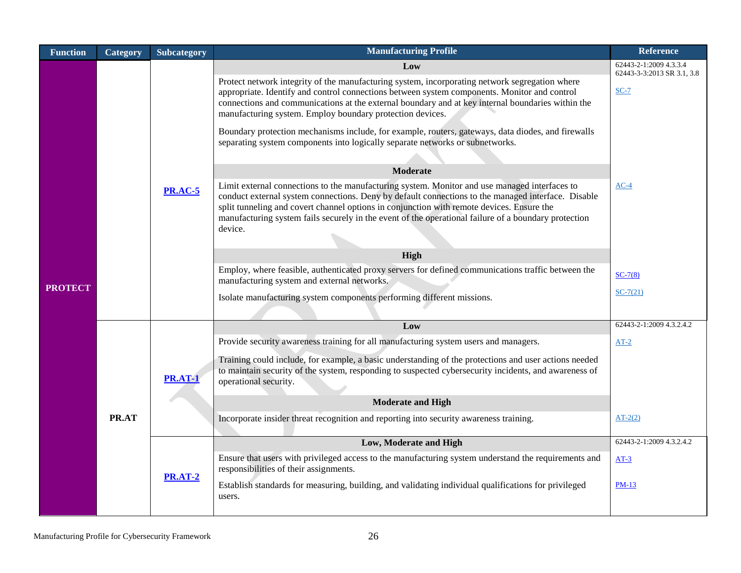| Function | Category | Subcategory | Manufacturing Profile | Reference |
|---|---|---|---|---|
| PROTECT | | PR.AC-5 | **Low** | 62443-2-1:2009 4.3.3.4<br>62443-3-3:2013 SR 3.1, 3.8 |
| | | | Protect network integrity of the manufacturing system, incorporating network segregation where appropriate. Identify and control connections between system components. Monitor and control connections and communications at the external boundary and at key internal boundaries within the manufacturing system. Employ boundary protection devices.<br><br>Boundary protection mechanisms include, for example, routers, gateways, data diodes, and firewalls separating system components into logically separate networks or subnetworks. | SC-7 |
| | | | **Moderate** | |
| | | | Limit external connections to the manufacturing system. Monitor and use managed interfaces to conduct external system connections. Deny by default connections to the managed interface. Disable split tunneling and covert channel options in conjunction with remote devices. Ensure the manufacturing system fails securely in the event of the operational failure of a boundary protection device. | AC-4 |
| | | | **High** | |
| | | | Employ, where feasible, authenticated proxy servers for defined communications traffic between the manufacturing system and external networks.<br><br>Isolate manufacturing system components performing different missions. | SC-7(8)<br><br>SC-7(21) |
| | PR.AT | PR.AT-1 | **Low** | 62443-2-1:2009 4.3.2.4.2 |
| | | | Provide security awareness training for all manufacturing system users and managers.<br><br>Training could include, for example, a basic understanding of the protections and user actions needed to maintain security of the system, responding to suspected cybersecurity incidents, and awareness of operational security. | AT-2 |
| | | | **Moderate and High** | |
| | | | Incorporate insider threat recognition and reporting into security awareness training. | AT-2(2) |
| | | PR.AT-2 | **Low, Moderate and High** | 62443-2-1:2009 4.3.2.4.2 |
| | | | Ensure that users with privileged access to the manufacturing system understand the requirements and responsibilities of their assignments.<br><br>Establish standards for measuring, building, and validating individual qualifications for privileged users. | AT-3<br><br>PM-13 |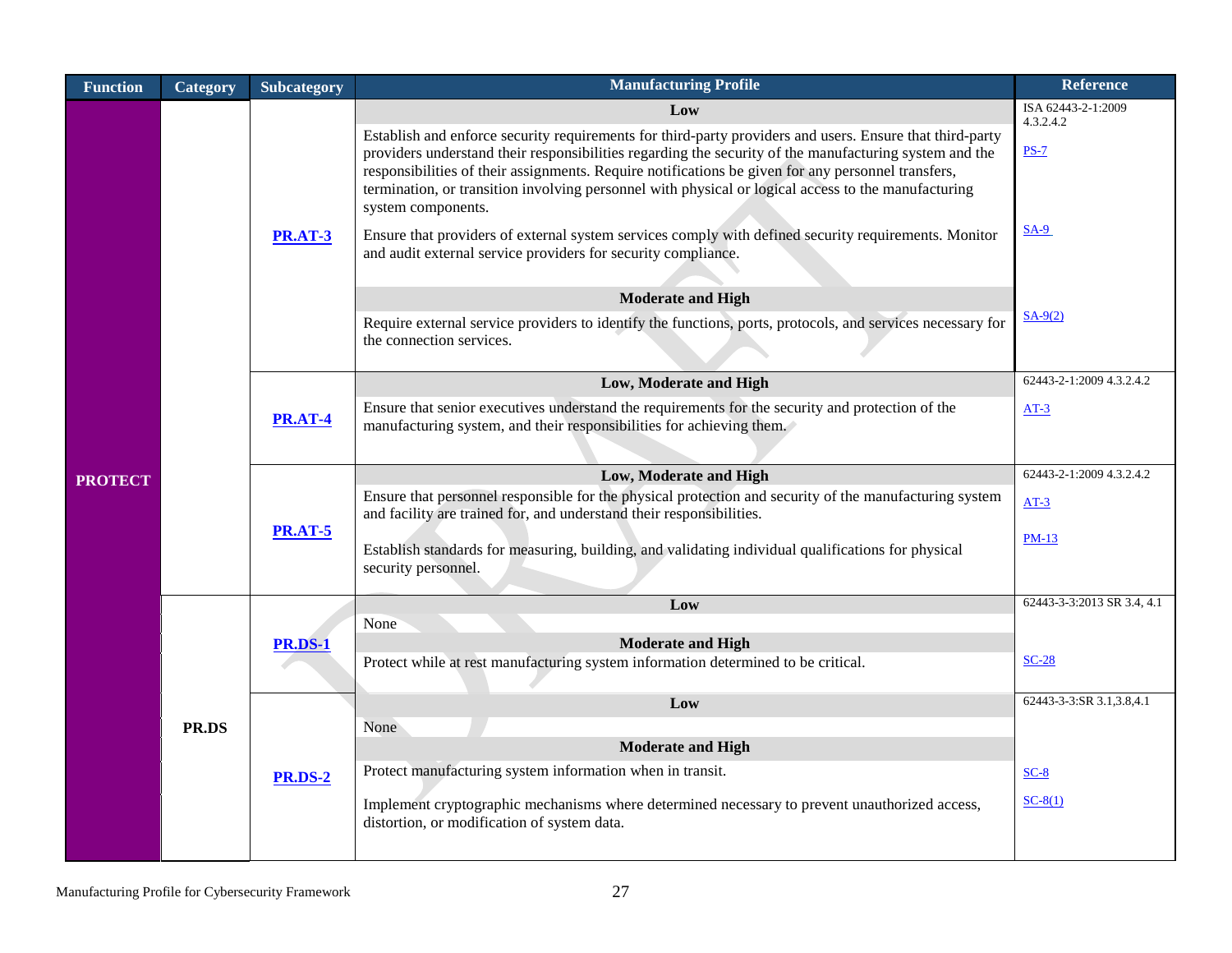| Function | Category | Subcategory | Manufacturing Profile | Reference |
|---|---|---|---|---|
| PROTECT | | PR.AT-3 | **Low** | ISA 62443-2-1:2009 4.3.2.4.2 |
| | | | Establish and enforce security requirements for third-party providers and users. Ensure that third-party providers understand their responsibilities regarding the security of the manufacturing system and the responsibilities of their assignments. Require notifications be given for any personnel transfers, termination, or transition involving personnel with physical or logical access to the manufacturing system components. | PS-7 |
| | | | Ensure that providers of external system services comply with defined security requirements. Monitor and audit external service providers for security compliance. | SA-9 |
| | | | **Moderate and High** | |
| | | | Require external service providers to identify the functions, ports, protocols, and services necessary for the connection services. | SA-9(2) |
| | | PR.AT-4 | **Low, Moderate and High** | 62443-2-1:2009 4.3.2.4.2 |
| | | | Ensure that senior executives understand the requirements for the security and protection of the manufacturing system, and their responsibilities for achieving them. | AT-3 |
| | | PR.AT-5 | **Low, Moderate and High** | 62443-2-1:2009 4.3.2.4.2 |
| | | | Ensure that personnel responsible for the physical protection and security of the manufacturing system and facility are trained for, and understand their responsibilities. | AT-3 |
| | | | Establish standards for measuring, building, and validating individual qualifications for physical security personnel. | PM-13 |
| | PR.DS | PR.DS-1 | **Low** | 62443-3-3:2013 SR 3.4, 4.1 |
| | | | None | |
| | | | **Moderate and High** | |
| | | | Protect while at rest manufacturing system information determined to be critical. | SC-28 |
| | | PR.DS-2 | **Low** | 62443-3-3:SR 3.1,3.8,4.1 |
| | | | None | |
| | | | **Moderate and High** | |
| | | | Protect manufacturing system information when in transit. | SC-8 |
| | | | Implement cryptographic mechanisms where determined necessary to prevent unauthorized access, distortion, or modification of system data. | SC-8(1) |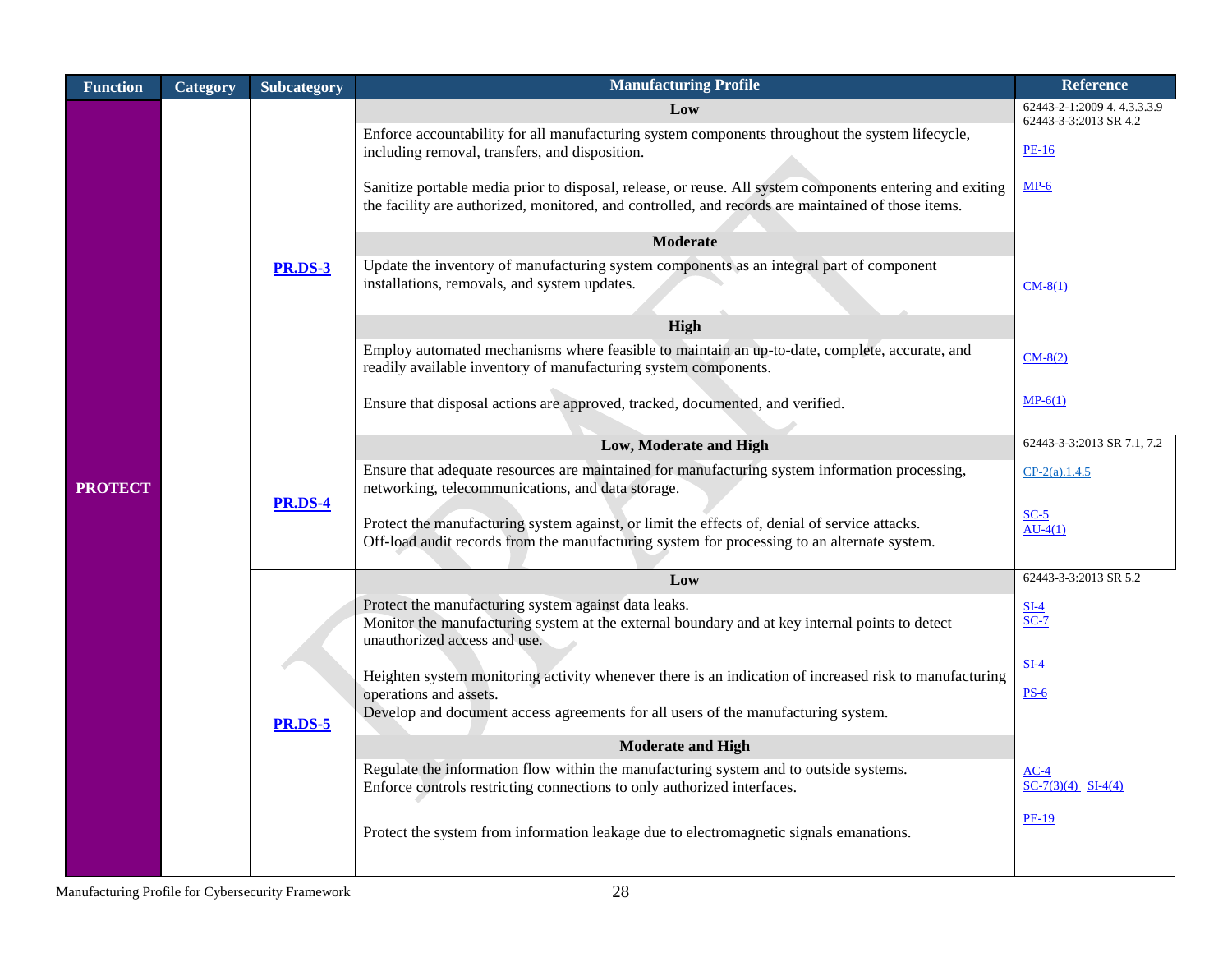| Function | Category | Subcategory | Manufacturing Profile | Reference |
|---|---|---|---|---|
| **PROTECT** | | **PR.DS-3** | **Low** | 62443-2-1:2009 4. 4.3.3.3.9<br>62443-3-3:2013 SR 4.2 |
| | | | Enforce accountability for all manufacturing system components throughout the system lifecycle, including removal, transfers, and disposition. | PE-16 |
| | | | Sanitize portable media prior to disposal, release, or reuse. All system components entering and exiting the facility are authorized, monitored, and controlled, and records are maintained of those items. | MP-6 |
| | | | **Moderate** | |
| | | | Update the inventory of manufacturing system components as an integral part of component installations, removals, and system updates. | CM-8(1) |
| | | | **High** | |
| | | | Employ automated mechanisms where feasible to maintain an up-to-date, complete, accurate, and readily available inventory of manufacturing system components. | CM-8(2) |
| | | | Ensure that disposal actions are approved, tracked, documented, and verified. | MP-6(1) |
| | | **PR.DS-4** | **Low, Moderate and High** | 62443-3-3:2013 SR 7.1, 7.2 |
| | | | Ensure that adequate resources are maintained for manufacturing system information processing, networking, telecommunications, and data storage. | CP-2(a).1.4.5 |
| | | | Protect the manufacturing system against, or limit the effects of, denial of service attacks.<br>Off-load audit records from the manufacturing system for processing to an alternate system. | SC-5<br>AU-4(1) |
| | | **PR.DS-5** | **Low** | 62443-3-3:2013 SR 5.2 |
| | | | Protect the manufacturing system against data leaks.<br>Monitor the manufacturing system at the external boundary and at key internal points to detect unauthorized access and use. | SI-4<br>SC-7 |
| | | | Heighten system monitoring activity whenever there is an indication of increased risk to manufacturing operations and assets.<br>Develop and document access agreements for all users of the manufacturing system. | SI-4<br>PS-6 |
| | | | **Moderate and High** | |
| | | | Regulate the information flow within the manufacturing system and to outside systems.<br>Enforce controls restricting connections to only authorized interfaces. | AC-4<br>SC-7(3)(4) SI-4(4) |
| | | | Protect the system from information leakage due to electromagnetic signals emanations. | PE-19 |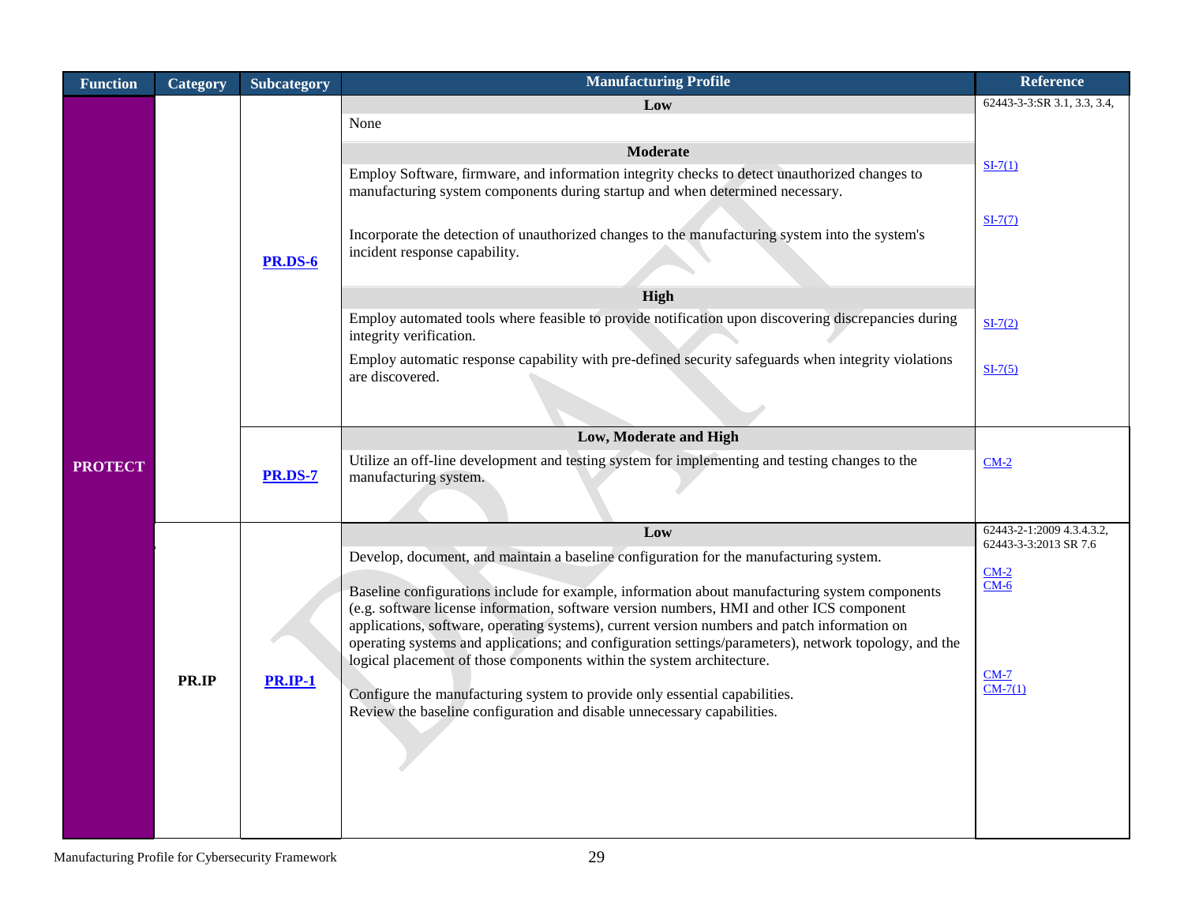| Function | Category | Subcategory | Manufacturing Profile | Reference |
|---|---|---|---|---|
| PROTECT | | PR.DS-6 | **Low** | 62443-3-3:SR 3.1, 3.3, 3.4, |
| | | | None | |
| | | | **Moderate** | |
| | | | Employ Software, firmware, and information integrity checks to detect unauthorized changes to manufacturing system components during startup and when determined necessary. | SI-7(1) |
| | | | Incorporate the detection of unauthorized changes to the manufacturing system into the system's incident response capability. | SI-7(7) |
| | | | **High** | |
| | | | Employ automated tools where feasible to provide notification upon discovering discrepancies during integrity verification. | SI-7(2) |
| | | | Employ automatic response capability with pre-defined security safeguards when integrity violations are discovered. | SI-7(5) |
| | | PR.DS-7 | **Low, Moderate and High** | |
| | | | Utilize an off-line development and testing system for implementing and testing changes to the manufacturing system. | CM-2 |
| | PR.IP | PR.IP-1 | **Low** | 62443-2-1:2009 4.3.4.3.2, 62443-3-3:2013 SR 7.6 |
| | | | Develop, document, and maintain a baseline configuration for the manufacturing system. | CM-2<br>CM-6 |
| | | | Baseline configurations include for example, information about manufacturing system components (e.g. software license information, software version numbers, HMI and other ICS component applications, software, operating systems), current version numbers and patch information on operating systems and applications; and configuration settings/parameters), network topology, and the logical placement of those components within the system architecture. | |
| | | | Configure the manufacturing system to provide only essential capabilities.<br>Review the baseline configuration and disable unnecessary capabilities. | CM-7<br>CM-7(1) |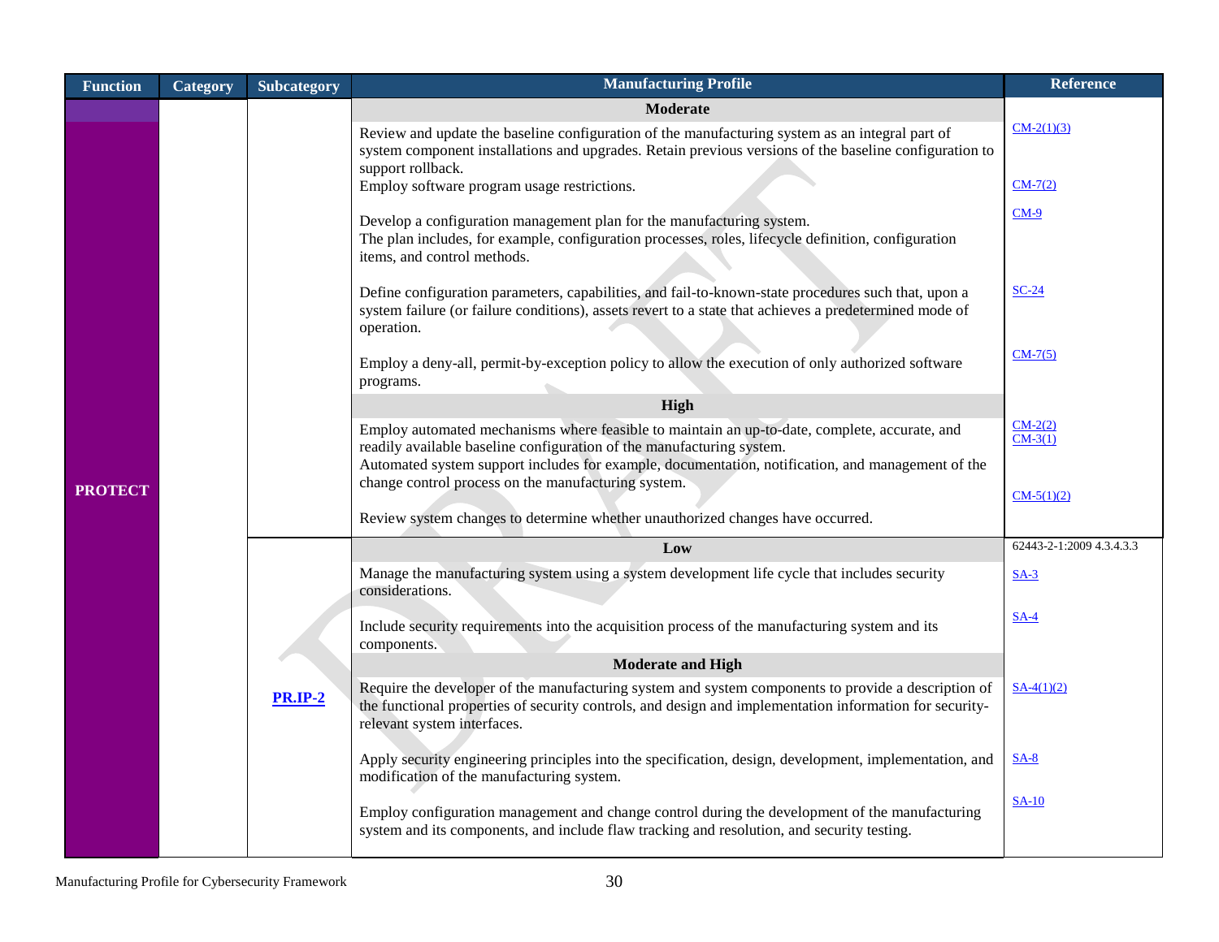| Function | Category | Subcategory | Manufacturing Profile | Reference |
|---|---|---|---|---|
| PROTECT | | | **Moderate** | |
| | | | Review and update the baseline configuration of the manufacturing system as an integral part of system component installations and upgrades. Retain previous versions of the baseline configuration to support rollback. | CM-2(1)(3) |
| | | | Employ software program usage restrictions. | CM-7(2) |
| | | | Develop a configuration management plan for the manufacturing system. The plan includes, for example, configuration processes, roles, lifecycle definition, configuration items, and control methods. | CM-9 |
| | | | Define configuration parameters, capabilities, and fail-to-known-state procedures such that, upon a system failure (or failure conditions), assets revert to a state that achieves a predetermined mode of operation. | SC-24 |
| | | | Employ a deny-all, permit-by-exception policy to allow the execution of only authorized software programs. | CM-7(5) |
| | | | **High** | |
| | | | Employ automated mechanisms where feasible to maintain an up-to-date, complete, accurate, and readily available baseline configuration of the manufacturing system. Automated system support includes for example, documentation, notification, and management of the change control process on the manufacturing system. | CM-2(2) CM-3(1) |
| | | | Review system changes to determine whether unauthorized changes have occurred. | CM-5(1)(2) |
| | | PR.IP-2 | **Low** | 62443-2-1:2009 4.3.4.3.3 |
| | | | Manage the manufacturing system using a system development life cycle that includes security considerations. | SA-3 |
| | | | Include security requirements into the acquisition process of the manufacturing system and its components. | SA-4 |
| | | | **Moderate and High** | |
| | | | Require the developer of the manufacturing system and system components to provide a description of the functional properties of security controls, and design and implementation information for security-relevant system interfaces. | SA-4(1)(2) |
| | | | Apply security engineering principles into the specification, design, development, implementation, and modification of the manufacturing system. | SA-8 |
| | | | Employ configuration management and change control during the development of the manufacturing system and its components, and include flaw tracking and resolution, and security testing. | SA-10 |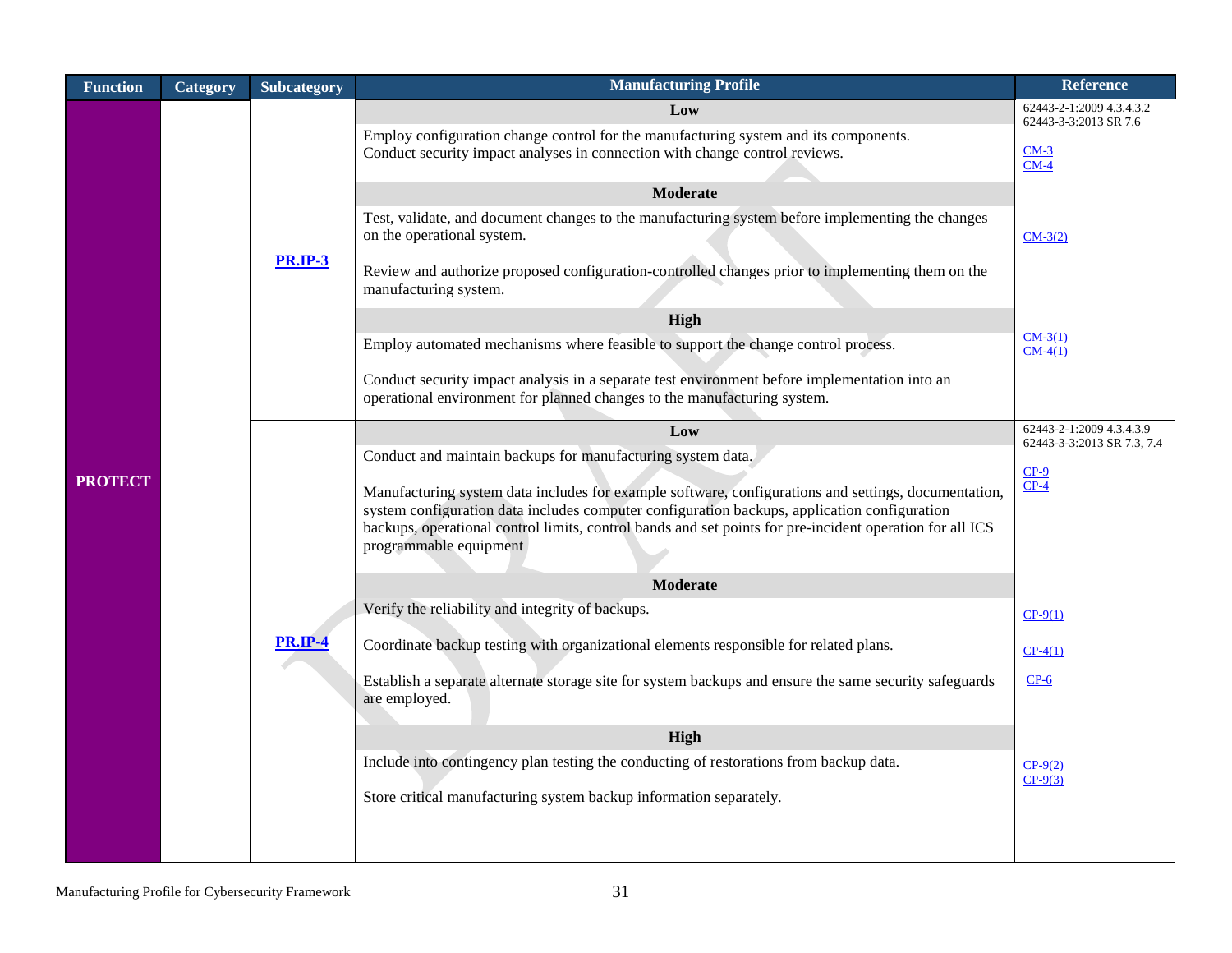| Function | Category | Subcategory | Manufacturing Profile | Reference |
|---|---|---|---|---|
| PROTECT | | PR.IP-3 | **Low** | 62443-2-1:2009 4.3.4.3.2<br>62443-3-3:2013 SR 7.6 |
| | | | Employ configuration change control for the manufacturing system and its components.<br>Conduct security impact analyses in connection with change control reviews. | CM-3<br>CM-4 |
| | | | **Moderate** | |
| | | | Test, validate, and document changes to the manufacturing system before implementing the changes on the operational system.<br><br>Review and authorize proposed configuration-controlled changes prior to implementing them on the manufacturing system. | CM-3(2) |
| | | | **High** | |
| | | | Employ automated mechanisms where feasible to support the change control process.<br><br>Conduct security impact analysis in a separate test environment before implementation into an operational environment for planned changes to the manufacturing system. | CM-3(1)<br>CM-4(1) |
| | | PR.IP-4 | **Low** | 62443-2-1:2009 4.3.4.3.9<br>62443-3-3:2013 SR 7.3, 7.4 |
| | | | Conduct and maintain backups for manufacturing system data.<br><br>Manufacturing system data includes for example software, configurations and settings, documentation, system configuration data includes computer configuration backups, application configuration backups, operational control limits, control bands and set points for pre-incident operation for all ICS programmable equipment | CP-9<br>CP-4 |
| | | | **Moderate** | |
| | | | Verify the reliability and integrity of backups. | CP-9(1) |
| | | | Coordinate backup testing with organizational elements responsible for related plans. | CP-4(1) |
| | | | Establish a separate alternate storage site for system backups and ensure the same security safeguards are employed. | CP-6 |
| | | | **High** | |
| | | | Include into contingency plan testing the conducting of restorations from backup data.<br><br>Store critical manufacturing system backup information separately. | CP-9(2)<br>CP-9(3) |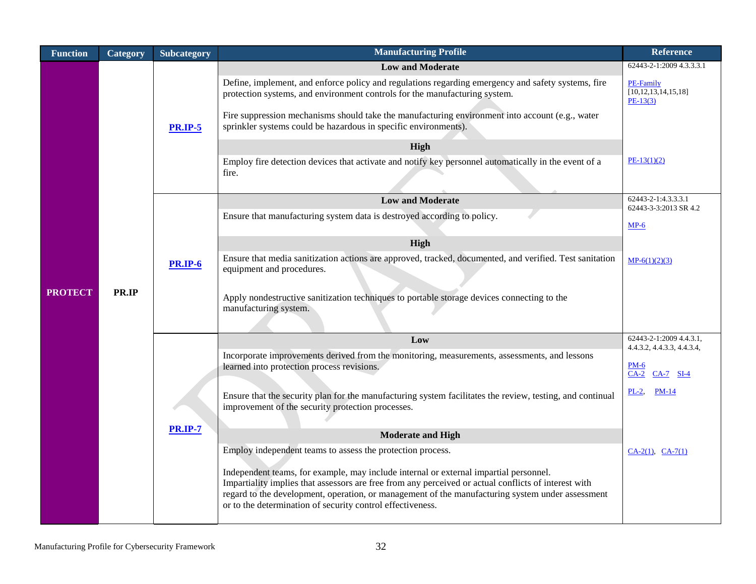| Function | Category | Subcategory | Manufacturing Profile | Reference |
|---|---|---|---|---|
| PROTECT | PR.IP | **PR.IP-5** | **Low and Moderate** | 62443-2-1:2009 4.3.3.3.1 |
| | | | Define, implement, and enforce policy and regulations regarding emergency and safety systems, fire protection systems, and environment controls for the manufacturing system. | PE-Family [10,12,13,14,15,18] PE-13(3) |
| | | | Fire suppression mechanisms should take the manufacturing environment into account (e.g., water sprinkler systems could be hazardous in specific environments). | |
| | | | **High** | |
| | | | Employ fire detection devices that activate and notify key personnel automatically in the event of a fire. | PE-13(1)(2) |
| | | **PR.IP-6** | **Low and Moderate** | 62443-2-1:4.3.3.3.1 62443-3-3:2013 SR 4.2 |
| | | | Ensure that manufacturing system data is destroyed according to policy. | MP-6 |
| | | | **High** | |
| | | | Ensure that media sanitization actions are approved, tracked, documented, and verified. Test sanitation equipment and procedures. | MP-6(1)(2)(3) |
| | | | Apply nondestructive sanitization techniques to portable storage devices connecting to the manufacturing system. | |
| | | **PR.IP-7** | **Low** | 62443-2-1:2009 4.4.3.1, 4.4.3.2, 4.4.3.3, 4.4.3.4, |
| | | | Incorporate improvements derived from the monitoring, measurements, assessments, and lessons learned into protection process revisions. | PM-6 CA-2 CA-7 SI-4 |
| | | | Ensure that the security plan for the manufacturing system facilitates the review, testing, and continual improvement of the security protection processes. | PL-2, PM-14 |
| | | | **Moderate and High** | |
| | | | Employ independent teams to assess the protection process. | CA-2(1), CA-7(1) |
| | | | Independent teams, for example, may include internal or external impartial personnel. Impartiality implies that assessors are free from any perceived or actual conflicts of interest with regard to the development, operation, or management of the manufacturing system under assessment or to the determination of security control effectiveness. | |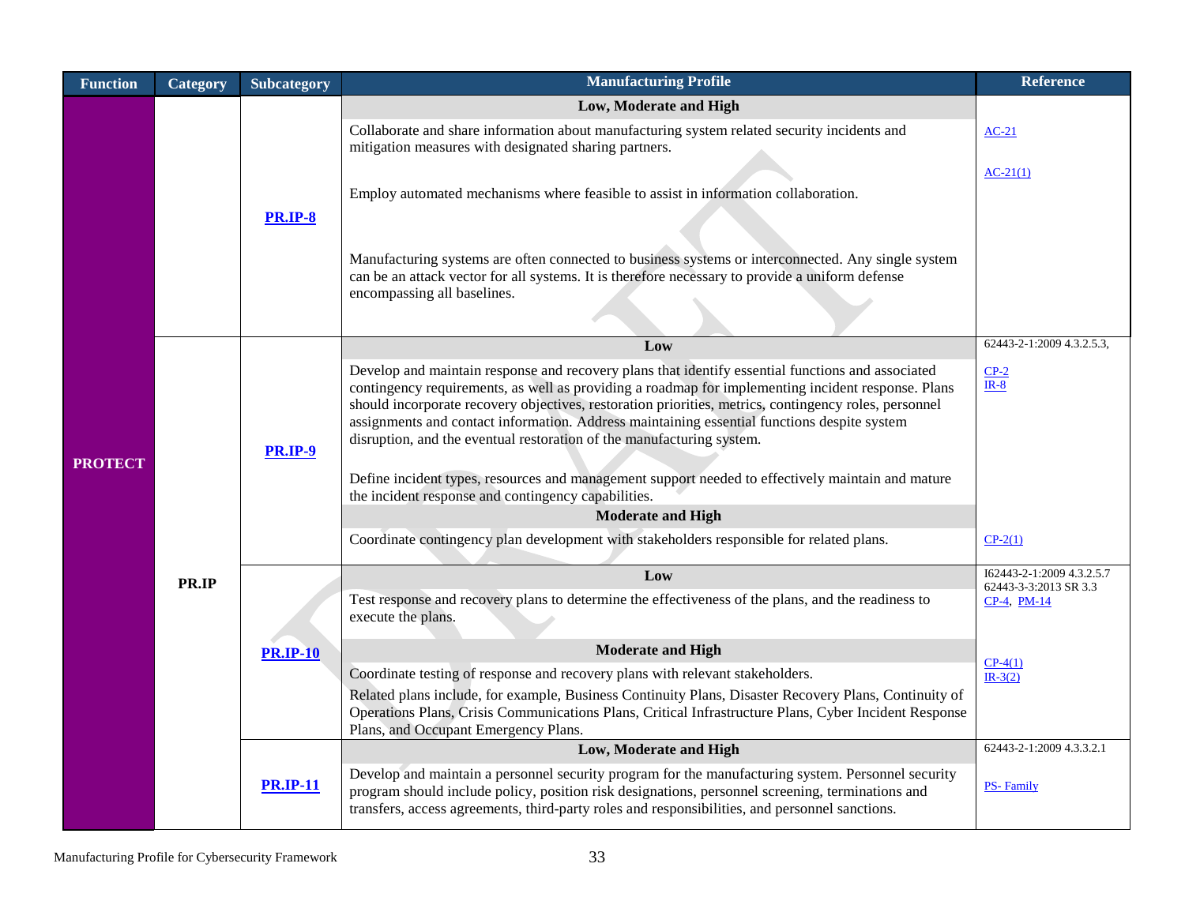| Function | Category | Subcategory | Manufacturing Profile | Reference |
|---|---|---|---|---|
| PROTECT | PR.IP | PR.IP-8 | **Low, Moderate and High** | |
| | | | Collaborate and share information about manufacturing system related security incidents and mitigation measures with designated sharing partners. | AC-21 |
| | | | Employ automated mechanisms where feasible to assist in information collaboration. | AC-21(1) |
| | | | Manufacturing systems are often connected to business systems or interconnected. Any single system can be an attack vector for all systems. It is therefore necessary to provide a uniform defense encompassing all baselines. | |
| | | PR.IP-9 | **Low** | 62443-2-1:2009 4.3.2.5.3, |
| | | | Develop and maintain response and recovery plans that identify essential functions and associated contingency requirements, as well as providing a roadmap for implementing incident response. Plans should incorporate recovery objectives, restoration priorities, metrics, contingency roles, personnel assignments and contact information. Address maintaining essential functions despite system disruption, and the eventual restoration of the manufacturing system. Define incident types, resources and management support needed to effectively maintain and mature the incident response and contingency capabilities. | CP-2 IR-8 |
| | | | **Moderate and High** | |
| | | | Coordinate contingency plan development with stakeholders responsible for related plans. | CP-2(1) |
| | | PR.IP-10 | **Low** | I62443-2-1:2009 4.3.2.5.7 62443-3-3:2013 SR 3.3 |
| | | | Test response and recovery plans to determine the effectiveness of the plans, and the readiness to execute the plans. | CP-4, PM-14 |
| | | | **Moderate and High** | |
| | | | Coordinate testing of response and recovery plans with relevant stakeholders. Related plans include, for example, Business Continuity Plans, Disaster Recovery Plans, Continuity of Operations Plans, Crisis Communications Plans, Critical Infrastructure Plans, Cyber Incident Response Plans, and Occupant Emergency Plans. | CP-4(1) IR-3(2) |
| | | PR.IP-11 | **Low, Moderate and High** | 62443-2-1:2009 4.3.3.2.1 |
| | | | Develop and maintain a personnel security program for the manufacturing system. Personnel security program should include policy, position risk designations, personnel screening, terminations and transfers, access agreements, third-party roles and responsibilities, and personnel sanctions. | PS- Family |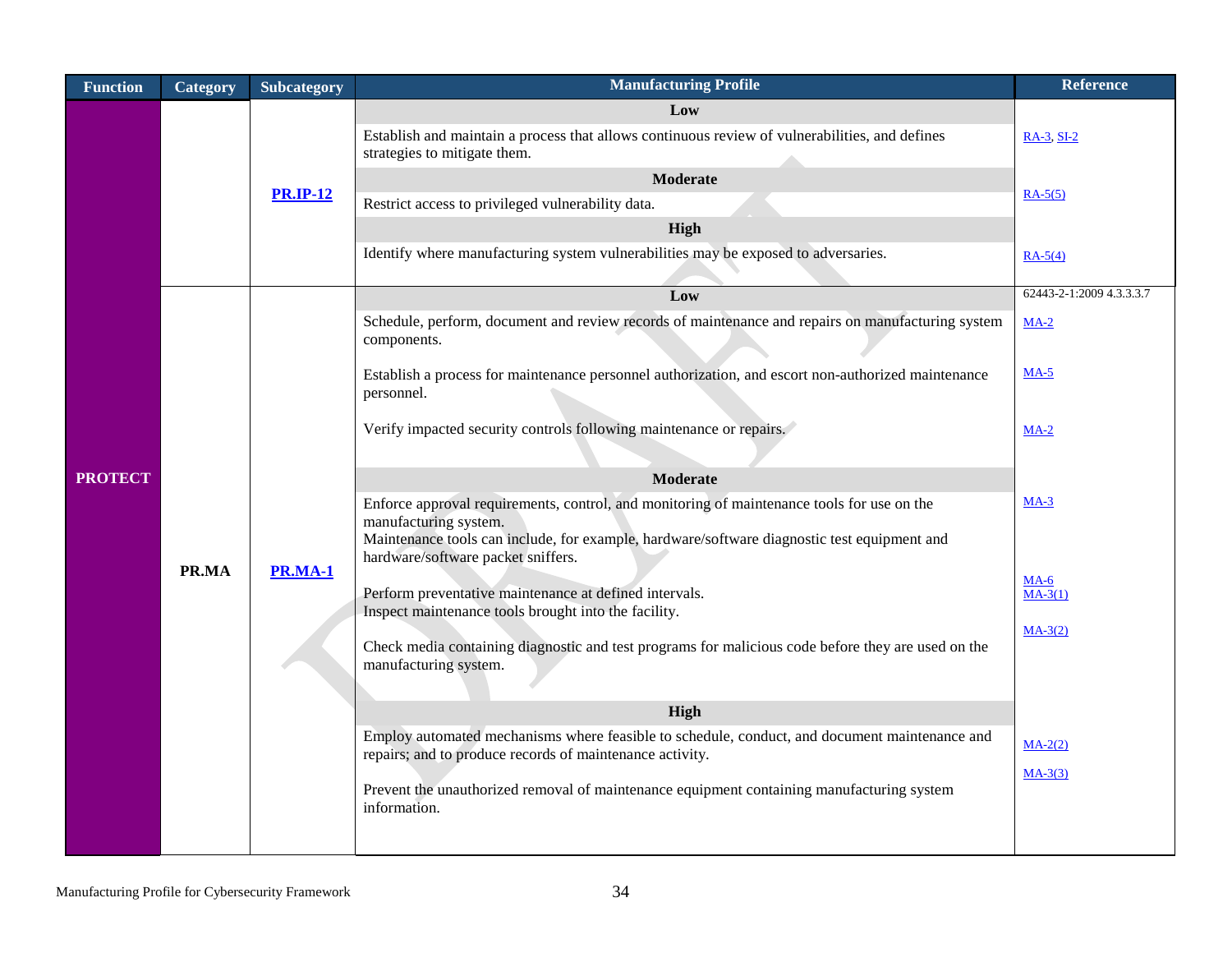| Function | Category | Subcategory | Manufacturing Profile | Reference |
|---|---|---|---|---|
| PROTECT | | PR.IP-12 | **Low** | |
| | | | Establish and maintain a process that allows continuous review of vulnerabilities, and defines strategies to mitigate them. | RA-3, SI-2 |
| | | | **Moderate** | |
| | | | Restrict access to privileged vulnerability data. | RA-5(5) |
| | | | **High** | |
| | | | Identify where manufacturing system vulnerabilities may be exposed to adversaries. | RA-5(4) |
| | PR.MA | PR.MA-1 | **Low** | 62443-2-1:2009 4.3.3.3.7 |
| | | | Schedule, perform, document and review records of maintenance and repairs on manufacturing system components. | MA-2 |
| | | | Establish a process for maintenance personnel authorization, and escort non-authorized maintenance personnel. | MA-5 |
| | | | Verify impacted security controls following maintenance or repairs. | MA-2 |
| | | | **Moderate** | |
| | | | Enforce approval requirements, control, and monitoring of maintenance tools for use on the manufacturing system. Maintenance tools can include, for example, hardware/software diagnostic test equipment and hardware/software packet sniffers. | MA-3 |
| | | | Perform preventative maintenance at defined intervals. | MA-6 |
| | | | Inspect maintenance tools brought into the facility. | MA-3(1) |
| | | | Check media containing diagnostic and test programs for malicious code before they are used on the manufacturing system. | MA-3(2) |
| | | | **High** | |
| | | | Employ automated mechanisms where feasible to schedule, conduct, and document maintenance and repairs; and to produce records of maintenance activity. | MA-2(2) |
| | | | Prevent the unauthorized removal of maintenance equipment containing manufacturing system information. | MA-3(3) |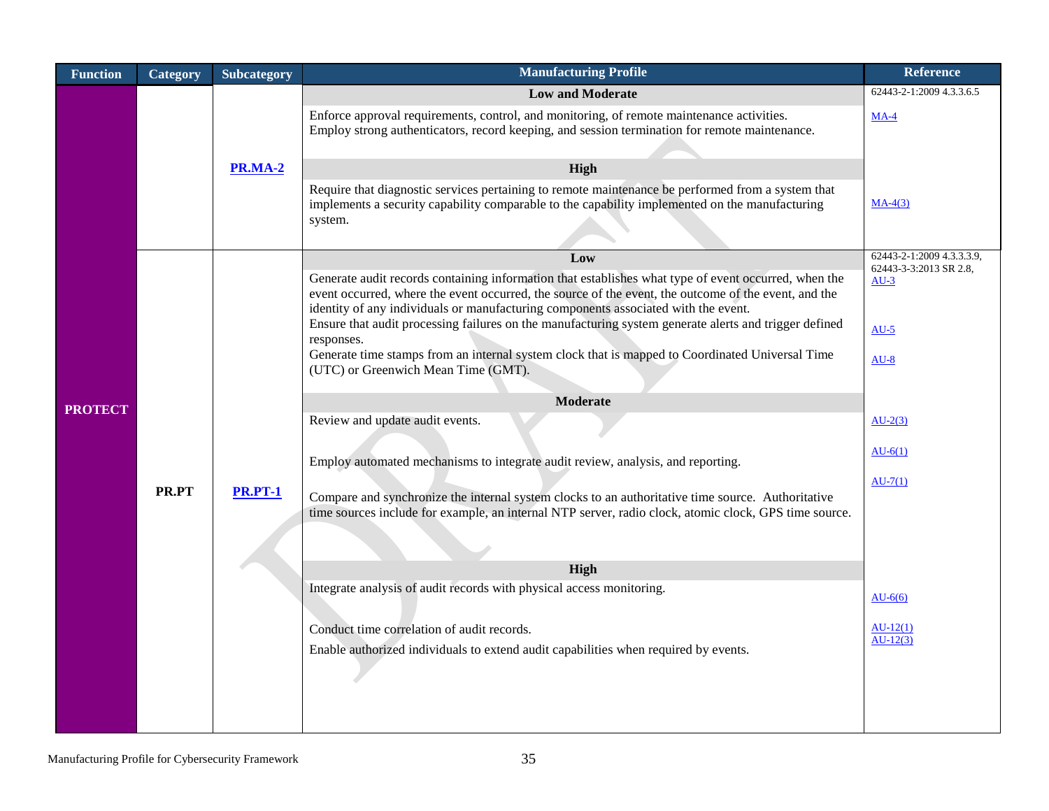| Function | Category | Subcategory | Manufacturing Profile | Reference |
|---|---|---|---|---|
| PROTECT | | PR.MA-2 | **Low and Moderate** | 62443-2-1:2009 4.3.3.6.5 |
| | | | Enforce approval requirements, control, and monitoring, of remote maintenance activities. Employ strong authenticators, record keeping, and session termination for remote maintenance. | MA-4 |
| | | | **High** | |
| | | | Require that diagnostic services pertaining to remote maintenance be performed from a system that implements a security capability comparable to the capability implemented on the manufacturing system. | MA-4(3) |
| | PR.PT | PR.PT-1 | **Low** | 62443-2-1:2009 4.3.3.3.9, 62443-3-3:2013 SR 2.8, |
| | | | Generate audit records containing information that establishes what type of event occurred, when the event occurred, where the event occurred, the source of the event, the outcome of the event, and the identity of any individuals or manufacturing components associated with the event. | AU-3 |
| | | | Ensure that audit processing failures on the manufacturing system generate alerts and trigger defined responses. | AU-5 |
| | | | Generate time stamps from an internal system clock that is mapped to Coordinated Universal Time (UTC) or Greenwich Mean Time (GMT). | AU-8 |
| | | | **Moderate** | |
| | | | Review and update audit events. | AU-2(3) |
| | | | Employ automated mechanisms to integrate audit review, analysis, and reporting. | AU-6(1) |
| | | | Compare and synchronize the internal system clocks to an authoritative time source. Authoritative time sources include for example, an internal NTP server, radio clock, atomic clock, GPS time source. | AU-7(1) |
| | | | **High** | |
| | | | Integrate analysis of audit records with physical access monitoring. | AU-6(6) |
| | | | Conduct time correlation of audit records. | AU-12(1) |
| | | | Enable authorized individuals to extend audit capabilities when required by events. | AU-12(3) |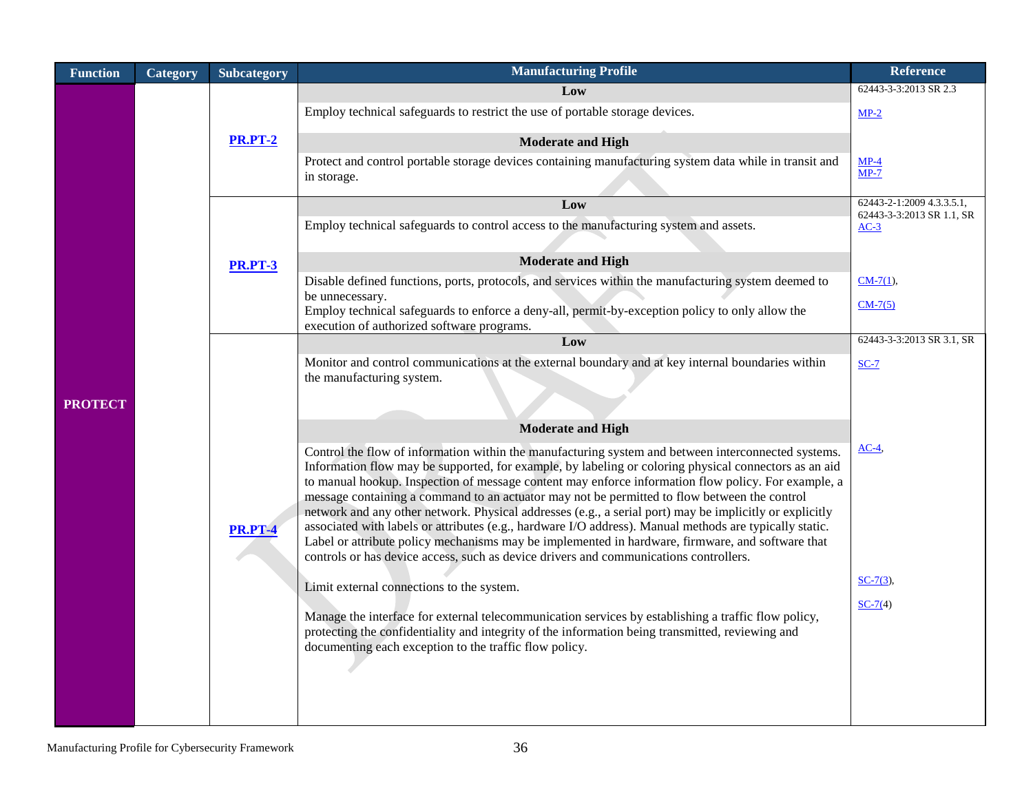| Function | Category | Subcategory | Manufacturing Profile | Reference |
|---|---|---|---|---|
| PROTECT | | PR.PT-2 | **Low** | 62443-3-3:2013 SR 2.3 |
| | | | Employ technical safeguards to restrict the use of portable storage devices. | MP-2 |
| | | | **Moderate and High** | |
| | | | Protect and control portable storage devices containing manufacturing system data while in transit and in storage. | MP-4<br>MP-7 |
| | | PR.PT-3 | **Low** | 62443-2-1:2009 4.3.3.5.1,<br>62443-3-3:2013 SR 1.1, SR |
| | | | Employ technical safeguards to control access to the manufacturing system and assets. | AC-3 |
| | | | **Moderate and High** | |
| | | | Disable defined functions, ports, protocols, and services within the manufacturing system deemed to be unnecessary.<br>Employ technical safeguards to enforce a deny-all, permit-by-exception policy to only allow the execution of authorized software programs. | CM-7(1),<br>CM-7(5) |
| | | PR.PT-4 | **Low** | 62443-3-3:2013 SR 3.1, SR |
| | | | Monitor and control communications at the external boundary and at key internal boundaries within the manufacturing system. | SC-7 |
| | | | **Moderate and High** | |
| | | | Control the flow of information within the manufacturing system and between interconnected systems. Information flow may be supported, for example, by labeling or coloring physical connectors as an aid to manual hookup. Inspection of message content may enforce information flow policy. For example, a message containing a command to an actuator may not be permitted to flow between the control network and any other network. Physical addresses (e.g., a serial port) may be implicitly or explicitly associated with labels or attributes (e.g., hardware I/O address). Manual methods are typically static. Label or attribute policy mechanisms may be implemented in hardware, firmware, and software that controls or has device access, such as device drivers and communications controllers. | AC-4, |
| | | | Limit external connections to the system.<br><br>Manage the interface for external telecommunication services by establishing a traffic flow policy, protecting the confidentiality and integrity of the information being transmitted, reviewing and documenting each exception to the traffic flow policy. | SC-7(3),<br>SC-7(4) |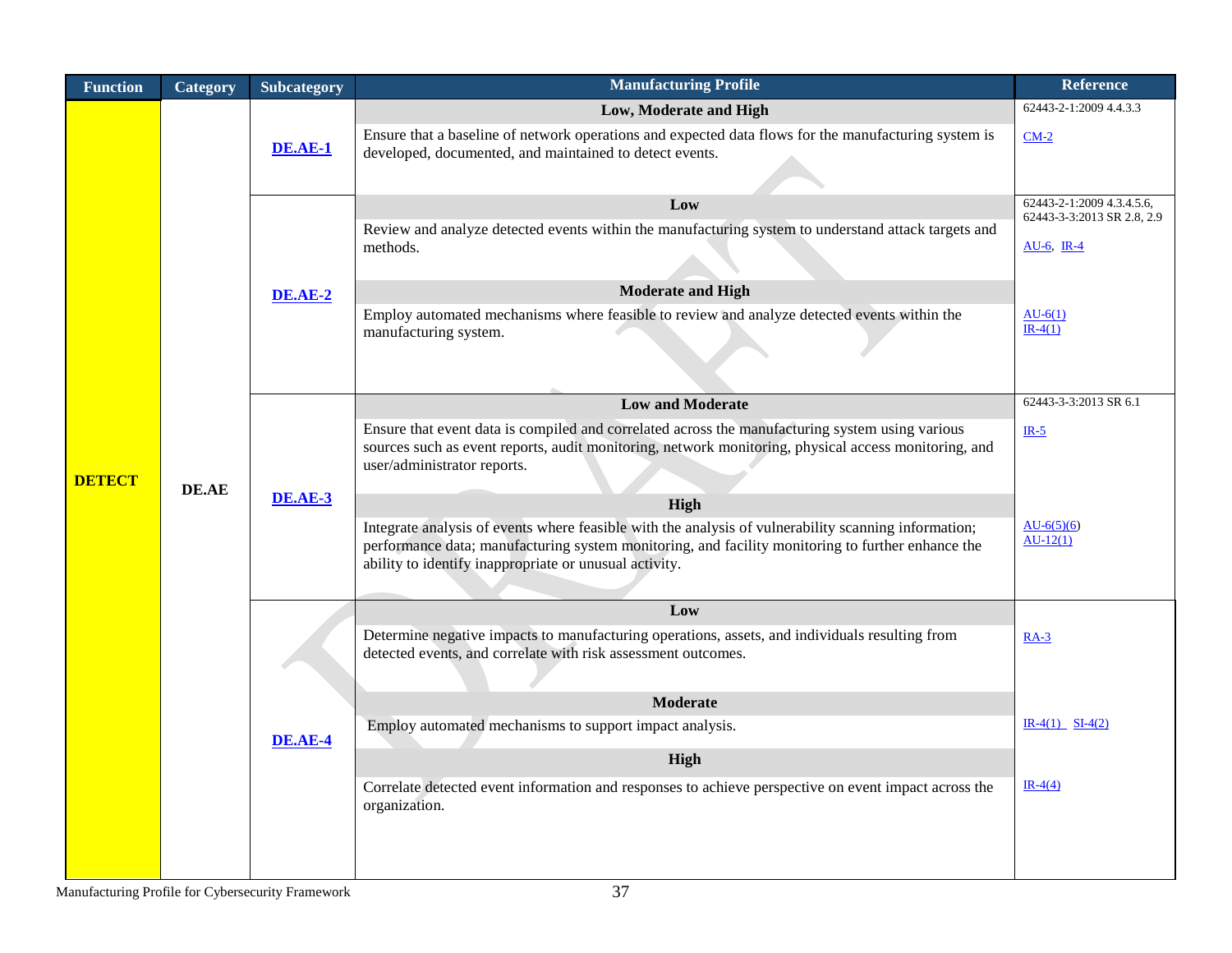| Function | Category | Subcategory | Manufacturing Profile | Reference |
|---|---|---|---|---|
| DETECT | DE.AE | **DE.AE-1** | **Low, Moderate and High** | 62443-2-1:2009 4.4.3.3 |
| | | | Ensure that a baseline of network operations and expected data flows for the manufacturing system is developed, documented, and maintained to detect events. | CM-2 |
| | | **DE.AE-2** | **Low** | 62443-2-1:2009 4.3.4.5.6, 62443-3-3:2013 SR 2.8, 2.9 |
| | | | Review and analyze detected events within the manufacturing system to understand attack targets and methods. | AU-6, IR-4 |
| | | | **Moderate and High** | |
| | | | Employ automated mechanisms where feasible to review and analyze detected events within the manufacturing system. | AU-6(1) IR-4(1) |
| | | **DE.AE-3** | **Low and Moderate** | 62443-3-3:2013 SR 6.1 |
| | | | Ensure that event data is compiled and correlated across the manufacturing system using various sources such as event reports, audit monitoring, network monitoring, physical access monitoring, and user/administrator reports. | IR-5 |
| | | | **High** | |
| | | | Integrate analysis of events where feasible with the analysis of vulnerability scanning information; performance data; manufacturing system monitoring, and facility monitoring to further enhance the ability to identify inappropriate or unusual activity. | AU-6(5)(6) AU-12(1) |
| | | **DE.AE-4** | **Low** | |
| | | | Determine negative impacts to manufacturing operations, assets, and individuals resulting from detected events, and correlate with risk assessment outcomes. | RA-3 |
| | | | **Moderate** | |
| | | | Employ automated mechanisms to support impact analysis. | IR-4(1) SI-4(2) |
| | | | **High** | |
| | | | Correlate detected event information and responses to achieve perspective on event impact across the organization. | IR-4(4) |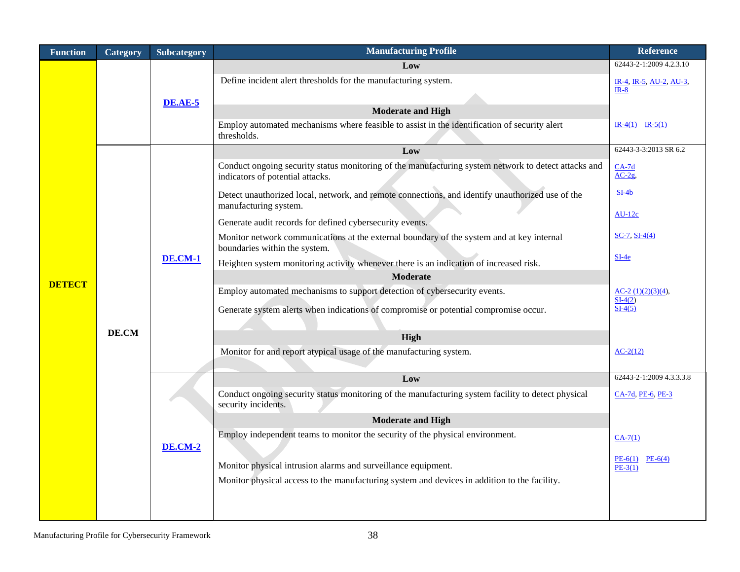| Function | Category | Subcategory | Manufacturing Profile | Reference |
|---|---|---|---|---|
| DETECT | | DE.AE-5 | **Low** | 62443-2-1:2009 4.2.3.10 |
| | | | Define incident alert thresholds for the manufacturing system. | IR-4, IR-5, AU-2, AU-3, IR-8 |
| | | | **Moderate and High** | |
| | | | Employ automated mechanisms where feasible to assist in the identification of security alert thresholds. | IR-4(1) IR-5(1) |
| | DE.CM | DE.CM-1 | **Low** | 62443-3-3:2013 SR 6.2 |
| | | | Conduct ongoing security status monitoring of the manufacturing system network to detect attacks and indicators of potential attacks. | CA-7d AC-2g, |
| | | | Detect unauthorized local, network, and remote connections, and identify unauthorized use of the manufacturing system. | SI-4b |
| | | | Generate audit records for defined cybersecurity events. | AU-12c |
| | | | Monitor network communications at the external boundary of the system and at key internal boundaries within the system. | SC-7, SI-4(4) |
| | | | Heighten system monitoring activity whenever there is an indication of increased risk. | SI-4e |
| | | | **Moderate** | |
| | | | Employ automated mechanisms to support detection of cybersecurity events. | AC-2 (1)(2)(3)(4), SI-4(2) |
| | | | Generate system alerts when indications of compromise or potential compromise occur. | SI-4(5) |
| | | | **High** | |
| | | | Monitor for and report atypical usage of the manufacturing system. | AC-2(12) |
| | | DE.CM-2 | **Low** | 62443-2-1:2009 4.3.3.3.8 |
| | | | Conduct ongoing security status monitoring of the manufacturing system facility to detect physical security incidents. | CA-7d, PE-6, PE-3 |
| | | | **Moderate and High** | |
| | | | Employ independent teams to monitor the security of the physical environment. | CA-7(1) |
| | | | Monitor physical intrusion alarms and surveillance equipment. | PE-6(1) PE-6(4) PE-3(1) |
| | | | Monitor physical access to the manufacturing system and devices in addition to the facility. | |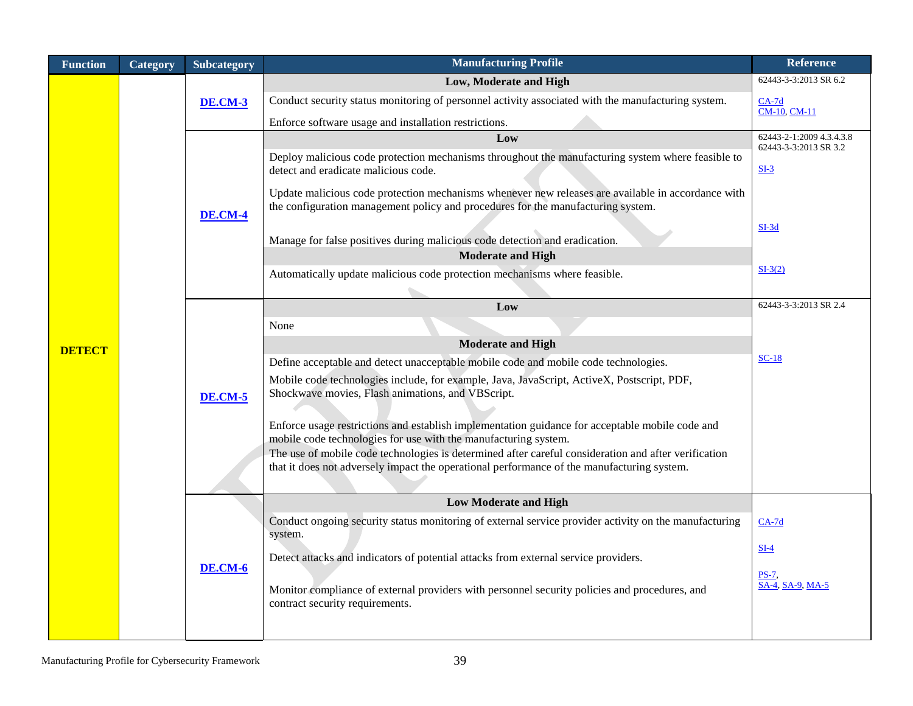| Function | Category | Subcategory | Manufacturing Profile | Reference |
|---|---|---|---|---|
| DETECT | | DE.CM-3 | **Low, Moderate and High** | 62443-3-3:2013 SR 6.2 |
| | | | Conduct security status monitoring of personnel activity associated with the manufacturing system. | CA-7d |
| | | | Enforce software usage and installation restrictions. | CM-10, CM-11 |
| | | DE.CM-4 | **Low** | 62443-2-1:2009 4.3.4.3.8<br>62443-3-3:2013 SR 3.2 |
| | | | Deploy malicious code protection mechanisms throughout the manufacturing system where feasible to detect and eradicate malicious code. | SI-3 |
| | | | Update malicious code protection mechanisms whenever new releases are available in accordance with the configuration management policy and procedures for the manufacturing system. | |
| | | | Manage for false positives during malicious code detection and eradication. | SI-3d |
| | | | **Moderate and High** | |
| | | | Automatically update malicious code protection mechanisms where feasible. | SI-3(2) |
| | | DE.CM-5 | **Low** | 62443-3-3:2013 SR 2.4 |
| | | | None | |
| | | | **Moderate and High** | |
| | | | Define acceptable and detect unacceptable mobile code and mobile code technologies.<br>Mobile code technologies include, for example, Java, JavaScript, ActiveX, Postscript, PDF, Shockwave movies, Flash animations, and VBScript. | SC-18 |
| | | | Enforce usage restrictions and establish implementation guidance for acceptable mobile code and mobile code technologies for use with the manufacturing system.<br>The use of mobile code technologies is determined after careful consideration and after verification that it does not adversely impact the operational performance of the manufacturing system. | |
| | | DE.CM-6 | **Low Moderate and High** | |
| | | | Conduct ongoing security status monitoring of external service provider activity on the manufacturing system. | CA-7d |
| | | | Detect attacks and indicators of potential attacks from external service providers. | SI-4 |
| | | | Monitor compliance of external providers with personnel security policies and procedures, and contract security requirements. | PS-7, SA-4, SA-9, MA-5 |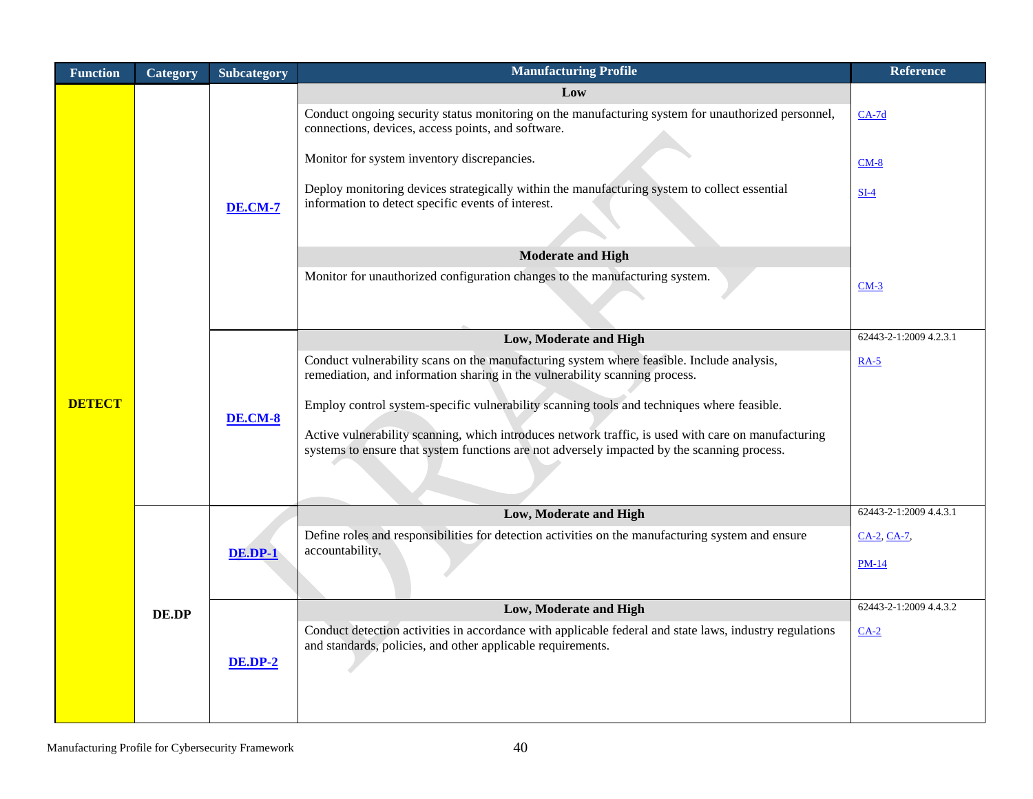| Function | Category | Subcategory | Manufacturing Profile | Reference |
|---|---|---|---|---|
| DETECT | | DE.CM-7 | **Low** | |
| | | | Conduct ongoing security status monitoring on the manufacturing system for unauthorized personnel, connections, devices, access points, and software. | CA-7d |
| | | | Monitor for system inventory discrepancies. | CM-8 |
| | | | Deploy monitoring devices strategically within the manufacturing system to collect essential information to detect specific events of interest. | SI-4 |
| | | | **Moderate and High** | |
| | | | Monitor for unauthorized configuration changes to the manufacturing system. | CM-3 |
| | | DE.CM-8 | **Low, Moderate and High** | 62443-2-1:2009 4.2.3.1 |
| | | | Conduct vulnerability scans on the manufacturing system where feasible. Include analysis, remediation, and information sharing in the vulnerability scanning process. | RA-5 |
| | | | Employ control system-specific vulnerability scanning tools and techniques where feasible. | |
| | | | Active vulnerability scanning, which introduces network traffic, is used with care on manufacturing systems to ensure that system functions are not adversely impacted by the scanning process. | |
| | DE.DP | DE.DP-1 | **Low, Moderate and High** | 62443-2-1:2009 4.4.3.1 |
| | | | Define roles and responsibilities for detection activities on the manufacturing system and ensure accountability. | CA-2, CA-7, PM-14 |
| | | DE.DP-2 | **Low, Moderate and High** | 62443-2-1:2009 4.4.3.2 |
| | | | Conduct detection activities in accordance with applicable federal and state laws, industry regulations and standards, policies, and other applicable requirements. | CA-2 |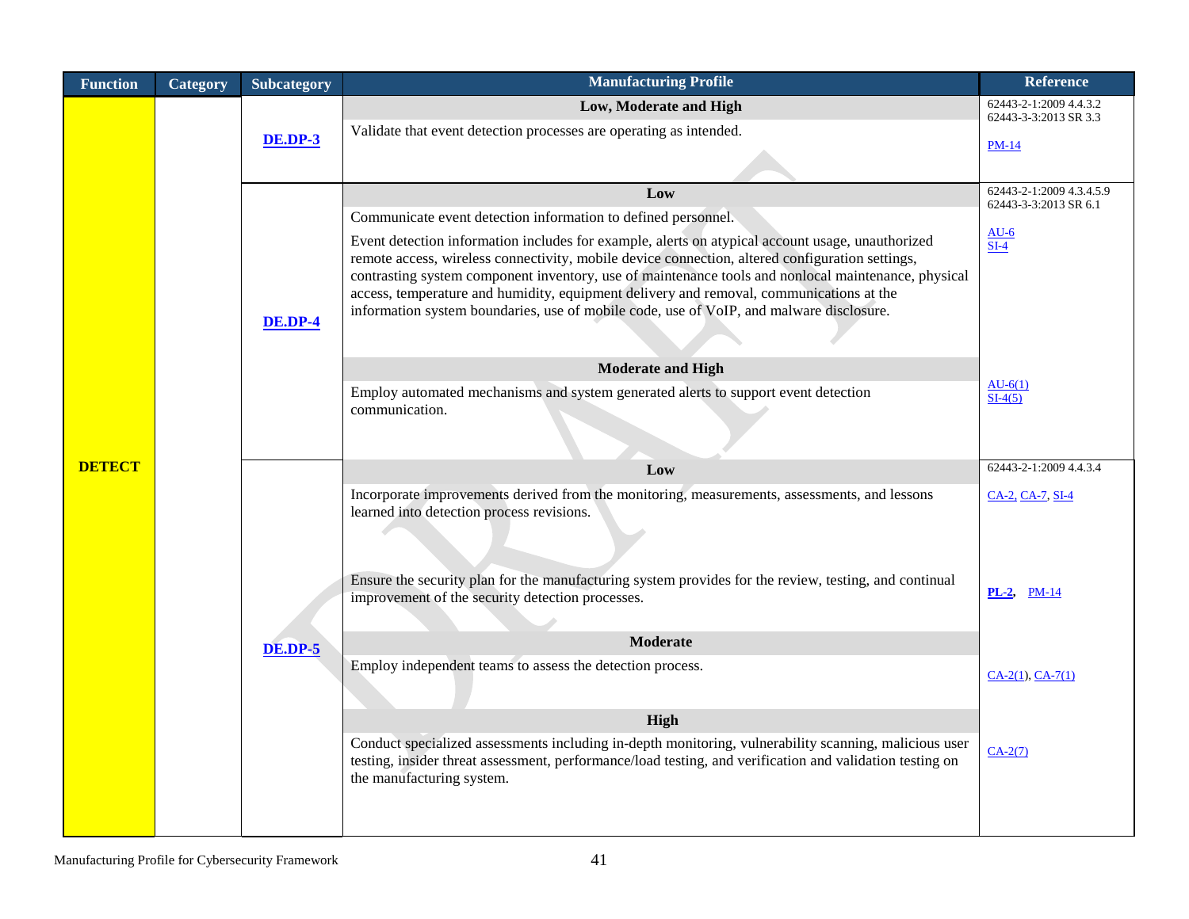| Function | Category | Subcategory | Manufacturing Profile | Reference |
|---|---|---|---|---|
| DETECT | | DE.DP-3 | **Low, Moderate and High** | 62443-2-1:2009 4.4.3.2<br>62443-3-3:2013 SR 3.3 |
| | | | Validate that event detection processes are operating as intended. | PM-14 |
| | | DE.DP-4 | **Low** | 62443-2-1:2009 4.3.4.5.9<br>62443-3-3:2013 SR 6.1 |
| | | | Communicate event detection information to defined personnel.<br><br>Event detection information includes for example, alerts on atypical account usage, unauthorized remote access, wireless connectivity, mobile device connection, altered configuration settings, contrasting system component inventory, use of maintenance tools and nonlocal maintenance, physical access, temperature and humidity, equipment delivery and removal, communications at the information system boundaries, use of mobile code, use of VoIP, and malware disclosure. | AU-6<br>SI-4 |
| | | | **Moderate and High** | |
| | | | Employ automated mechanisms and system generated alerts to support event detection communication. | AU-6(1)<br>SI-4(5) |
| | | DE.DP-5 | **Low** | 62443-2-1:2009 4.4.3.4 |
| | | | Incorporate improvements derived from the monitoring, measurements, assessments, and lessons learned into detection process revisions. | CA-2, CA-7, SI-4 |
| | | | Ensure the security plan for the manufacturing system provides for the review, testing, and continual improvement of the security detection processes. | PL-2, PM-14 |
| | | | **Moderate** | |
| | | | Employ independent teams to assess the detection process. | CA-2(1), CA-7(1) |
| | | | **High** | |
| | | | Conduct specialized assessments including in-depth monitoring, vulnerability scanning, malicious user testing, insider threat assessment, performance/load testing, and verification and validation testing on the manufacturing system. | CA-2(7) |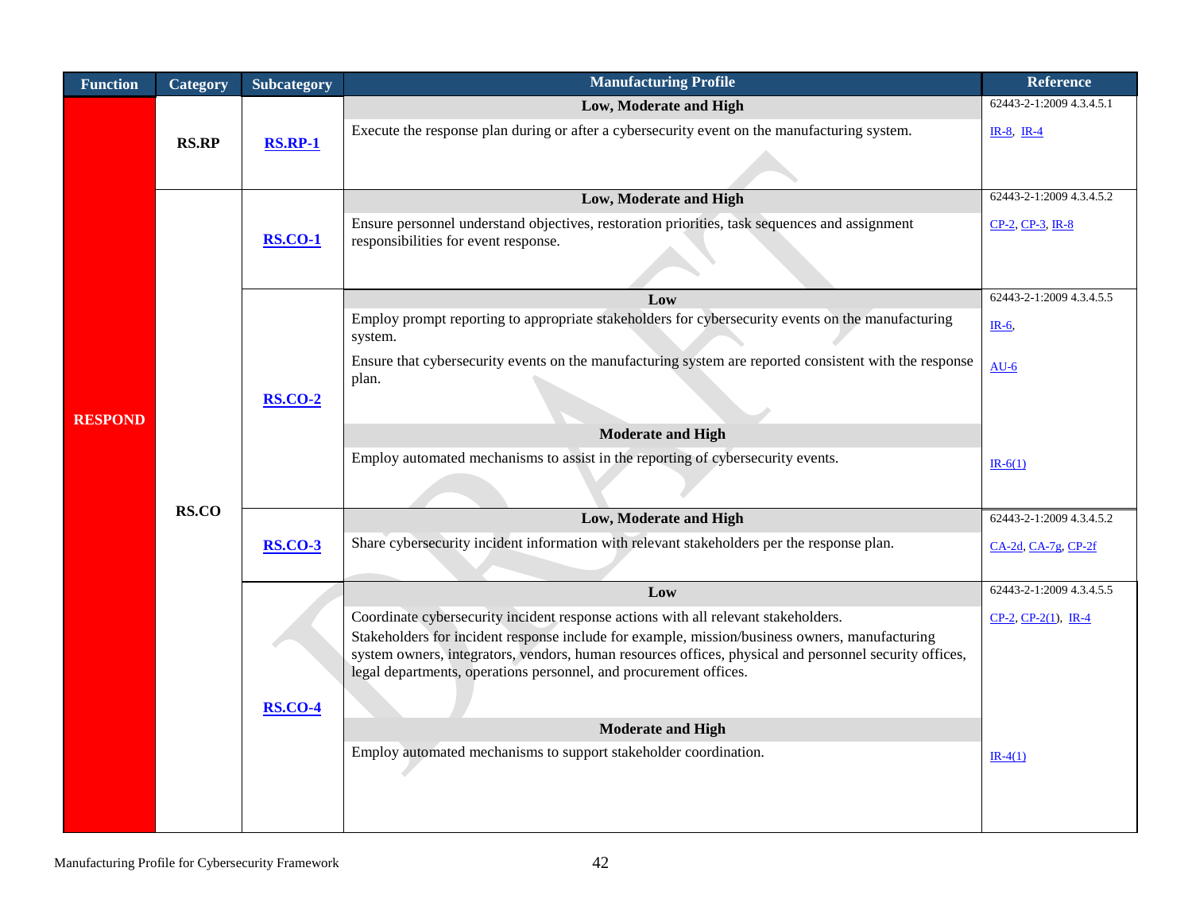| Function | Category | Subcategory | Manufacturing Profile | Reference |
|---|---|---|---|---|
| RESPOND | RS.RP | RS.RP-1 | **Low, Moderate and High** | 62443-2-1:2009 4.3.4.5.1 |
| | | | Execute the response plan during or after a cybersecurity event on the manufacturing system. | IR-8, IR-4 |
| | RS.CO | RS.CO-1 | **Low, Moderate and High** | 62443-2-1:2009 4.3.4.5.2 |
| | | | Ensure personnel understand objectives, restoration priorities, task sequences and assignment responsibilities for event response. | CP-2, CP-3, IR-8 |
| | | RS.CO-2 | **Low** | 62443-2-1:2009 4.3.4.5.5 |
| | | | Employ prompt reporting to appropriate stakeholders for cybersecurity events on the manufacturing system. | IR-6, |
| | | | Ensure that cybersecurity events on the manufacturing system are reported consistent with the response plan. | AU-6 |
| | | | **Moderate and High** | |
| | | | Employ automated mechanisms to assist in the reporting of cybersecurity events. | IR-6(1) |
| | | RS.CO-3 | **Low, Moderate and High** | 62443-2-1:2009 4.3.4.5.2 |
| | | | Share cybersecurity incident information with relevant stakeholders per the response plan. | CA-2d, CA-7g, CP-2f |
| | | RS.CO-4 | **Low** | 62443-2-1:2009 4.3.4.5.5 |
| | | | Coordinate cybersecurity incident response actions with all relevant stakeholders. Stakeholders for incident response include for example, mission/business owners, manufacturing system owners, integrators, vendors, human resources offices, physical and personnel security offices, legal departments, operations personnel, and procurement offices. | CP-2, CP-2(1), IR-4 |
| | | | **Moderate and High** | |
| | | | Employ automated mechanisms to support stakeholder coordination. | IR-4(1) |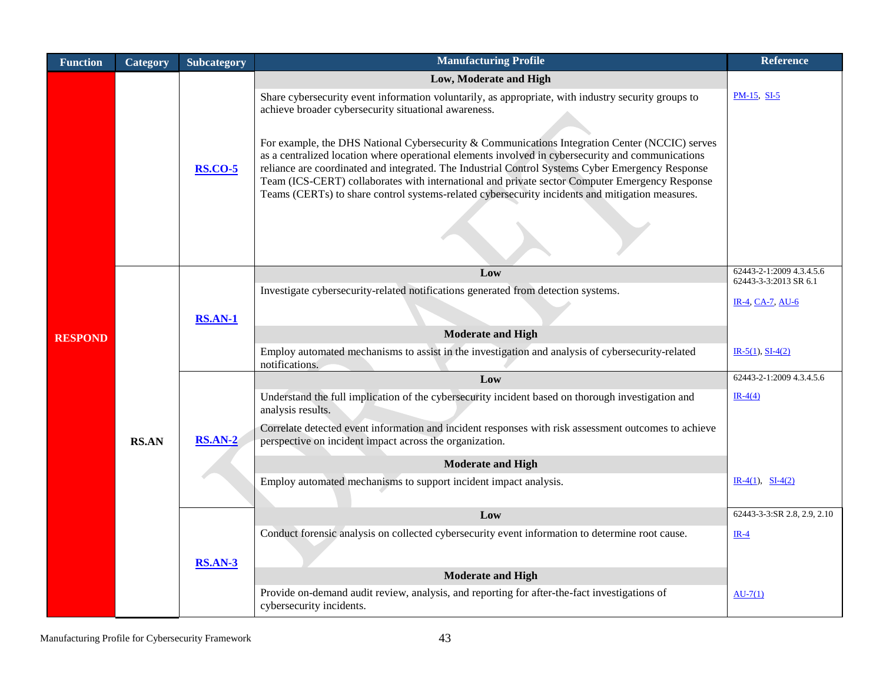| Function | Category | Subcategory | Manufacturing Profile | Reference |
|---|---|---|---|---|
| RESPOND | | RS.CO-5 | **Low, Moderate and High** | |
| | | | Share cybersecurity event information voluntarily, as appropriate, with industry security groups to achieve broader cybersecurity situational awareness.<br><br>For example, the DHS National Cybersecurity & Communications Integration Center (NCCIC) serves as a centralized location where operational elements involved in cybersecurity and communications reliance are coordinated and integrated. The Industrial Control Systems Cyber Emergency Response Team (ICS-CERT) collaborates with international and private sector Computer Emergency Response Teams (CERTs) to share control systems-related cybersecurity incidents and mitigation measures. | PM-15, SI-5 |
| | RS.AN | RS.AN-1 | **Low** | 62443-2-1:2009 4.3.4.5.6<br>62443-3-3:2013 SR 6.1 |
| | | | Investigate cybersecurity-related notifications generated from detection systems. | IR-4, CA-7, AU-6 |
| | | | **Moderate and High** | |
| | | | Employ automated mechanisms to assist in the investigation and analysis of cybersecurity-related notifications. | IR-5(1), SI-4(2) |
| | | RS.AN-2 | **Low** | 62443-2-1:2009 4.3.4.5.6 |
| | | | Understand the full implication of the cybersecurity incident based on thorough investigation and analysis results.<br><br>Correlate detected event information and incident responses with risk assessment outcomes to achieve perspective on incident impact across the organization. | IR-4(4) |
| | | | **Moderate and High** | |
| | | | Employ automated mechanisms to support incident impact analysis. | IR-4(1), SI-4(2) |
| | | RS.AN-3 | **Low** | 62443-3-3:SR 2.8, 2.9, 2.10 |
| | | | Conduct forensic analysis on collected cybersecurity event information to determine root cause. | IR-4 |
| | | | **Moderate and High** | |
| | | | Provide on-demand audit review, analysis, and reporting for after-the-fact investigations of cybersecurity incidents. | AU-7(1) |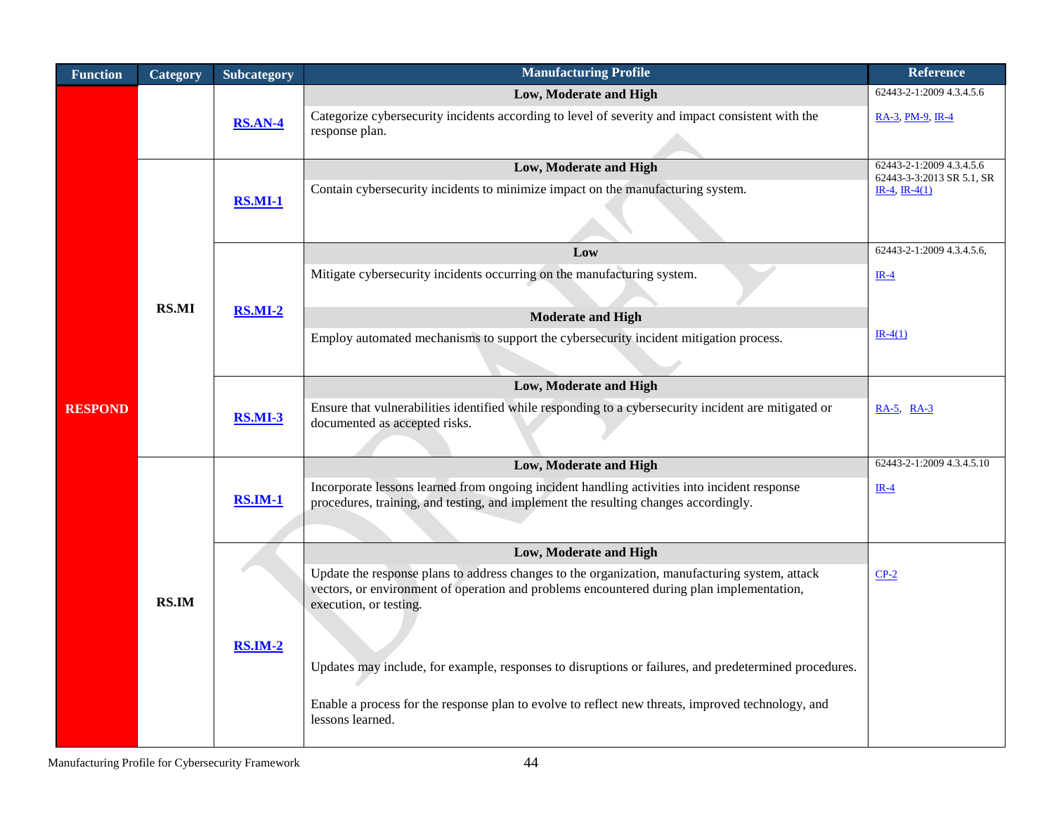| Function | Category | Subcategory | Manufacturing Profile | Reference |
|---|---|---|---|---|
| RESPOND | | RS.AN-4 | **Low, Moderate and High** | 62443-2-1:2009 4.3.4.5.6 |
| | | | Categorize cybersecurity incidents according to level of severity and impact consistent with the response plan. | RA-3, PM-9, IR-4 |
| | RS.MI | RS.MI-1 | **Low, Moderate and High** | 62443-2-1:2009 4.3.4.5.6<br>62443-3-3:2013 SR 5.1, SR |
| | | | Contain cybersecurity incidents to minimize impact on the manufacturing system. | IR-4, IR-4(1) |
| | | RS.MI-2 | **Low** | 62443-2-1:2009 4.3.4.5.6, |
| | | | Mitigate cybersecurity incidents occurring on the manufacturing system. | IR-4 |
| | | | **Moderate and High** | |
| | | | Employ automated mechanisms to support the cybersecurity incident mitigation process. | IR-4(1) |
| | | RS.MI-3 | **Low, Moderate and High** | |
| | | | Ensure that vulnerabilities identified while responding to a cybersecurity incident are mitigated or documented as accepted risks. | RA-5, RA-3 |
| | RS.IM | RS.IM-1 | **Low, Moderate and High** | 62443-2-1:2009 4.3.4.5.10 |
| | | | Incorporate lessons learned from ongoing incident handling activities into incident response procedures, training, and testing, and implement the resulting changes accordingly. | IR-4 |
| | | RS.IM-2 | **Low, Moderate and High** | |
| | | | Update the response plans to address changes to the organization, manufacturing system, attack vectors, or environment of operation and problems encountered during plan implementation, execution, or testing.<br><br>Updates may include, for example, responses to disruptions or failures, and predetermined procedures.<br><br>Enable a process for the response plan to evolve to reflect new threats, improved technology, and lessons learned. | CP-2 |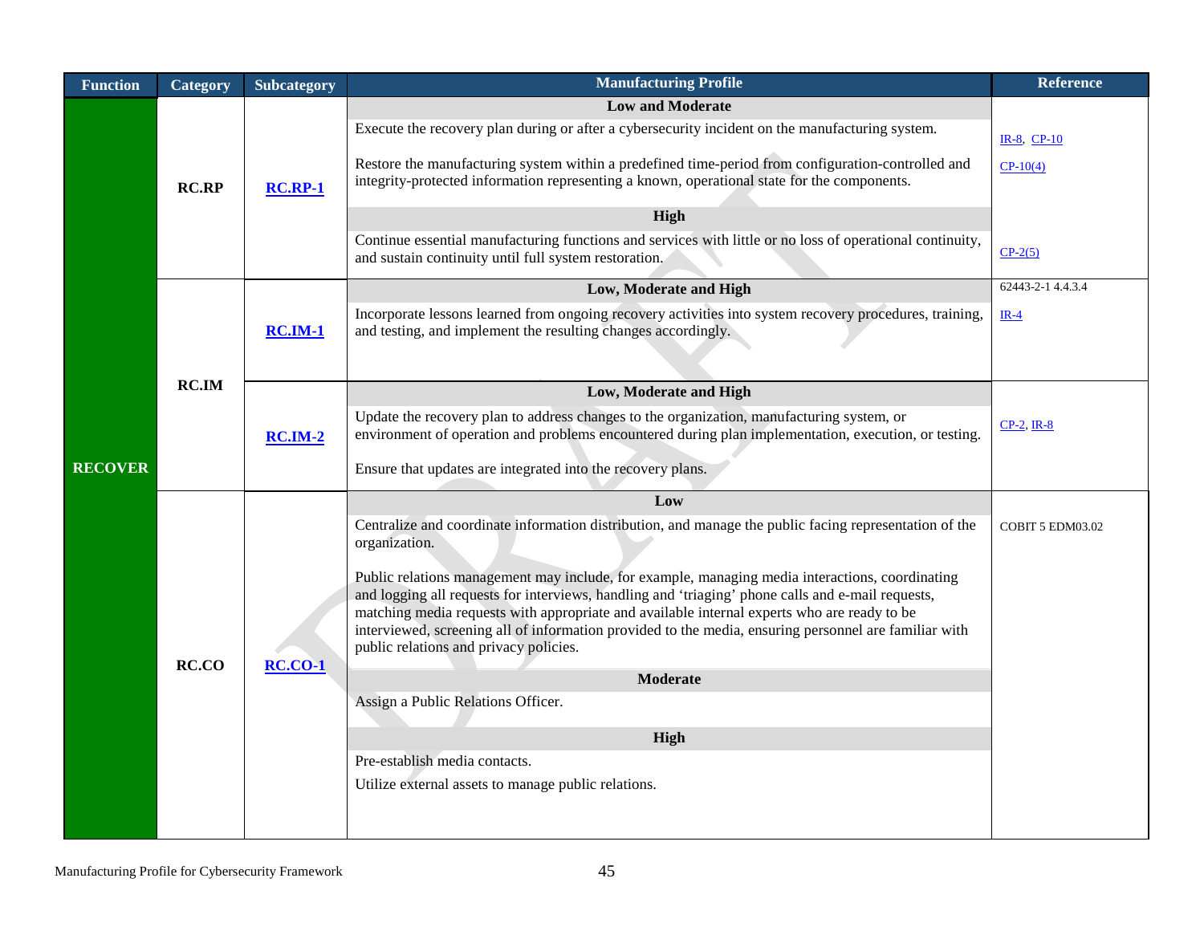| Function | Category | Subcategory | Manufacturing Profile | Reference |
|---|---|---|---|---|
| RECOVER | RC.RP | RC.RP-1 | **Low and Moderate** | |
| | | | Execute the recovery plan during or after a cybersecurity incident on the manufacturing system. | IR-8, CP-10 |
| | | | Restore the manufacturing system within a predefined time-period from configuration-controlled and integrity-protected information representing a known, operational state for the components. | CP-10(4) |
| | | | **High** | |
| | | | Continue essential manufacturing functions and services with little or no loss of operational continuity, and sustain continuity until full system restoration. | CP-2(5) |
| | RC.IM | RC.IM-1 | **Low, Moderate and High** | 62443-2-1 4.4.3.4 |
| | | | Incorporate lessons learned from ongoing recovery activities into system recovery procedures, training, and testing, and implement the resulting changes accordingly. | IR-4 |
| | | RC.IM-2 | **Low, Moderate and High** | |
| | | | Update the recovery plan to address changes to the organization, manufacturing system, or environment of operation and problems encountered during plan implementation, execution, or testing.<br><br>Ensure that updates are integrated into the recovery plans. | CP-2, IR-8 |
| | RC.CO | RC.CO-1 | **Low** | |
| | | | Centralize and coordinate information distribution, and manage the public facing representation of the organization.<br><br>Public relations management may include, for example, managing media interactions, coordinating and logging all requests for interviews, handling and 'triaging' phone calls and e-mail requests, matching media requests with appropriate and available internal experts who are ready to be interviewed, screening all of information provided to the media, ensuring personnel are familiar with public relations and privacy policies. | COBIT 5 EDM03.02 |
| | | | **Moderate** | |
| | | | Assign a Public Relations Officer. | |
| | | | **High** | |
| | | | Pre-establish media contacts.<br><br>Utilize external assets to manage public relations. | |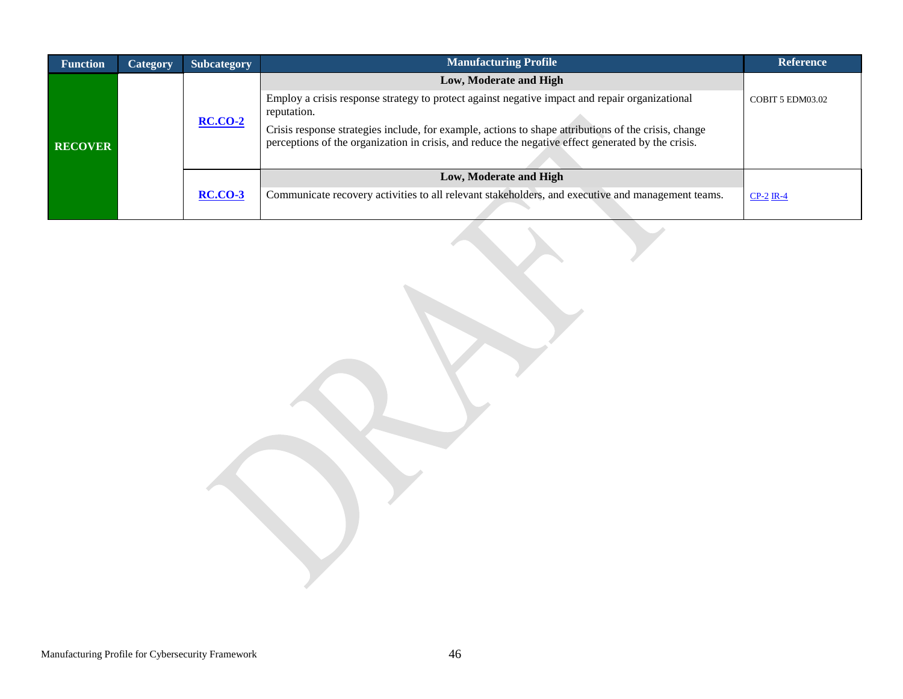| Function | Category | Subcategory | Manufacturing Profile | Reference |
|---|---|---|---|---|
| RECOVER | | RC.CO-2 | **Low, Moderate and High** | COBIT 5 EDM03.02 |
| | | | Employ a crisis response strategy to protect against negative impact and repair organizational reputation. | |
| | | | Crisis response strategies include, for example, actions to shape attributions of the crisis, change perceptions of the organization in crisis, and reduce the negative effect generated by the crisis. | |
| | | RC.CO-3 | **Low, Moderate and High** | CP-2 IR-4 |
| | | | Communicate recovery activities to all relevant stakeholders, and executive and management teams. | |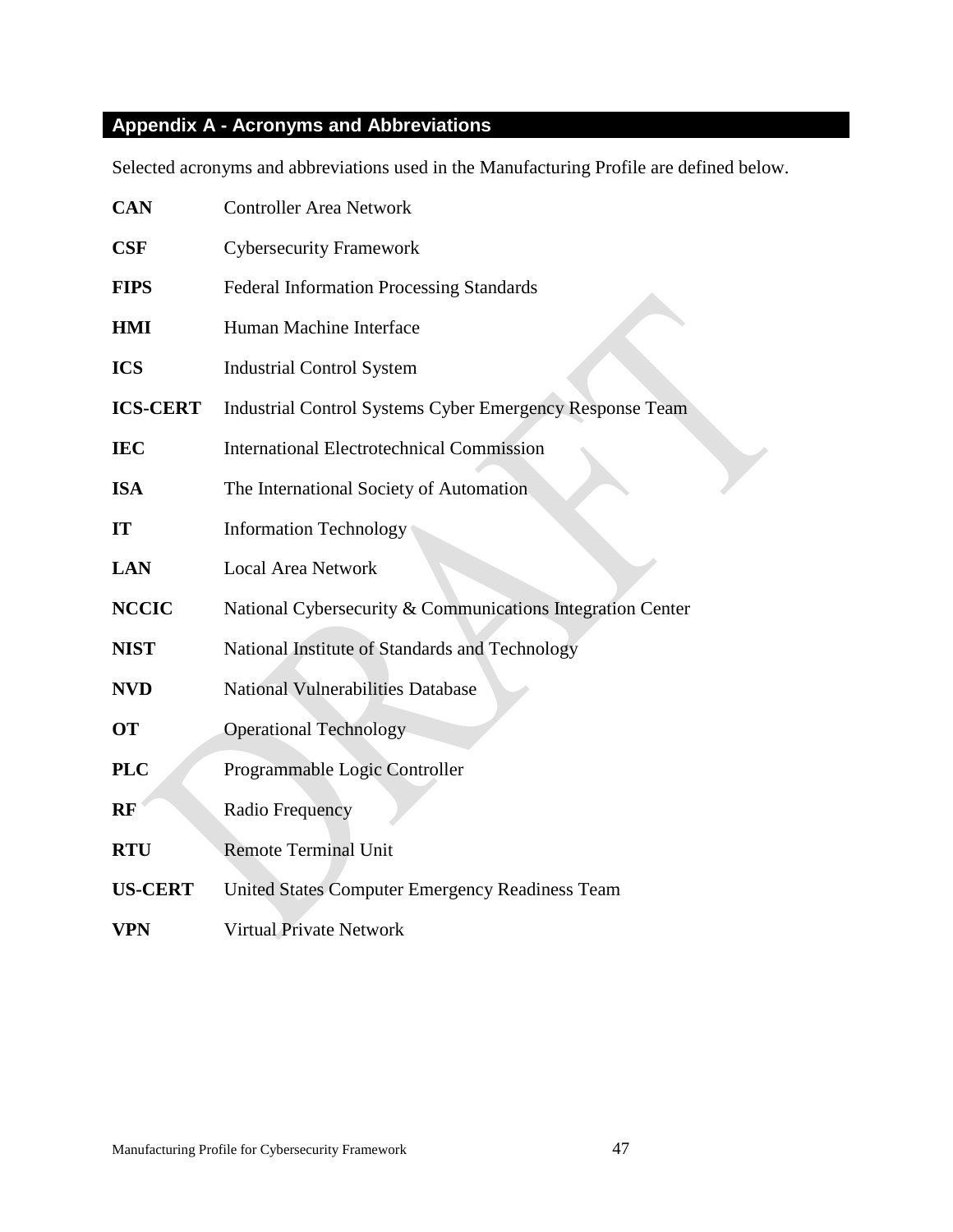## Appendix A - Acronyms and Abbreviations

Selected acronyms and abbreviations used in the Manufacturing Profile are defined below.

| | |
|---|---|
| **CAN** | Controller Area Network |
| **CSF** | Cybersecurity Framework |
| **FIPS** | Federal Information Processing Standards |
| **HMI** | Human Machine Interface |
| **ICS** | Industrial Control System |
| **ICS-CERT** | Industrial Control Systems Cyber Emergency Response Team |
| **IEC** | International Electrotechnical Commission |
| **ISA** | The International Society of Automation |
| **IT** | Information Technology |
| **LAN** | Local Area Network |
| **NCCIC** | National Cybersecurity & Communications Integration Center |
| **NIST** | National Institute of Standards and Technology |
| **NVD** | National Vulnerabilities Database |
| **OT** | Operational Technology |
| **PLC** | Programmable Logic Controller |
| **RF** | Radio Frequency |
| **RTU** | Remote Terminal Unit |
| **US-CERT** | United States Computer Emergency Readiness Team |
| **VPN** | Virtual Private Network |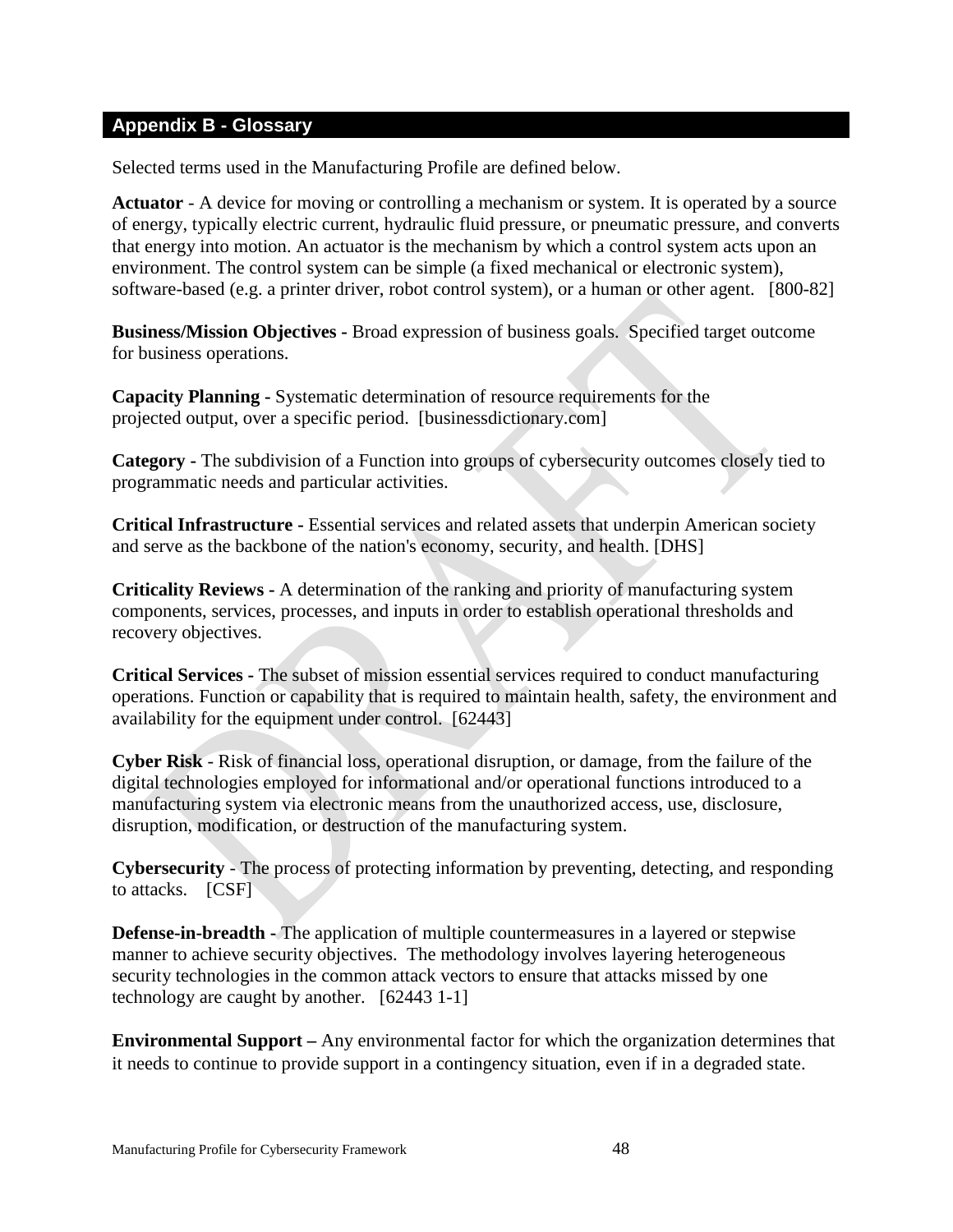## Appendix B - Glossary

Selected terms used in the Manufacturing Profile are defined below.

**Actuator** - A device for moving or controlling a mechanism or system. It is operated by a source of energy, typically electric current, hydraulic fluid pressure, or pneumatic pressure, and converts that energy into motion. An actuator is the mechanism by which a control system acts upon an environment. The control system can be simple (a fixed mechanical or electronic system), software-based (e.g. a printer driver, robot control system), or a human or other agent. [800-82]

**Business/Mission Objectives -** Broad expression of business goals. Specified target outcome for business operations.

**Capacity Planning -** Systematic determination of resource requirements for the projected output, over a specific period. [businessdictionary.com]

**Category -** The subdivision of a Function into groups of cybersecurity outcomes closely tied to programmatic needs and particular activities.

**Critical Infrastructure -** Essential services and related assets that underpin American society and serve as the backbone of the nation's economy, security, and health. [DHS]

**Criticality Reviews -** A determination of the ranking and priority of manufacturing system components, services, processes, and inputs in order to establish operational thresholds and recovery objectives.

**Critical Services -** The subset of mission essential services required to conduct manufacturing operations. Function or capability that is required to maintain health, safety, the environment and availability for the equipment under control. [62443]

**Cyber Risk** - Risk of financial loss, operational disruption, or damage, from the failure of the digital technologies employed for informational and/or operational functions introduced to a manufacturing system via electronic means from the unauthorized access, use, disclosure, disruption, modification, or destruction of the manufacturing system.

**Cybersecurity** - The process of protecting information by preventing, detecting, and responding to attacks. [CSF]

**Defense-in-breadth -** The application of multiple countermeasures in a layered or stepwise manner to achieve security objectives. The methodology involves layering heterogeneous security technologies in the common attack vectors to ensure that attacks missed by one technology are caught by another. [62443 1-1]

**Environmental Support –** Any environmental factor for which the organization determines that it needs to continue to provide support in a contingency situation, even if in a degraded state.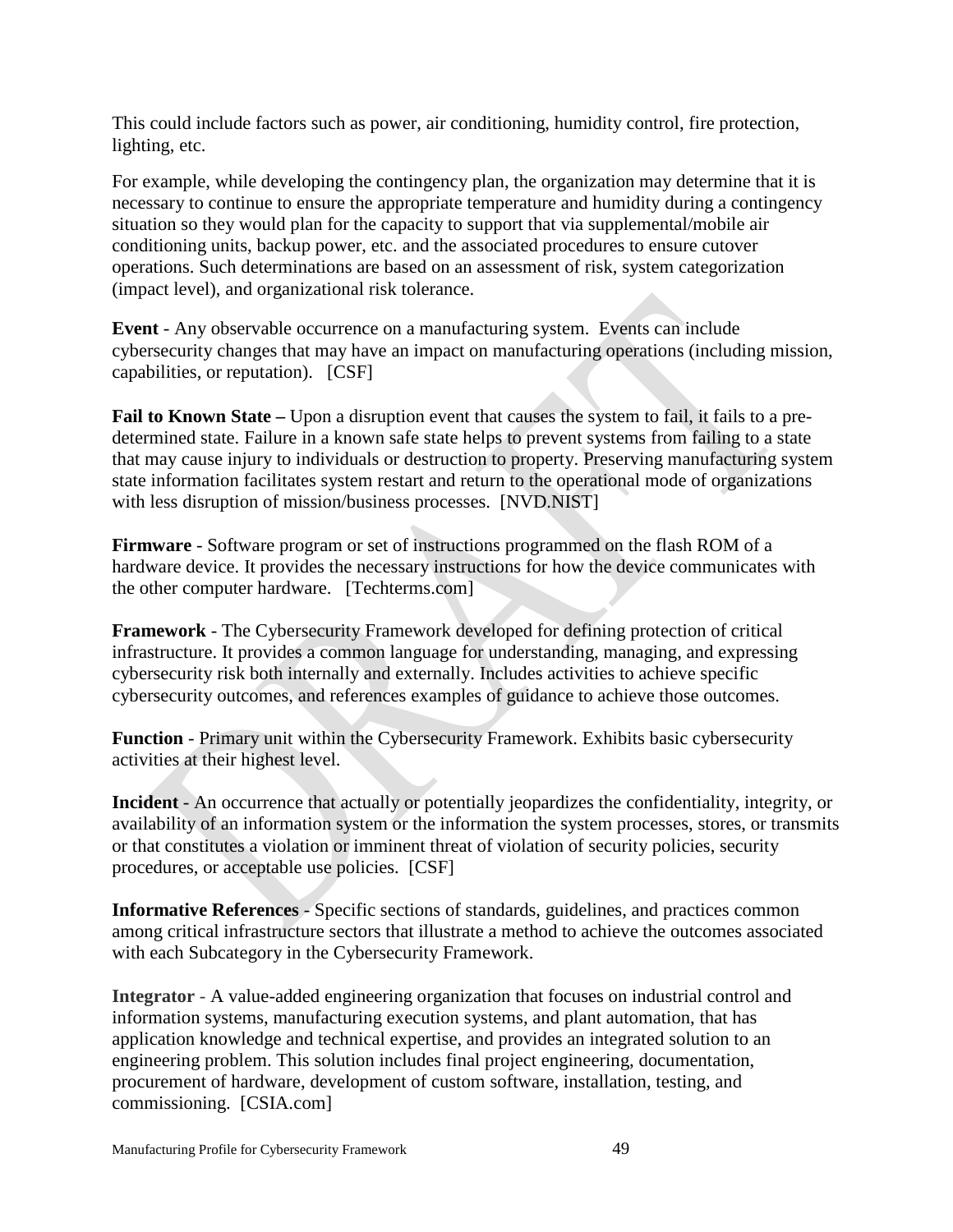This could include factors such as power, air conditioning, humidity control, fire protection, lighting, etc.

For example, while developing the contingency plan, the organization may determine that it is necessary to continue to ensure the appropriate temperature and humidity during a contingency situation so they would plan for the capacity to support that via supplemental/mobile air conditioning units, backup power, etc. and the associated procedures to ensure cutover operations. Such determinations are based on an assessment of risk, system categorization (impact level), and organizational risk tolerance.

**Event** - Any observable occurrence on a manufacturing system. Events can include cybersecurity changes that may have an impact on manufacturing operations (including mission, capabilities, or reputation). [CSF]

**Fail to Known State –** Upon a disruption event that causes the system to fail, it fails to a pre-determined state. Failure in a known safe state helps to prevent systems from failing to a state that may cause injury to individuals or destruction to property. Preserving manufacturing system state information facilitates system restart and return to the operational mode of organizations with less disruption of mission/business processes. [NVD.NIST]

**Firmware** - Software program or set of instructions programmed on the flash ROM of a hardware device. It provides the necessary instructions for how the device communicates with the other computer hardware. [Techterms.com]

**Framework** - The Cybersecurity Framework developed for defining protection of critical infrastructure. It provides a common language for understanding, managing, and expressing cybersecurity risk both internally and externally. Includes activities to achieve specific cybersecurity outcomes, and references examples of guidance to achieve those outcomes.

**Function** - Primary unit within the Cybersecurity Framework. Exhibits basic cybersecurity activities at their highest level.

**Incident** - An occurrence that actually or potentially jeopardizes the confidentiality, integrity, or availability of an information system or the information the system processes, stores, or transmits or that constitutes a violation or imminent threat of violation of security policies, security procedures, or acceptable use policies. [CSF]

**Informative References** - Specific sections of standards, guidelines, and practices common among critical infrastructure sectors that illustrate a method to achieve the outcomes associated with each Subcategory in the Cybersecurity Framework.

**Integrator** - A value-added engineering organization that focuses on industrial control and information systems, manufacturing execution systems, and plant automation, that has application knowledge and technical expertise, and provides an integrated solution to an engineering problem. This solution includes final project engineering, documentation, procurement of hardware, development of custom software, installation, testing, and commissioning. [CSIA.com]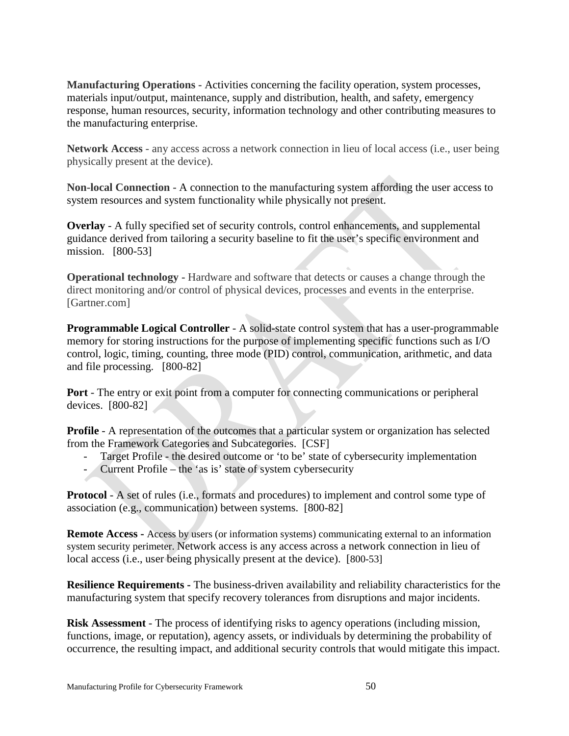**Manufacturing Operations** - Activities concerning the facility operation, system processes, materials input/output, maintenance, supply and distribution, health, and safety, emergency response, human resources, security, information technology and other contributing measures to the manufacturing enterprise.

**Network Access** - any access across a network connection in lieu of local access (i.e., user being physically present at the device).

**Non-local Connection** - A connection to the manufacturing system affording the user access to system resources and system functionality while physically not present.

**Overlay** - A fully specified set of security controls, control enhancements, and supplemental guidance derived from tailoring a security baseline to fit the user's specific environment and mission. [800-53]

**Operational technology** - Hardware and software that detects or causes a change through the direct monitoring and/or control of physical devices, processes and events in the enterprise. [Gartner.com]

**Programmable Logical Controller** - A solid-state control system that has a user-programmable memory for storing instructions for the purpose of implementing specific functions such as I/O control, logic, timing, counting, three mode (PID) control, communication, arithmetic, and data and file processing. [800-82]

**Port** - The entry or exit point from a computer for connecting communications or peripheral devices. [800-82]

**Profile** - A representation of the outcomes that a particular system or organization has selected from the Framework Categories and Subcategories. [CSF]

- Target Profile - the desired outcome or 'to be' state of cybersecurity implementation
- Current Profile – the 'as is' state of system cybersecurity

**Protocol** - A set of rules (i.e., formats and procedures) to implement and control some type of association (e.g., communication) between systems. [800-82]

**Remote Access -** Access by users (or information systems) communicating external to an information system security perimeter. Network access is any access across a network connection in lieu of local access (i.e., user being physically present at the device). [800-53]

**Resilience Requirements -** The business-driven availability and reliability characteristics for the manufacturing system that specify recovery tolerances from disruptions and major incidents.

**Risk Assessment** - The process of identifying risks to agency operations (including mission, functions, image, or reputation), agency assets, or individuals by determining the probability of occurrence, the resulting impact, and additional security controls that would mitigate this impact.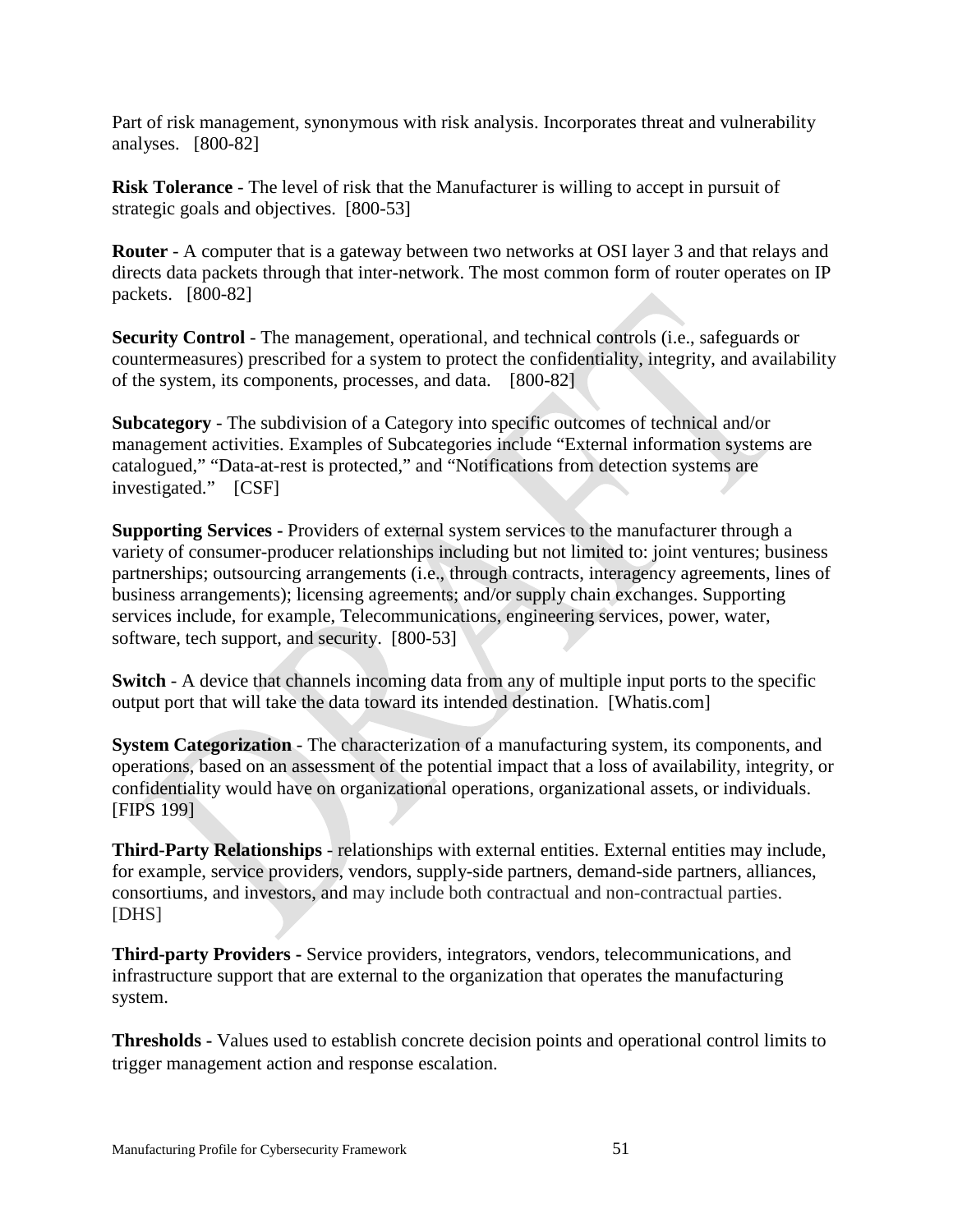Part of risk management, synonymous with risk analysis. Incorporates threat and vulnerability analyses. [800-82]

**Risk Tolerance** - The level of risk that the Manufacturer is willing to accept in pursuit of strategic goals and objectives. [800-53]

**Router** - A computer that is a gateway between two networks at OSI layer 3 and that relays and directs data packets through that inter-network. The most common form of router operates on IP packets. [800-82]

**Security Control** - The management, operational, and technical controls (i.e., safeguards or countermeasures) prescribed for a system to protect the confidentiality, integrity, and availability of the system, its components, processes, and data. [800-82]

**Subcategory** - The subdivision of a Category into specific outcomes of technical and/or management activities. Examples of Subcategories include "External information systems are catalogued," "Data-at-rest is protected," and "Notifications from detection systems are investigated." [CSF]

**Supporting Services -** Providers of external system services to the manufacturer through a variety of consumer-producer relationships including but not limited to: joint ventures; business partnerships; outsourcing arrangements (i.e., through contracts, interagency agreements, lines of business arrangements); licensing agreements; and/or supply chain exchanges. Supporting services include, for example, Telecommunications, engineering services, power, water, software, tech support, and security. [800-53]

**Switch** - A device that channels incoming data from any of multiple input ports to the specific output port that will take the data toward its intended destination. [Whatis.com]

**System Categorization** - The characterization of a manufacturing system, its components, and operations, based on an assessment of the potential impact that a loss of availability, integrity, or confidentiality would have on organizational operations, organizational assets, or individuals. [FIPS 199]

**Third-Party Relationships** - relationships with external entities. External entities may include, for example, service providers, vendors, supply-side partners, demand-side partners, alliances, consortiums, and investors, and may include both contractual and non-contractual parties. [DHS]

**Third-party Providers -** Service providers, integrators, vendors, telecommunications, and infrastructure support that are external to the organization that operates the manufacturing system.

**Thresholds -** Values used to establish concrete decision points and operational control limits to trigger management action and response escalation.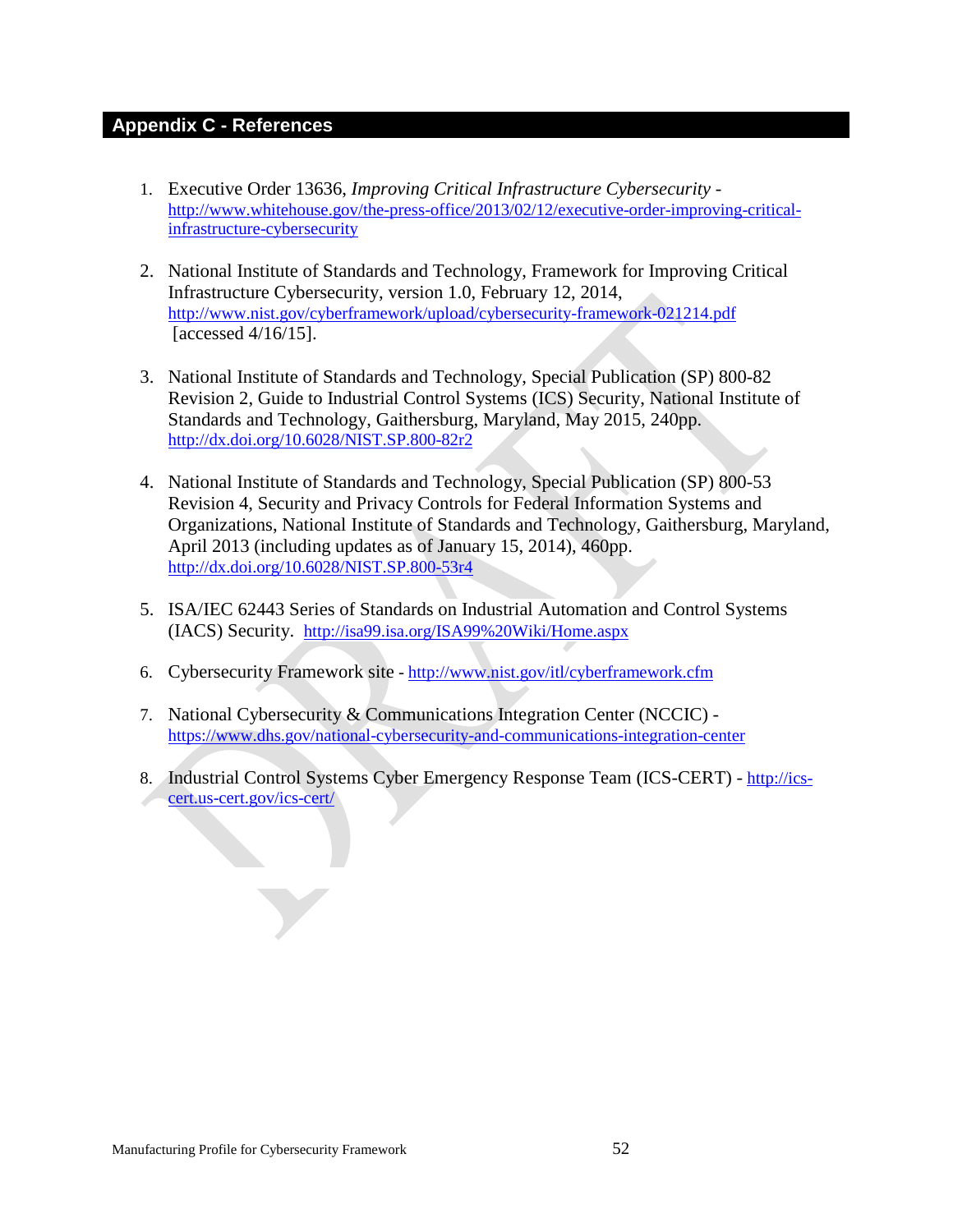## Appendix C - References

1. Executive Order 13636, *Improving Critical Infrastructure Cybersecurity* - http://www.whitehouse.gov/the-press-office/2013/02/12/executive-order-improving-critical-infrastructure-cybersecurity

2. National Institute of Standards and Technology, Framework for Improving Critical Infrastructure Cybersecurity, version 1.0, February 12, 2014, http://www.nist.gov/cyberframework/upload/cybersecurity-framework-021214.pdf [accessed 4/16/15].

3. National Institute of Standards and Technology, Special Publication (SP) 800-82 Revision 2, Guide to Industrial Control Systems (ICS) Security, National Institute of Standards and Technology, Gaithersburg, Maryland, May 2015, 240pp. http://dx.doi.org/10.6028/NIST.SP.800-82r2

4. National Institute of Standards and Technology, Special Publication (SP) 800-53 Revision 4, Security and Privacy Controls for Federal Information Systems and Organizations, National Institute of Standards and Technology, Gaithersburg, Maryland, April 2013 (including updates as of January 15, 2014), 460pp. http://dx.doi.org/10.6028/NIST.SP.800-53r4

5. ISA/IEC 62443 Series of Standards on Industrial Automation and Control Systems (IACS) Security. http://isa99.isa.org/ISA99%20Wiki/Home.aspx

6. Cybersecurity Framework site - http://www.nist.gov/itl/cyberframework.cfm

7. National Cybersecurity & Communications Integration Center (NCCIC) - https://www.dhs.gov/national-cybersecurity-and-communications-integration-center

8. Industrial Control Systems Cyber Emergency Response Team (ICS-CERT) - http://ics-cert.us-cert.gov/ics-cert/